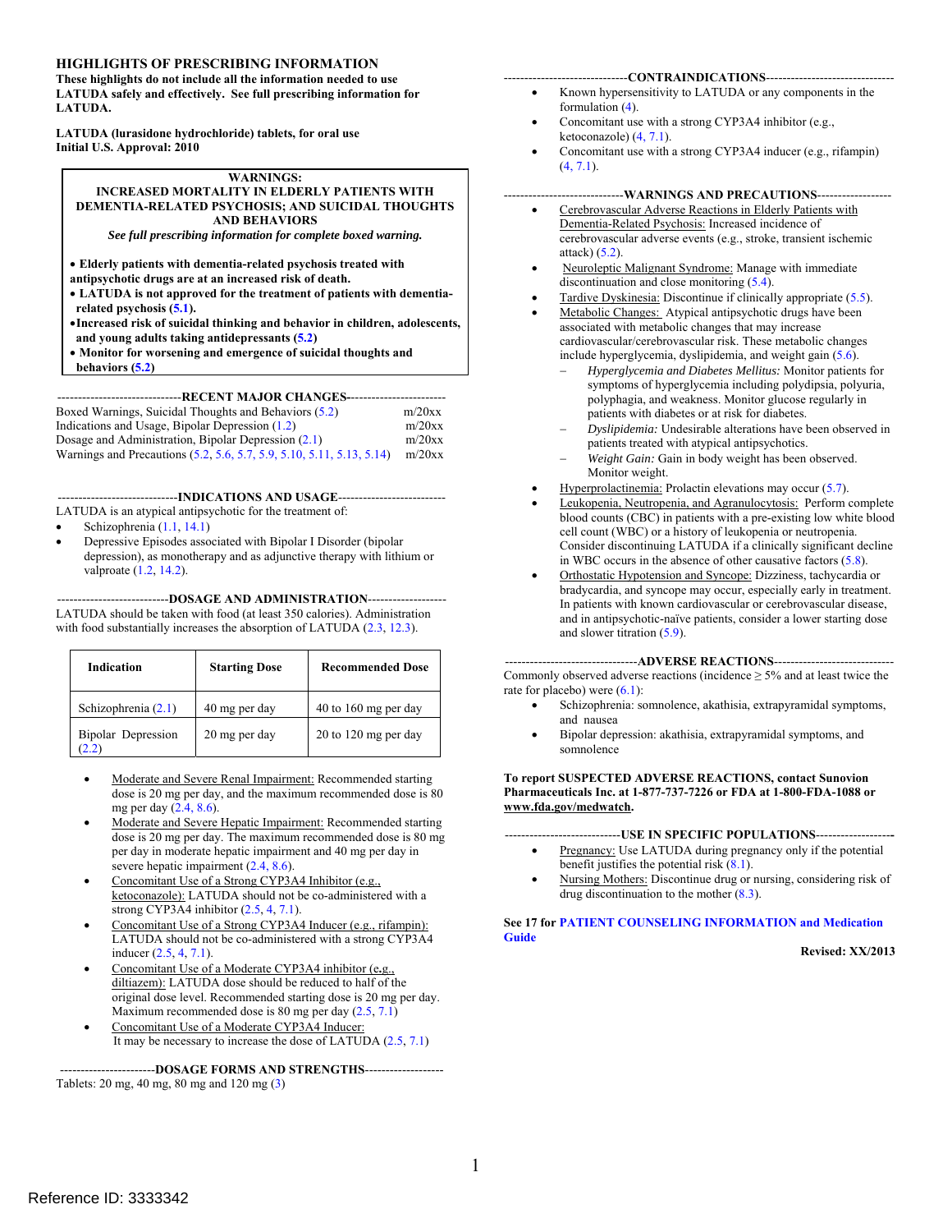# HIGHLIGHTS OF PRESCRIBING INFORMATION

**These highlights do not include all the information needed to use LATUDA safely and effectively. See full prescribing information for LATUDA.**

**LATUDA (lurasidone hydrochloride) tablets, for oral use**
**Initial U.S. Approval: 2010**

> **WARNINGS:**
> **INCREASED MORTALITY IN ELDERLY PATIENTS WITH DEMENTIA-RELATED PSYCHOSIS; AND SUICIDAL THOUGHTS AND BEHAVIORS**
> ***See full prescribing information for complete boxed warning.***
>
> - **Elderly patients with dementia-related psychosis treated with antipsychotic drugs are at an increased risk of death.**
> - **LATUDA is not approved for the treatment of patients with dementia-related psychosis (5.1).**
> - **Increased risk of suicidal thinking and behavior in children, adolescents, and young adults taking antidepressants (5.2)**
> - **Monitor for worsening and emergence of suicidal thoughts and behaviors (5.2)**

## RECENT MAJOR CHANGES

| | |
|---|---|
| Boxed Warnings, Suicidal Thoughts and Behaviors (5.2) | m/20xx |
| Indications and Usage, Bipolar Depression (1.2) | m/20xx |
| Dosage and Administration, Bipolar Depression (2.1) | m/20xx |
| Warnings and Precautions (5.2, 5.6, 5.7, 5.9, 5.10, 5.11, 5.13, 5.14) | m/20xx |

## INDICATIONS AND USAGE

LATUDA is an atypical antipsychotic for the treatment of:

- Schizophrenia (1.1, 14.1)
- Depressive Episodes associated with Bipolar I Disorder (bipolar depression), as monotherapy and as adjunctive therapy with lithium or valproate (1.2, 14.2).

## DOSAGE AND ADMINISTRATION

LATUDA should be taken with food (at least 350 calories). Administration with food substantially increases the absorption of LATUDA (2.3, 12.3).

| Indication | Starting Dose | Recommended Dose |
|---|---|---|
| Schizophrenia (2.1) | 40 mg per day | 40 to 160 mg per day |
| Bipolar Depression (2.2) | 20 mg per day | 20 to 120 mg per day |

- Moderate and Severe Renal Impairment: Recommended starting dose is 20 mg per day, and the maximum recommended dose is 80 mg per day (2.4, 8.6).
- Moderate and Severe Hepatic Impairment: Recommended starting dose is 20 mg per day. The maximum recommended dose is 80 mg per day in moderate hepatic impairment and 40 mg per day in severe hepatic impairment (2.4, 8.6).
- Concomitant Use of a Strong CYP3A4 Inhibitor (e.g., ketoconazole): LATUDA should not be co-administered with a strong CYP3A4 inhibitor (2.5, 4, 7.1).
- Concomitant Use of a Strong CYP3A4 Inducer (e.g., rifampin): LATUDA should not be co-administered with a strong CYP3A4 inducer (2.5, 4, 7.1).
- Concomitant Use of a Moderate CYP3A4 inhibitor (e.g., diltiazem): LATUDA dose should be reduced to half of the original dose level. Recommended starting dose is 20 mg per day. Maximum recommended dose is 80 mg per day (2.5, 7.1)
- Concomitant Use of a Moderate CYP3A4 Inducer: It may be necessary to increase the dose of LATUDA (2.5, 7.1)

## DOSAGE FORMS AND STRENGTHS

Tablets: 20 mg, 40 mg, 80 mg and 120 mg (3)

## CONTRAINDICATIONS

- Known hypersensitivity to LATUDA or any components in the formulation (4).
- Concomitant use with a strong CYP3A4 inhibitor (e.g., ketoconazole) (4, 7.1).
- Concomitant use with a strong CYP3A4 inducer (e.g., rifampin) (4, 7.1).

## WARNINGS AND PRECAUTIONS

- Cerebrovascular Adverse Reactions in Elderly Patients with Dementia-Related Psychosis: Increased incidence of cerebrovascular adverse events (e.g., stroke, transient ischemic attack) (5.2).
- Neuroleptic Malignant Syndrome: Manage with immediate discontinuation and close monitoring (5.4).
- Tardive Dyskinesia: Discontinue if clinically appropriate (5.5).
- Metabolic Changes: Atypical antipsychotic drugs have been associated with metabolic changes that may increase cardiovascular/cerebrovascular risk. These metabolic changes include hyperglycemia, dyslipidemia, and weight gain (5.6).
  - *Hyperglycemia and Diabetes Mellitus:* Monitor patients for symptoms of hyperglycemia including polydipsia, polyuria, polyphagia, and weakness. Monitor glucose regularly in patients with diabetes or at risk for diabetes.
  - *Dyslipidemia:* Undesirable alterations have been observed in patients treated with atypical antipsychotics.
  - *Weight Gain:* Gain in body weight has been observed. Monitor weight.
- Hyperprolactinemia: Prolactin elevations may occur (5.7).
- Leukopenia, Neutropenia, and Agranulocytosis: Perform complete blood counts (CBC) in patients with a pre-existing low white blood cell count (WBC) or a history of leukopenia or neutropenia. Consider discontinuing LATUDA if a clinically significant decline in WBC occurs in the absence of other causative factors (5.8).
- Orthostatic Hypotension and Syncope: Dizziness, tachycardia or bradycardia, and syncope may occur, especially early in treatment. In patients with known cardiovascular or cerebrovascular disease, and in antipsychotic-naïve patients, consider a lower starting dose and slower titration (5.9).

## ADVERSE REACTIONS

Commonly observed adverse reactions (incidence ≥ 5% and at least twice the rate for placebo) were (6.1):

- Schizophrenia: somnolence, akathisia, extrapyramidal symptoms, and nausea
- Bipolar depression: akathisia, extrapyramidal symptoms, and somnolence

**To report SUSPECTED ADVERSE REACTIONS, contact Sunovion Pharmaceuticals Inc. at 1-877-737-7226 or FDA at 1-800-FDA-1088 or www.fda.gov/medwatch.**

## USE IN SPECIFIC POPULATIONS

- Pregnancy: Use LATUDA during pregnancy only if the potential benefit justifies the potential risk (8.1).
- Nursing Mothers: Discontinue drug or nursing, considering risk of drug discontinuation to the mother (8.3).

**See 17 for PATIENT COUNSELING INFORMATION and Medication Guide**

**Revised: XX/2013**

Reference ID: 3333342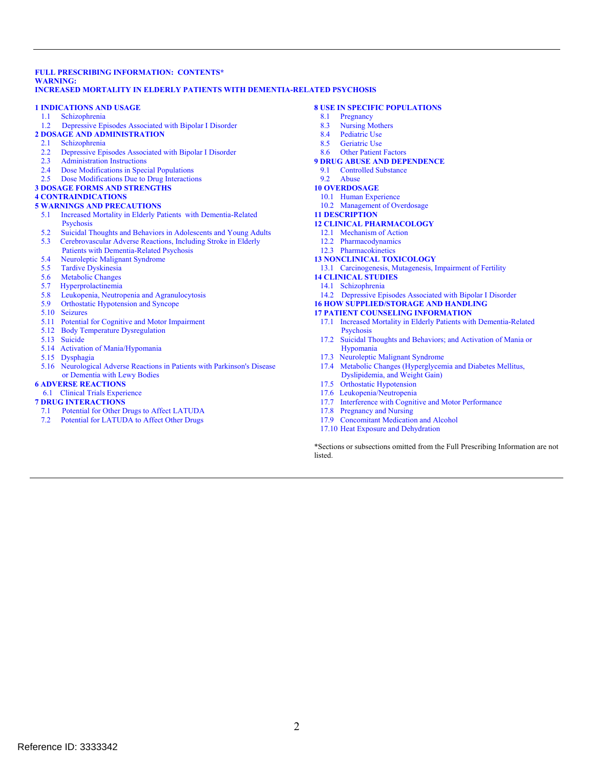**FULL PRESCRIBING INFORMATION: CONTENTS***

**WARNING:**
**INCREASED MORTALITY IN ELDERLY PATIENTS WITH DEMENTIA-RELATED PSYCHOSIS**

**1 INDICATIONS AND USAGE**
- 1.1 Schizophrenia
- 1.2 Depressive Episodes Associated with Bipolar I Disorder

**2 DOSAGE AND ADMINISTRATION**
- 2.1 Schizophrenia
- 2.2 Depressive Episodes Associated with Bipolar I Disorder
- 2.3 Administration Instructions
- 2.4 Dose Modifications in Special Populations
- 2.5 Dose Modifications Due to Drug Interactions

**3 DOSAGE FORMS AND STRENGTHS**

**4 CONTRAINDICATIONS**

**5 WARNINGS AND PRECAUTIONS**
- 5.1 Increased Mortality in Elderly Patients with Dementia-Related Psychosis
- 5.2 Suicidal Thoughts and Behaviors in Adolescents and Young Adults
- 5.3 Cerebrovascular Adverse Reactions, Including Stroke in Elderly Patients with Dementia-Related Psychosis
- 5.4 Neuroleptic Malignant Syndrome
- 5.5 Tardive Dyskinesia
- 5.6 Metabolic Changes
- 5.7 Hyperprolactinemia
- 5.8 Leukopenia, Neutropenia and Agranulocytosis
- 5.9 Orthostatic Hypotension and Syncope
- 5.10 Seizures
- 5.11 Potential for Cognitive and Motor Impairment
- 5.12 Body Temperature Dysregulation
- 5.13 Suicide
- 5.14 Activation of Mania/Hypomania
- 5.15 Dysphagia
- 5.16 Neurological Adverse Reactions in Patients with Parkinson's Disease or Dementia with Lewy Bodies

**6 ADVERSE REACTIONS**
- 6.1 Clinical Trials Experience

**7 DRUG INTERACTIONS**
- 7.1 Potential for Other Drugs to Affect LATUDA
- 7.2 Potential for LATUDA to Affect Other Drugs

**8 USE IN SPECIFIC POPULATIONS**
- 8.1 Pregnancy
- 8.3 Nursing Mothers
- 8.4 Pediatric Use
- 8.5 Geriatric Use
- 8.6 Other Patient Factors

**9 DRUG ABUSE AND DEPENDENCE**
- 9.1 Controlled Substance
- 9.2 Abuse

**10 OVERDOSAGE**
- 10.1 Human Experience
- 10.2 Management of Overdosage

**11 DESCRIPTION**

**12 CLINICAL PHARMACOLOGY**
- 12.1 Mechanism of Action
- 12.2 Pharmacodynamics
- 12.3 Pharmacokinetics

**13 NONCLINICAL TOXICOLOGY**
- 13.1 Carcinogenesis, Mutagenesis, Impairment of Fertility

**14 CLINICAL STUDIES**
- 14.1 Schizophrenia
- 14.2 Depressive Episodes Associated with Bipolar I Disorder

**16 HOW SUPPLIED/STORAGE AND HANDLING**

**17 PATIENT COUNSELING INFORMATION**
- 17.1 Increased Mortality in Elderly Patients with Dementia-Related Psychosis
- 17.2 Suicidal Thoughts and Behaviors; and Activation of Mania or Hypomania
- 17.3 Neuroleptic Malignant Syndrome
- 17.4 Metabolic Changes (Hyperglycemia and Diabetes Mellitus, Dyslipidemia, and Weight Gain)
- 17.5 Orthostatic Hypotension
- 17.6 Leukopenia/Neutropenia
- 17.7 Interference with Cognitive and Motor Performance
- 17.8 Pregnancy and Nursing
- 17.9 Concomitant Medication and Alcohol
- 17.10 Heat Exposure and Dehydration

*Sections or subsections omitted from the Full Prescribing Information are not listed.

Reference ID: 3333342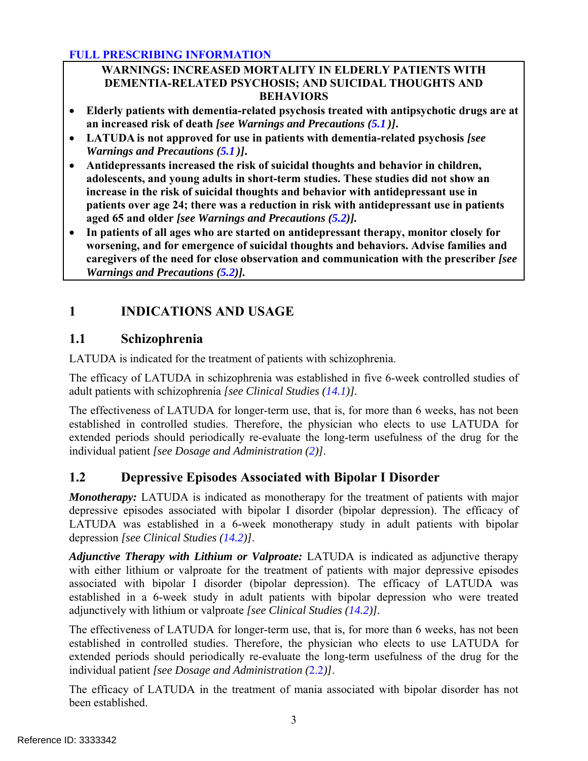## FULL PRESCRIBING INFORMATION

**WARNINGS: INCREASED MORTALITY IN ELDERLY PATIENTS WITH DEMENTIA-RELATED PSYCHOSIS; AND SUICIDAL THOUGHTS AND BEHAVIORS**

- **Elderly patients with dementia-related psychosis treated with antipsychotic drugs are at an increased risk of death *[see Warnings and Precautions (5.1)]*.**
- **LATUDA is not approved for use in patients with dementia-related psychosis *[see Warnings and Precautions (5.1)]*.**
- **Antidepressants increased the risk of suicidal thoughts and behavior in children, adolescents, and young adults in short-term studies. These studies did not show an increase in the risk of suicidal thoughts and behavior with antidepressant use in patients over age 24; there was a reduction in risk with antidepressant use in patients aged 65 and older *[see Warnings and Precautions (5.2)]*.**
- **In patients of all ages who are started on antidepressant therapy, monitor closely for worsening, and for emergence of suicidal thoughts and behaviors. Advise families and caregivers of the need for close observation and communication with the prescriber *[see Warnings and Precautions (5.2)]*.**

# 1 INDICATIONS AND USAGE

## 1.1 Schizophrenia

LATUDA is indicated for the treatment of patients with schizophrenia.

The efficacy of LATUDA in schizophrenia was established in five 6-week controlled studies of adult patients with schizophrenia *[see Clinical Studies (14.1)]*.

The effectiveness of LATUDA for longer-term use, that is, for more than 6 weeks, has not been established in controlled studies. Therefore, the physician who elects to use LATUDA for extended periods should periodically re-evaluate the long-term usefulness of the drug for the individual patient *[see Dosage and Administration (2)]*.

## 1.2 Depressive Episodes Associated with Bipolar I Disorder

***Monotherapy:*** LATUDA is indicated as monotherapy for the treatment of patients with major depressive episodes associated with bipolar I disorder (bipolar depression). The efficacy of LATUDA was established in a 6-week monotherapy study in adult patients with bipolar depression *[see Clinical Studies (14.2)]*.

***Adjunctive Therapy with Lithium or Valproate:*** LATUDA is indicated as adjunctive therapy with either lithium or valproate for the treatment of patients with major depressive episodes associated with bipolar I disorder (bipolar depression). The efficacy of LATUDA was established in a 6-week study in adult patients with bipolar depression who were treated adjunctively with lithium or valproate *[see Clinical Studies (14.2)]*.

The effectiveness of LATUDA for longer-term use, that is, for more than 6 weeks, has not been established in controlled studies. Therefore, the physician who elects to use LATUDA for extended periods should periodically re-evaluate the long-term usefulness of the drug for the individual patient *[see Dosage and Administration (2.2)]*.

The efficacy of LATUDA in the treatment of mania associated with bipolar disorder has not been established.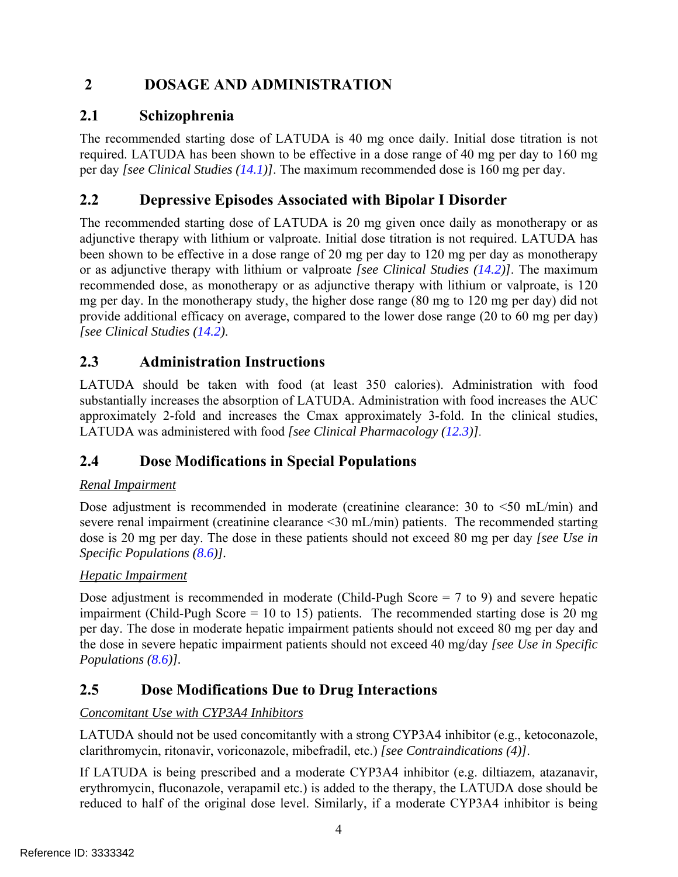# 2 DOSAGE AND ADMINISTRATION

## 2.1 Schizophrenia

The recommended starting dose of LATUDA is 40 mg once daily. Initial dose titration is not required. LATUDA has been shown to be effective in a dose range of 40 mg per day to 160 mg per day *[see Clinical Studies (14.1)]*. The maximum recommended dose is 160 mg per day.

## 2.2 Depressive Episodes Associated with Bipolar I Disorder

The recommended starting dose of LATUDA is 20 mg given once daily as monotherapy or as adjunctive therapy with lithium or valproate. Initial dose titration is not required. LATUDA has been shown to be effective in a dose range of 20 mg per day to 120 mg per day as monotherapy or as adjunctive therapy with lithium or valproate *[see Clinical Studies (14.2)]*. The maximum recommended dose, as monotherapy or as adjunctive therapy with lithium or valproate, is 120 mg per day. In the monotherapy study, the higher dose range (80 mg to 120 mg per day) did not provide additional efficacy on average, compared to the lower dose range (20 to 60 mg per day) *[see Clinical Studies (14.2)*.

## 2.3 Administration Instructions

LATUDA should be taken with food (at least 350 calories). Administration with food substantially increases the absorption of LATUDA. Administration with food increases the AUC approximately 2-fold and increases the Cmax approximately 3-fold. In the clinical studies, LATUDA was administered with food *[see Clinical Pharmacology (12.3)]*.

## 2.4 Dose Modifications in Special Populations

*Renal Impairment*

Dose adjustment is recommended in moderate (creatinine clearance: 30 to <50 mL/min) and severe renal impairment (creatinine clearance <30 mL/min) patients. The recommended starting dose is 20 mg per day. The dose in these patients should not exceed 80 mg per day *[see Use in Specific Populations (8.6)]*.

*Hepatic Impairment*

Dose adjustment is recommended in moderate (Child-Pugh Score = 7 to 9) and severe hepatic impairment (Child-Pugh Score = 10 to 15) patients. The recommended starting dose is 20 mg per day. The dose in moderate hepatic impairment patients should not exceed 80 mg per day and the dose in severe hepatic impairment patients should not exceed 40 mg/day *[see Use in Specific Populations (8.6)]*.

## 2.5 Dose Modifications Due to Drug Interactions

*Concomitant Use with CYP3A4 Inhibitors*

LATUDA should not be used concomitantly with a strong CYP3A4 inhibitor (e.g., ketoconazole, clarithromycin, ritonavir, voriconazole, mibefradil, etc.) *[see Contraindications (4)]*.

If LATUDA is being prescribed and a moderate CYP3A4 inhibitor (e.g. diltiazem, atazanavir, erythromycin, fluconazole, verapamil etc.) is added to the therapy, the LATUDA dose should be reduced to half of the original dose level. Similarly, if a moderate CYP3A4 inhibitor is being

Reference ID: 3333342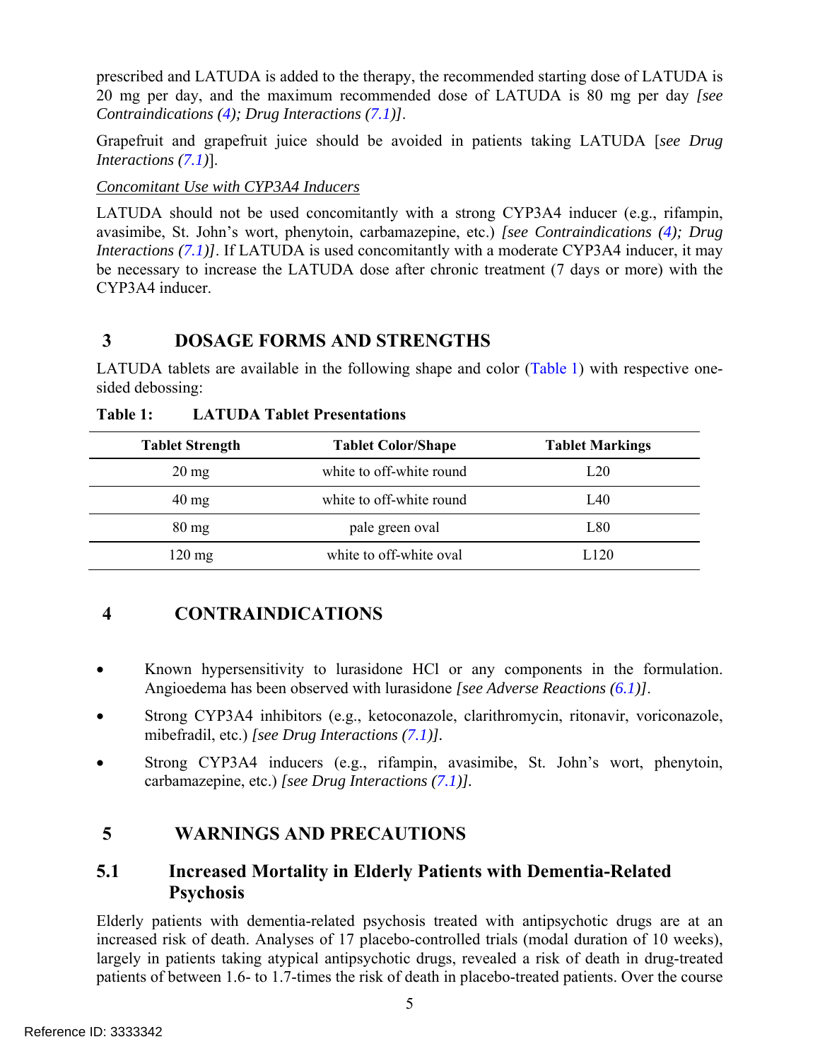prescribed and LATUDA is added to the therapy, the recommended starting dose of LATUDA is 20 mg per day, and the maximum recommended dose of LATUDA is 80 mg per day *[see Contraindications (4); Drug Interactions (7.1)]*.

Grapefruit and grapefruit juice should be avoided in patients taking LATUDA [*see Drug Interactions (7.1)*].

<u>*Concomitant Use with CYP3A4 Inducers*</u>

LATUDA should not be used concomitantly with a strong CYP3A4 inducer (e.g., rifampin, avasimibe, St. John's wort, phenytoin, carbamazepine, etc.) *[see Contraindications (4); Drug Interactions (7.1)]*. If LATUDA is used concomitantly with a moderate CYP3A4 inducer, it may be necessary to increase the LATUDA dose after chronic treatment (7 days or more) with the CYP3A4 inducer.

# 3 DOSAGE FORMS AND STRENGTHS

LATUDA tablets are available in the following shape and color (Table 1) with respective one-sided debossing:

**Table 1: LATUDA Tablet Presentations**

| Tablet Strength | Tablet Color/Shape | Tablet Markings |
|---|---|---|
| 20 mg | white to off-white round | L20 |
| 40 mg | white to off-white round | L40 |
| 80 mg | pale green oval | L80 |
| 120 mg | white to off-white oval | L120 |

# 4 CONTRAINDICATIONS

- Known hypersensitivity to lurasidone HCl or any components in the formulation. Angioedema has been observed with lurasidone *[see Adverse Reactions (6.1)]*.
- Strong CYP3A4 inhibitors (e.g., ketoconazole, clarithromycin, ritonavir, voriconazole, mibefradil, etc.) *[see Drug Interactions (7.1)]*.
- Strong CYP3A4 inducers (e.g., rifampin, avasimibe, St. John's wort, phenytoin, carbamazepine, etc.) *[see Drug Interactions (7.1)]*.

# 5 WARNINGS AND PRECAUTIONS

## 5.1 Increased Mortality in Elderly Patients with Dementia-Related Psychosis

Elderly patients with dementia-related psychosis treated with antipsychotic drugs are at an increased risk of death. Analyses of 17 placebo-controlled trials (modal duration of 10 weeks), largely in patients taking atypical antipsychotic drugs, revealed a risk of death in drug-treated patients of between 1.6- to 1.7-times the risk of death in placebo-treated patients. Over the course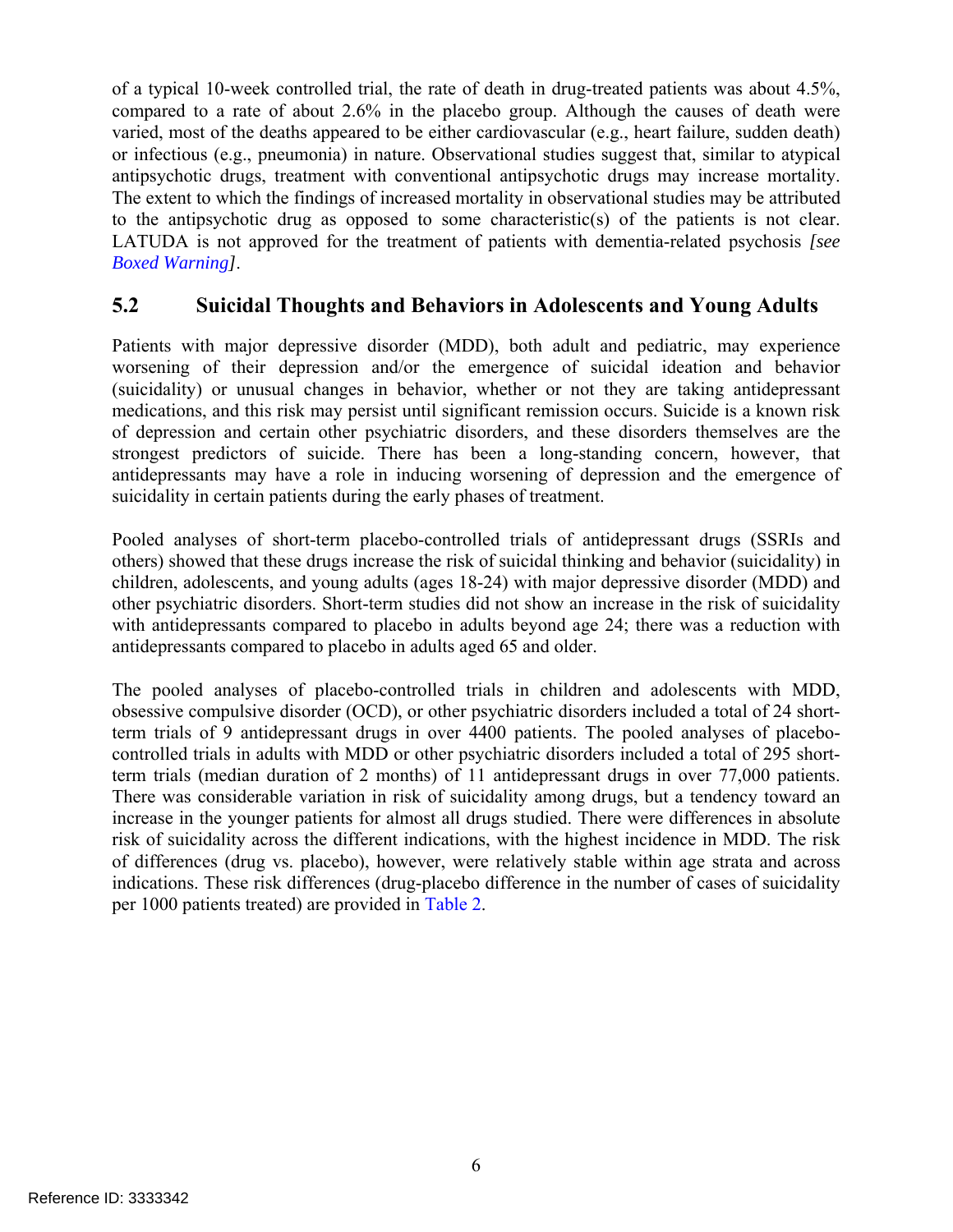of a typical 10-week controlled trial, the rate of death in drug-treated patients was about 4.5%, compared to a rate of about 2.6% in the placebo group. Although the causes of death were varied, most of the deaths appeared to be either cardiovascular (e.g., heart failure, sudden death) or infectious (e.g., pneumonia) in nature. Observational studies suggest that, similar to atypical antipsychotic drugs, treatment with conventional antipsychotic drugs may increase mortality. The extent to which the findings of increased mortality in observational studies may be attributed to the antipsychotic drug as opposed to some characteristic(s) of the patients is not clear. LATUDA is not approved for the treatment of patients with dementia-related psychosis *[see Boxed Warning]*.

## 5.2 Suicidal Thoughts and Behaviors in Adolescents and Young Adults

Patients with major depressive disorder (MDD), both adult and pediatric, may experience worsening of their depression and/or the emergence of suicidal ideation and behavior (suicidality) or unusual changes in behavior, whether or not they are taking antidepressant medications, and this risk may persist until significant remission occurs. Suicide is a known risk of depression and certain other psychiatric disorders, and these disorders themselves are the strongest predictors of suicide. There has been a long-standing concern, however, that antidepressants may have a role in inducing worsening of depression and the emergence of suicidality in certain patients during the early phases of treatment.

Pooled analyses of short-term placebo-controlled trials of antidepressant drugs (SSRIs and others) showed that these drugs increase the risk of suicidal thinking and behavior (suicidality) in children, adolescents, and young adults (ages 18-24) with major depressive disorder (MDD) and other psychiatric disorders. Short-term studies did not show an increase in the risk of suicidality with antidepressants compared to placebo in adults beyond age 24; there was a reduction with antidepressants compared to placebo in adults aged 65 and older.

The pooled analyses of placebo-controlled trials in children and adolescents with MDD, obsessive compulsive disorder (OCD), or other psychiatric disorders included a total of 24 short-term trials of 9 antidepressant drugs in over 4400 patients. The pooled analyses of placebo-controlled trials in adults with MDD or other psychiatric disorders included a total of 295 short-term trials (median duration of 2 months) of 11 antidepressant drugs in over 77,000 patients. There was considerable variation in risk of suicidality among drugs, but a tendency toward an increase in the younger patients for almost all drugs studied. There were differences in absolute risk of suicidality across the different indications, with the highest incidence in MDD. The risk of differences (drug vs. placebo), however, were relatively stable within age strata and across indications. These risk differences (drug-placebo difference in the number of cases of suicidality per 1000 patients treated) are provided in Table 2.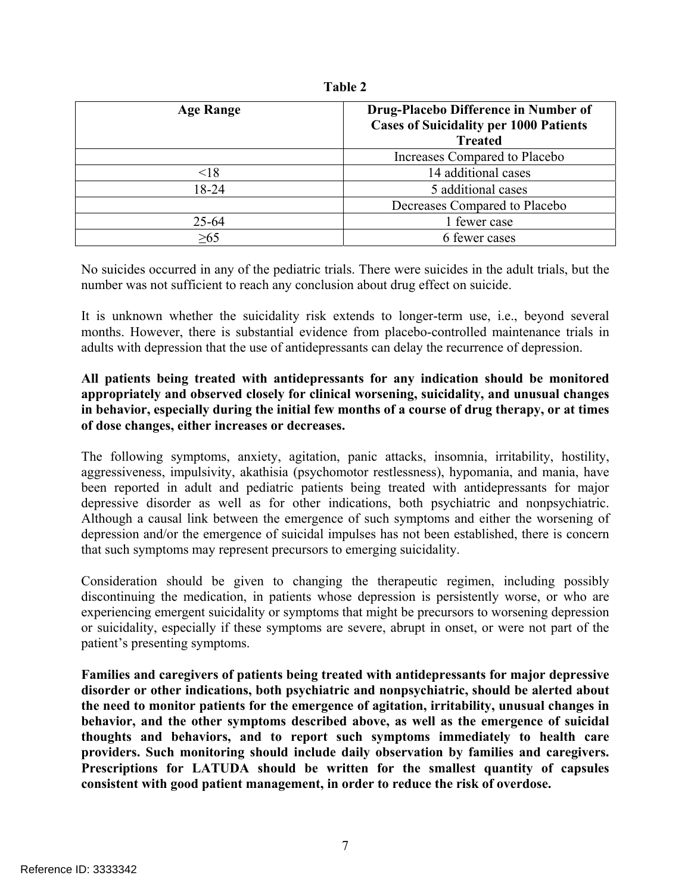**Table 2**

| Age Range | Drug-Placebo Difference in Number of Cases of Suicidality per 1000 Patients Treated |
|---|---|
| | Increases Compared to Placebo |
| <18 | 14 additional cases |
| 18-24 | 5 additional cases |
| | Decreases Compared to Placebo |
| 25-64 | 1 fewer case |
| ≥65 | 6 fewer cases |

No suicides occurred in any of the pediatric trials. There were suicides in the adult trials, but the number was not sufficient to reach any conclusion about drug effect on suicide.

It is unknown whether the suicidality risk extends to longer-term use, i.e., beyond several months. However, there is substantial evidence from placebo-controlled maintenance trials in adults with depression that the use of antidepressants can delay the recurrence of depression.

**All patients being treated with antidepressants for any indication should be monitored appropriately and observed closely for clinical worsening, suicidality, and unusual changes in behavior, especially during the initial few months of a course of drug therapy, or at times of dose changes, either increases or decreases.**

The following symptoms, anxiety, agitation, panic attacks, insomnia, irritability, hostility, aggressiveness, impulsivity, akathisia (psychomotor restlessness), hypomania, and mania, have been reported in adult and pediatric patients being treated with antidepressants for major depressive disorder as well as for other indications, both psychiatric and nonpsychiatric. Although a causal link between the emergence of such symptoms and either the worsening of depression and/or the emergence of suicidal impulses has not been established, there is concern that such symptoms may represent precursors to emerging suicidality.

Consideration should be given to changing the therapeutic regimen, including possibly discontinuing the medication, in patients whose depression is persistently worse, or who are experiencing emergent suicidality or symptoms that might be precursors to worsening depression or suicidality, especially if these symptoms are severe, abrupt in onset, or were not part of the patient's presenting symptoms.

**Families and caregivers of patients being treated with antidepressants for major depressive disorder or other indications, both psychiatric and nonpsychiatric, should be alerted about the need to monitor patients for the emergence of agitation, irritability, unusual changes in behavior, and the other symptoms described above, as well as the emergence of suicidal thoughts and behaviors, and to report such symptoms immediately to health care providers. Such monitoring should include daily observation by families and caregivers. Prescriptions for LATUDA should be written for the smallest quantity of capsules consistent with good patient management, in order to reduce the risk of overdose.**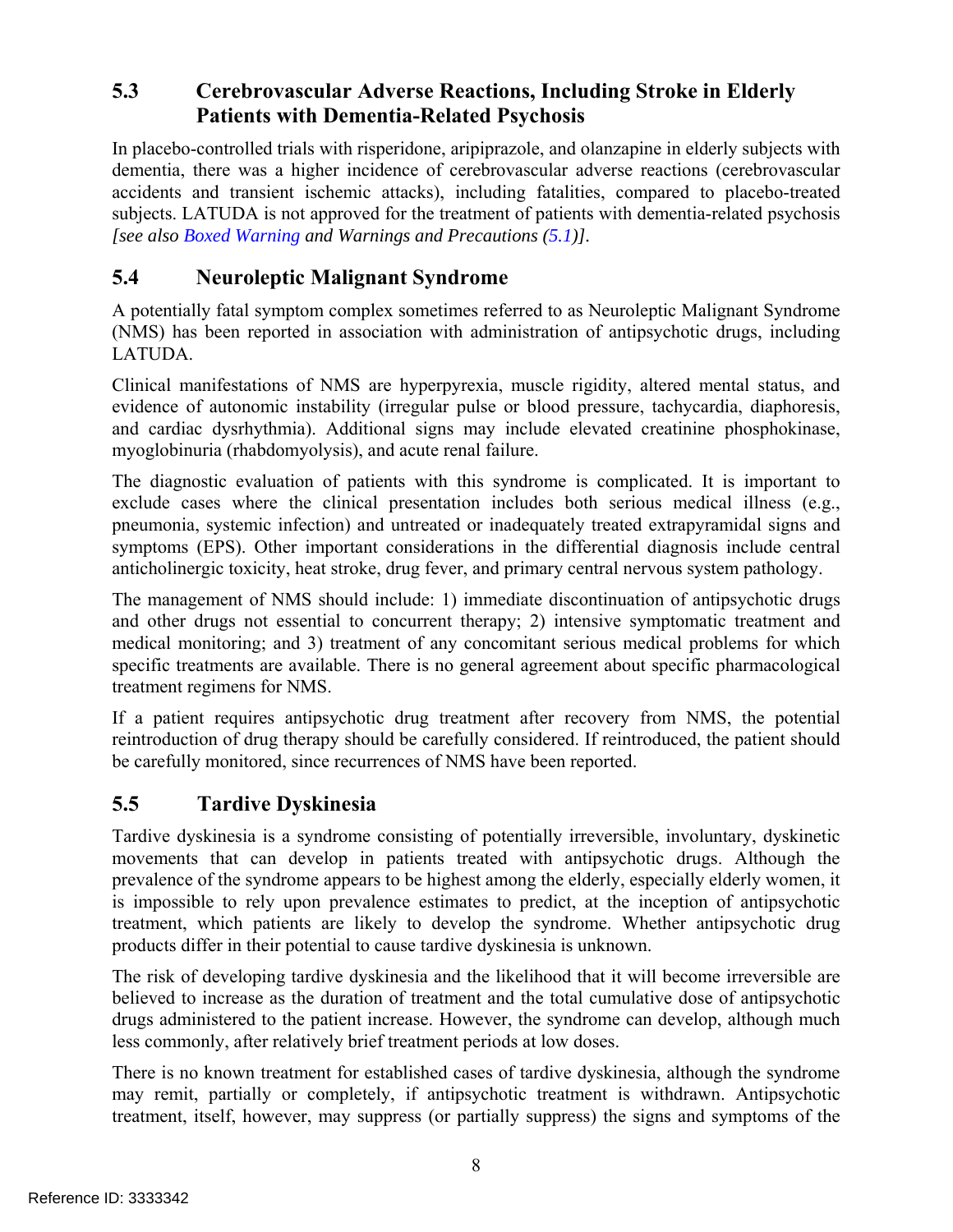## 5.3 Cerebrovascular Adverse Reactions, Including Stroke in Elderly Patients with Dementia-Related Psychosis

In placebo-controlled trials with risperidone, aripiprazole, and olanzapine in elderly subjects with dementia, there was a higher incidence of cerebrovascular adverse reactions (cerebrovascular accidents and transient ischemic attacks), including fatalities, compared to placebo-treated subjects. LATUDA is not approved for the treatment of patients with dementia-related psychosis *[see also Boxed Warning and Warnings and Precautions (5.1)].*

## 5.4 Neuroleptic Malignant Syndrome

A potentially fatal symptom complex sometimes referred to as Neuroleptic Malignant Syndrome (NMS) has been reported in association with administration of antipsychotic drugs, including LATUDA.

Clinical manifestations of NMS are hyperpyrexia, muscle rigidity, altered mental status, and evidence of autonomic instability (irregular pulse or blood pressure, tachycardia, diaphoresis, and cardiac dysrhythmia). Additional signs may include elevated creatinine phosphokinase, myoglobinuria (rhabdomyolysis), and acute renal failure.

The diagnostic evaluation of patients with this syndrome is complicated. It is important to exclude cases where the clinical presentation includes both serious medical illness (e.g., pneumonia, systemic infection) and untreated or inadequately treated extrapyramidal signs and symptoms (EPS). Other important considerations in the differential diagnosis include central anticholinergic toxicity, heat stroke, drug fever, and primary central nervous system pathology.

The management of NMS should include: 1) immediate discontinuation of antipsychotic drugs and other drugs not essential to concurrent therapy; 2) intensive symptomatic treatment and medical monitoring; and 3) treatment of any concomitant serious medical problems for which specific treatments are available. There is no general agreement about specific pharmacological treatment regimens for NMS.

If a patient requires antipsychotic drug treatment after recovery from NMS, the potential reintroduction of drug therapy should be carefully considered. If reintroduced, the patient should be carefully monitored, since recurrences of NMS have been reported.

## 5.5 Tardive Dyskinesia

Tardive dyskinesia is a syndrome consisting of potentially irreversible, involuntary, dyskinetic movements that can develop in patients treated with antipsychotic drugs. Although the prevalence of the syndrome appears to be highest among the elderly, especially elderly women, it is impossible to rely upon prevalence estimates to predict, at the inception of antipsychotic treatment, which patients are likely to develop the syndrome. Whether antipsychotic drug products differ in their potential to cause tardive dyskinesia is unknown.

The risk of developing tardive dyskinesia and the likelihood that it will become irreversible are believed to increase as the duration of treatment and the total cumulative dose of antipsychotic drugs administered to the patient increase. However, the syndrome can develop, although much less commonly, after relatively brief treatment periods at low doses.

There is no known treatment for established cases of tardive dyskinesia, although the syndrome may remit, partially or completely, if antipsychotic treatment is withdrawn. Antipsychotic treatment, itself, however, may suppress (or partially suppress) the signs and symptoms of the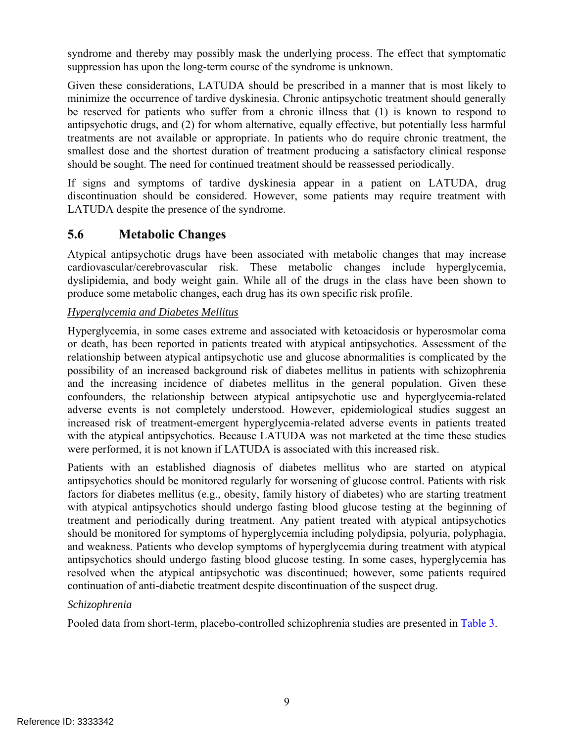syndrome and thereby may possibly mask the underlying process. The effect that symptomatic suppression has upon the long-term course of the syndrome is unknown.

Given these considerations, LATUDA should be prescribed in a manner that is most likely to minimize the occurrence of tardive dyskinesia. Chronic antipsychotic treatment should generally be reserved for patients who suffer from a chronic illness that (1) is known to respond to antipsychotic drugs, and (2) for whom alternative, equally effective, but potentially less harmful treatments are not available or appropriate. In patients who do require chronic treatment, the smallest dose and the shortest duration of treatment producing a satisfactory clinical response should be sought. The need for continued treatment should be reassessed periodically.

If signs and symptoms of tardive dyskinesia appear in a patient on LATUDA, drug discontinuation should be considered. However, some patients may require treatment with LATUDA despite the presence of the syndrome.

## 5.6 Metabolic Changes

Atypical antipsychotic drugs have been associated with metabolic changes that may increase cardiovascular/cerebrovascular risk. These metabolic changes include hyperglycemia, dyslipidemia, and body weight gain. While all of the drugs in the class have been shown to produce some metabolic changes, each drug has its own specific risk profile.

*Hyperglycemia and Diabetes Mellitus*

Hyperglycemia, in some cases extreme and associated with ketoacidosis or hyperosmolar coma or death, has been reported in patients treated with atypical antipsychotics. Assessment of the relationship between atypical antipsychotic use and glucose abnormalities is complicated by the possibility of an increased background risk of diabetes mellitus in patients with schizophrenia and the increasing incidence of diabetes mellitus in the general population. Given these confounders, the relationship between atypical antipsychotic use and hyperglycemia-related adverse events is not completely understood. However, epidemiological studies suggest an increased risk of treatment-emergent hyperglycemia-related adverse events in patients treated with the atypical antipsychotics. Because LATUDA was not marketed at the time these studies were performed, it is not known if LATUDA is associated with this increased risk.

Patients with an established diagnosis of diabetes mellitus who are started on atypical antipsychotics should be monitored regularly for worsening of glucose control. Patients with risk factors for diabetes mellitus (e.g., obesity, family history of diabetes) who are starting treatment with atypical antipsychotics should undergo fasting blood glucose testing at the beginning of treatment and periodically during treatment. Any patient treated with atypical antipsychotics should be monitored for symptoms of hyperglycemia including polydipsia, polyuria, polyphagia, and weakness. Patients who develop symptoms of hyperglycemia during treatment with atypical antipsychotics should undergo fasting blood glucose testing. In some cases, hyperglycemia has resolved when the atypical antipsychotic was discontinued; however, some patients required continuation of anti-diabetic treatment despite discontinuation of the suspect drug.

*Schizophrenia*

Pooled data from short-term, placebo-controlled schizophrenia studies are presented in Table 3.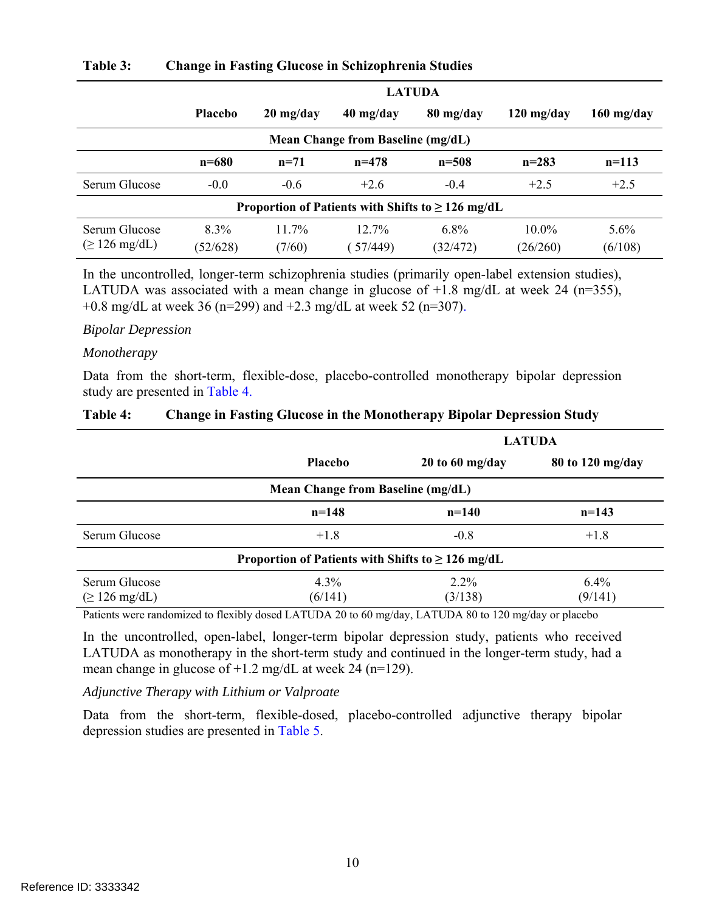**Table 3: Change in Fasting Glucose in Schizophrenia Studies**

| | | LATUDA | | | | |
|---|---|---|---|---|---|---|
| | **Placebo** | **20 mg/day** | **40 mg/day** | **80 mg/day** | **120 mg/day** | **160 mg/day** |
| **Mean Change from Baseline (mg/dL)** | | | | | | |
| | **n=680** | **n=71** | **n=478** | **n=508** | **n=283** | **n=113** |
| Serum Glucose | -0.0 | -0.6 | +2.6 | -0.4 | +2.5 | +2.5 |
| **Proportion of Patients with Shifts to ≥ 126 mg/dL** | | | | | | |
| Serum Glucose (≥ 126 mg/dL) | 8.3% (52/628) | 11.7% (7/60) | 12.7% ( 57/449) | 6.8% (32/472) | 10.0% (26/260) | 5.6% (6/108) |

In the uncontrolled, longer-term schizophrenia studies (primarily open-label extension studies), LATUDA was associated with a mean change in glucose of +1.8 mg/dL at week 24 (n=355), +0.8 mg/dL at week 36 (n=299) and +2.3 mg/dL at week 52 (n=307).

*Bipolar Depression*

*Monotherapy*

Data from the short-term, flexible-dose, placebo-controlled monotherapy bipolar depression study are presented in Table 4.

**Table 4: Change in Fasting Glucose in the Monotherapy Bipolar Depression Study**

| | | LATUDA | |
|---|---|---|---|
| | **Placebo** | **20 to 60 mg/day** | **80 to 120 mg/day** |
| **Mean Change from Baseline (mg/dL)** | | | |
| | **n=148** | **n=140** | **n=143** |
| Serum Glucose | +1.8 | -0.8 | +1.8 |
| **Proportion of Patients with Shifts to ≥ 126 mg/dL** | | | |
| Serum Glucose (≥ 126 mg/dL) | 4.3% (6/141) | 2.2% (3/138) | 6.4% (9/141) |

Patients were randomized to flexibly dosed LATUDA 20 to 60 mg/day, LATUDA 80 to 120 mg/day or placebo

In the uncontrolled, open-label, longer-term bipolar depression study, patients who received LATUDA as monotherapy in the short-term study and continued in the longer-term study, had a mean change in glucose of +1.2 mg/dL at week 24 (n=129).

*Adjunctive Therapy with Lithium or Valproate*

Data from the short-term, flexible-dosed, placebo-controlled adjunctive therapy bipolar depression studies are presented in Table 5.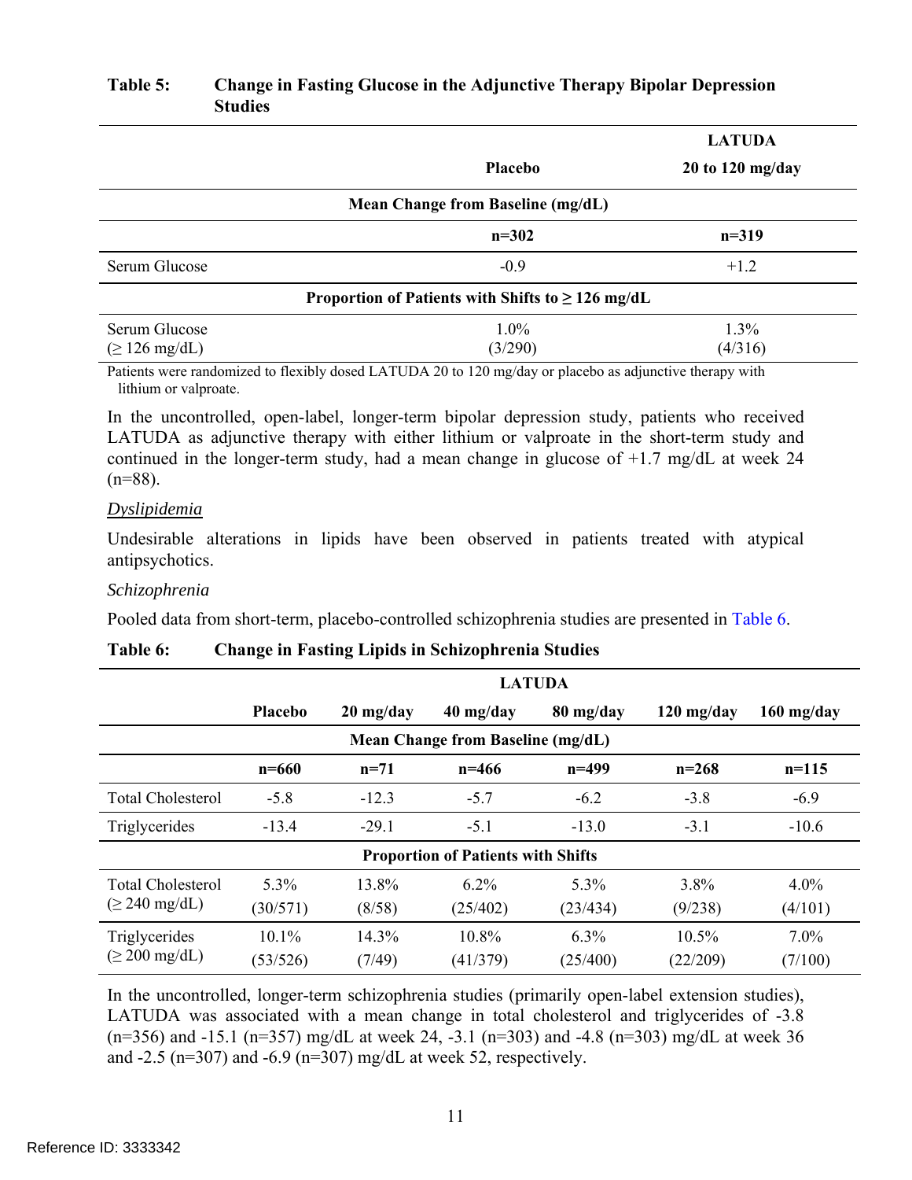**Table 5: Change in Fasting Glucose in the Adjunctive Therapy Bipolar Depression Studies**

| | Placebo | LATUDA 20 to 120 mg/day |
|---|---|---|
| **Mean Change from Baseline (mg/dL)** | | |
| | **n=302** | **n=319** |
| Serum Glucose | -0.9 | +1.2 |
| **Proportion of Patients with Shifts to ≥ 126 mg/dL** | | |
| Serum Glucose (≥ 126 mg/dL) | 1.0% (3/290) | 1.3% (4/316) |

Patients were randomized to flexibly dosed LATUDA 20 to 120 mg/day or placebo as adjunctive therapy with lithium or valproate.

In the uncontrolled, open-label, longer-term bipolar depression study, patients who received LATUDA as adjunctive therapy with either lithium or valproate in the short-term study and continued in the longer-term study, had a mean change in glucose of +1.7 mg/dL at week 24 (n=88).

*Dyslipidemia*

Undesirable alterations in lipids have been observed in patients treated with atypical antipsychotics.

*Schizophrenia*

Pooled data from short-term, placebo-controlled schizophrenia studies are presented in Table 6.

**Table 6: Change in Fasting Lipids in Schizophrenia Studies**

| | | LATUDA | | | | |
|---|---|---|---|---|---|---|
| | **Placebo** | **20 mg/day** | **40 mg/day** | **80 mg/day** | **120 mg/day** | **160 mg/day** |
| **Mean Change from Baseline (mg/dL)** | | | | | | |
| | **n=660** | **n=71** | **n=466** | **n=499** | **n=268** | **n=115** |
| Total Cholesterol | -5.8 | -12.3 | -5.7 | -6.2 | -3.8 | -6.9 |
| Triglycerides | -13.4 | -29.1 | -5.1 | -13.0 | -3.1 | -10.6 |
| **Proportion of Patients with Shifts** | | | | | | |
| Total Cholesterol (≥ 240 mg/dL) | 5.3% (30/571) | 13.8% (8/58) | 6.2% (25/402) | 5.3% (23/434) | 3.8% (9/238) | 4.0% (4/101) |
| Triglycerides (≥ 200 mg/dL) | 10.1% (53/526) | 14.3% (7/49) | 10.8% (41/379) | 6.3% (25/400) | 10.5% (22/209) | 7.0% (7/100) |

In the uncontrolled, longer-term schizophrenia studies (primarily open-label extension studies), LATUDA was associated with a mean change in total cholesterol and triglycerides of -3.8 (n=356) and -15.1 (n=357) mg/dL at week 24, -3.1 (n=303) and -4.8 (n=303) mg/dL at week 36 and -2.5 (n=307) and -6.9 (n=307) mg/dL at week 52, respectively.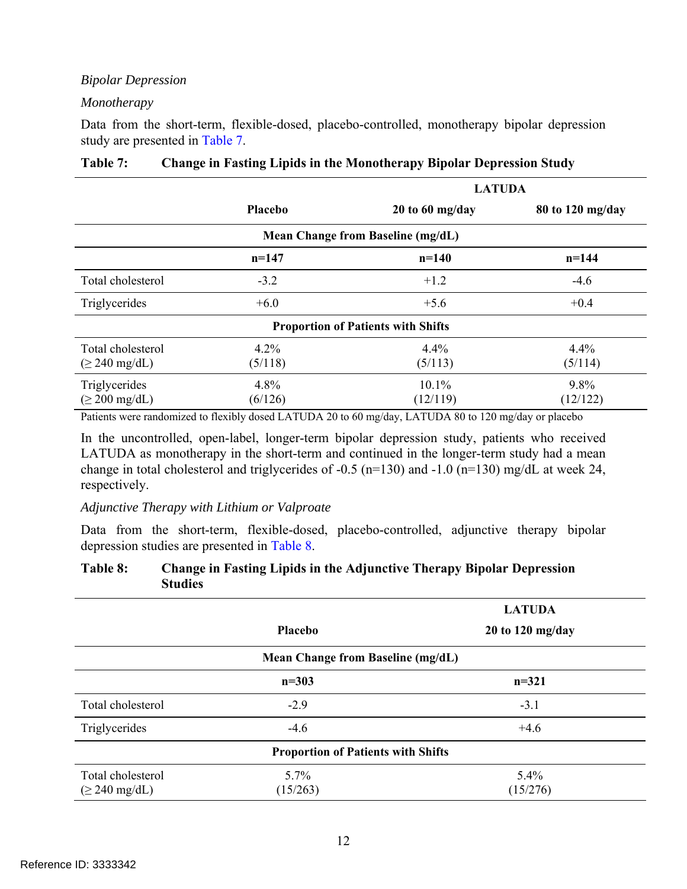*Bipolar Depression*

*Monotherapy*

Data from the short-term, flexible-dosed, placebo-controlled, monotherapy bipolar depression study are presented in Table 7.

**Table 7: Change in Fasting Lipids in the Monotherapy Bipolar Depression Study**

| | | LATUDA | |
|---|---|---|---|
| | **Placebo** | **20 to 60 mg/day** | **80 to 120 mg/day** |
| **Mean Change from Baseline (mg/dL)** | | | |
| | **n=147** | **n=140** | **n=144** |
| Total cholesterol | -3.2 | +1.2 | -4.6 |
| Triglycerides | +6.0 | +5.6 | +0.4 |
| **Proportion of Patients with Shifts** | | | |
| Total cholesterol (≥ 240 mg/dL) | 4.2% (5/118) | 4.4% (5/113) | 4.4% (5/114) |
| Triglycerides (≥ 200 mg/dL) | 4.8% (6/126) | 10.1% (12/119) | 9.8% (12/122) |

Patients were randomized to flexibly dosed LATUDA 20 to 60 mg/day, LATUDA 80 to 120 mg/day or placebo

In the uncontrolled, open-label, longer-term bipolar depression study, patients who received LATUDA as monotherapy in the short-term and continued in the longer-term study had a mean change in total cholesterol and triglycerides of -0.5 (n=130) and -1.0 (n=130) mg/dL at week 24, respectively.

*Adjunctive Therapy with Lithium or Valproate*

Data from the short-term, flexible-dosed, placebo-controlled, adjunctive therapy bipolar depression studies are presented in Table 8.

**Table 8: Change in Fasting Lipids in the Adjunctive Therapy Bipolar Depression Studies**

| | | LATUDA |
|---|---|---|
| | **Placebo** | **20 to 120 mg/day** |
| **Mean Change from Baseline (mg/dL)** | | |
| | **n=303** | **n=321** |
| Total cholesterol | -2.9 | -3.1 |
| Triglycerides | -4.6 | +4.6 |
| **Proportion of Patients with Shifts** | | |
| Total cholesterol (≥ 240 mg/dL) | 5.7% (15/263) | 5.4% (15/276) |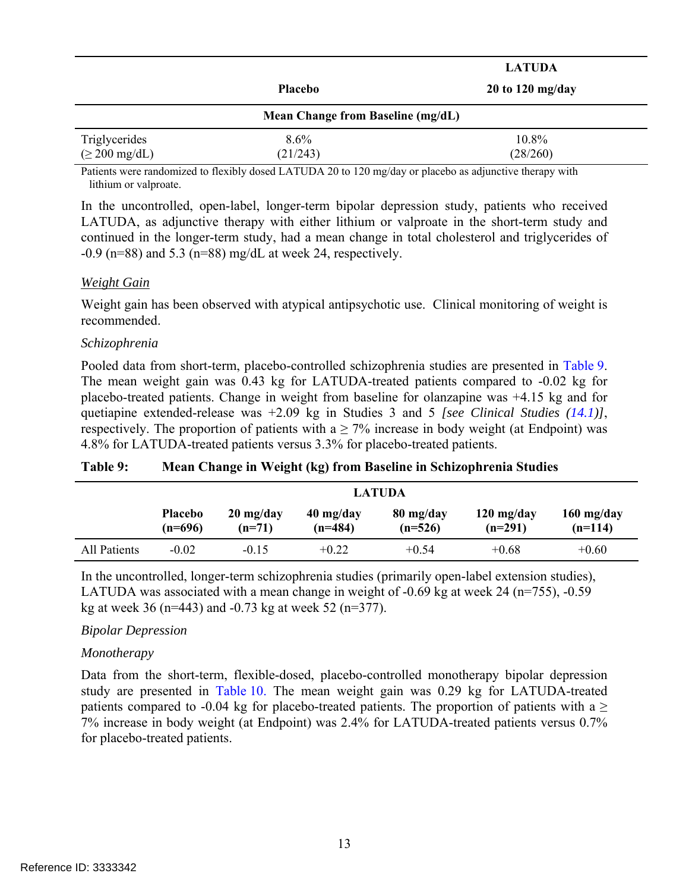| | Placebo | LATUDA 20 to 120 mg/day |
|---|---|---|
| | **Mean Change from Baseline (mg/dL)** | |
| Triglycerides (≥ 200 mg/dL) | 8.6% (21/243) | 10.8% (28/260) |

Patients were randomized to flexibly dosed LATUDA 20 to 120 mg/day or placebo as adjunctive therapy with lithium or valproate.

In the uncontrolled, open-label, longer-term bipolar depression study, patients who received LATUDA, as adjunctive therapy with either lithium or valproate in the short-term study and continued in the longer-term study, had a mean change in total cholesterol and triglycerides of -0.9 (n=88) and 5.3 (n=88) mg/dL at week 24, respectively.

*Weight Gain*

Weight gain has been observed with atypical antipsychotic use. Clinical monitoring of weight is recommended.

*Schizophrenia*

Pooled data from short-term, placebo-controlled schizophrenia studies are presented in Table 9. The mean weight gain was 0.43 kg for LATUDA-treated patients compared to -0.02 kg for placebo-treated patients. Change in weight from baseline for olanzapine was +4.15 kg and for quetiapine extended-release was +2.09 kg in Studies 3 and 5 *[see Clinical Studies (14.1)]*, respectively. The proportion of patients with a ≥ 7% increase in body weight (at Endpoint) was 4.8% for LATUDA-treated patients versus 3.3% for placebo-treated patients.

**Table 9: Mean Change in Weight (kg) from Baseline in Schizophrenia Studies**

| | | LATUDA | | | | |
|---|---|---|---|---|---|---|
| | **Placebo (n=696)** | **20 mg/day (n=71)** | **40 mg/day (n=484)** | **80 mg/day (n=526)** | **120 mg/day (n=291)** | **160 mg/day (n=114)** |
| All Patients | -0.02 | -0.15 | +0.22 | +0.54 | +0.68 | +0.60 |

In the uncontrolled, longer-term schizophrenia studies (primarily open-label extension studies), LATUDA was associated with a mean change in weight of -0.69 kg at week 24 (n=755), -0.59 kg at week 36 (n=443) and -0.73 kg at week 52 (n=377).

*Bipolar Depression*

*Monotherapy*

Data from the short-term, flexible-dosed, placebo-controlled monotherapy bipolar depression study are presented in Table 10. The mean weight gain was 0.29 kg for LATUDA-treated patients compared to -0.04 kg for placebo-treated patients. The proportion of patients with a ≥ 7% increase in body weight (at Endpoint) was 2.4% for LATUDA-treated patients versus 0.7% for placebo-treated patients.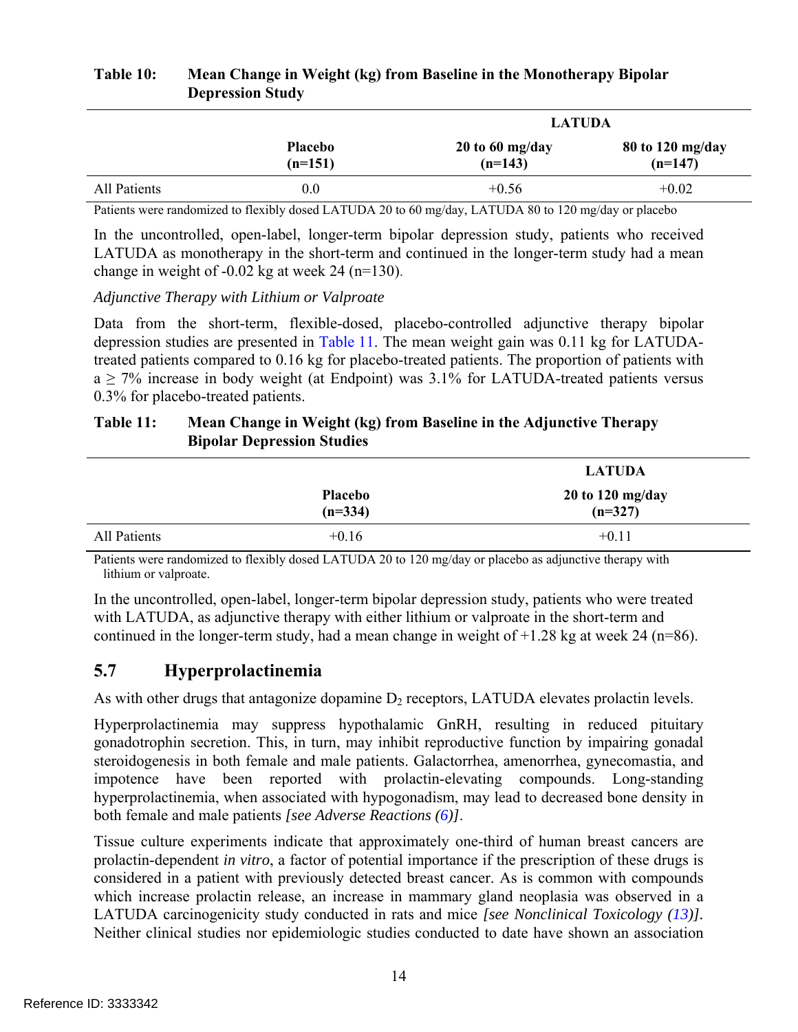**Table 10: Mean Change in Weight (kg) from Baseline in the Monotherapy Bipolar Depression Study**

| | | LATUDA | |
|---|---|---|---|
| | Placebo (n=151) | 20 to 60 mg/day (n=143) | 80 to 120 mg/day (n=147) |
| All Patients | 0.0 | +0.56 | +0.02 |

Patients were randomized to flexibly dosed LATUDA 20 to 60 mg/day, LATUDA 80 to 120 mg/day or placebo

In the uncontrolled, open-label, longer-term bipolar depression study, patients who received LATUDA as monotherapy in the short-term and continued in the longer-term study had a mean change in weight of -0.02 kg at week 24 (n=130).

*Adjunctive Therapy with Lithium or Valproate*

Data from the short-term, flexible-dosed, placebo-controlled adjunctive therapy bipolar depression studies are presented in Table 11. The mean weight gain was 0.11 kg for LATUDA-treated patients compared to 0.16 kg for placebo-treated patients. The proportion of patients with a ≥ 7% increase in body weight (at Endpoint) was 3.1% for LATUDA-treated patients versus 0.3% for placebo-treated patients.

**Table 11: Mean Change in Weight (kg) from Baseline in the Adjunctive Therapy Bipolar Depression Studies**

| | | LATUDA |
|---|---|---|
| | Placebo (n=334) | 20 to 120 mg/day (n=327) |
| All Patients | +0.16 | +0.11 |

Patients were randomized to flexibly dosed LATUDA 20 to 120 mg/day or placebo as adjunctive therapy with lithium or valproate.

In the uncontrolled, open-label, longer-term bipolar depression study, patients who were treated with LATUDA, as adjunctive therapy with either lithium or valproate in the short-term and continued in the longer-term study, had a mean change in weight of +1.28 kg at week 24 (n=86).

## 5.7 Hyperprolactinemia

As with other drugs that antagonize dopamine $D_2$ receptors, LATUDA elevates prolactin levels.

Hyperprolactinemia may suppress hypothalamic GnRH, resulting in reduced pituitary gonadotrophin secretion. This, in turn, may inhibit reproductive function by impairing gonadal steroidogenesis in both female and male patients. Galactorrhea, amenorrhea, gynecomastia, and impotence have been reported with prolactin-elevating compounds. Long-standing hyperprolactinemia, when associated with hypogonadism, may lead to decreased bone density in both female and male patients *[see Adverse Reactions (6)]*.

Tissue culture experiments indicate that approximately one-third of human breast cancers are prolactin-dependent *in vitro*, a factor of potential importance if the prescription of these drugs is considered in a patient with previously detected breast cancer. As is common with compounds which increase prolactin release, an increase in mammary gland neoplasia was observed in a LATUDA carcinogenicity study conducted in rats and mice *[see Nonclinical Toxicology (13)]*. Neither clinical studies nor epidemiologic studies conducted to date have shown an association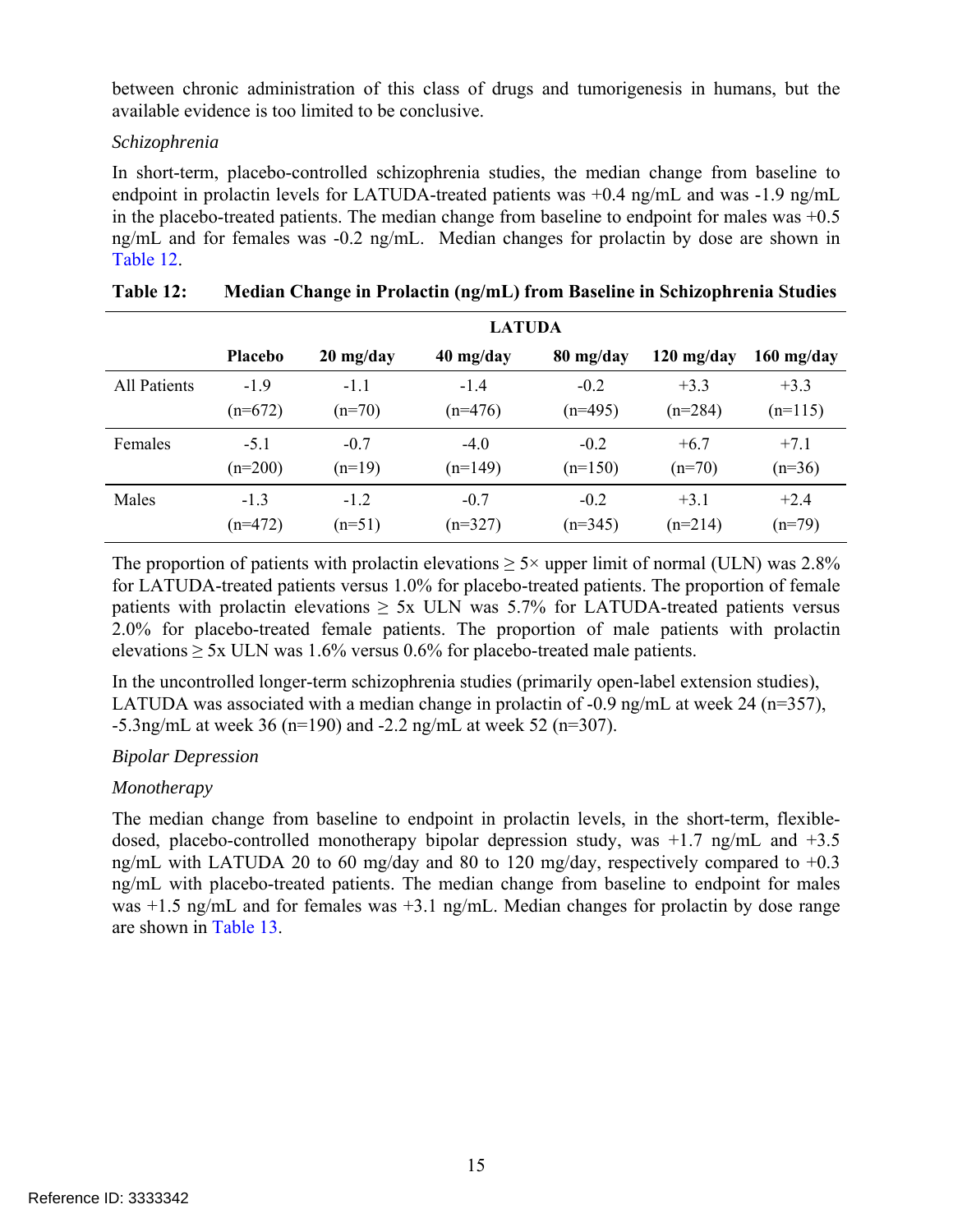between chronic administration of this class of drugs and tumorigenesis in humans, but the available evidence is too limited to be conclusive.

*Schizophrenia*

In short-term, placebo-controlled schizophrenia studies, the median change from baseline to endpoint in prolactin levels for LATUDA-treated patients was +0.4 ng/mL and was -1.9 ng/mL in the placebo-treated patients. The median change from baseline to endpoint for males was +0.5 ng/mL and for females was -0.2 ng/mL. Median changes for prolactin by dose are shown in Table 12.

**Table 12: Median Change in Prolactin (ng/mL) from Baseline in Schizophrenia Studies**

| | | LATUDA | | | | |
|---|---|---|---|---|---|---|
| | **Placebo** | **20 mg/day** | **40 mg/day** | **80 mg/day** | **120 mg/day** | **160 mg/day** |
| All Patients | -1.9 (n=672) | -1.1 (n=70) | -1.4 (n=476) | -0.2 (n=495) | +3.3 (n=284) | +3.3 (n=115) |
| Females | -5.1 (n=200) | -0.7 (n=19) | -4.0 (n=149) | -0.2 (n=150) | +6.7 (n=70) | +7.1 (n=36) |
| Males | -1.3 (n=472) | -1.2 (n=51) | -0.7 (n=327) | -0.2 (n=345) | +3.1 (n=214) | +2.4 (n=79) |

The proportion of patients with prolactin elevations ≥ 5× upper limit of normal (ULN) was 2.8% for LATUDA-treated patients versus 1.0% for placebo-treated patients. The proportion of female patients with prolactin elevations ≥ 5x ULN was 5.7% for LATUDA-treated patients versus 2.0% for placebo-treated female patients. The proportion of male patients with prolactin elevations ≥ 5x ULN was 1.6% versus 0.6% for placebo-treated male patients.

In the uncontrolled longer-term schizophrenia studies (primarily open-label extension studies), LATUDA was associated with a median change in prolactin of -0.9 ng/mL at week 24 (n=357), -5.3ng/mL at week 36 (n=190) and -2.2 ng/mL at week 52 (n=307).

*Bipolar Depression*

*Monotherapy*

The median change from baseline to endpoint in prolactin levels, in the short-term, flexible-dosed, placebo-controlled monotherapy bipolar depression study, was +1.7 ng/mL and +3.5 ng/mL with LATUDA 20 to 60 mg/day and 80 to 120 mg/day, respectively compared to +0.3 ng/mL with placebo-treated patients. The median change from baseline to endpoint for males was +1.5 ng/mL and for females was +3.1 ng/mL. Median changes for prolactin by dose range are shown in Table 13.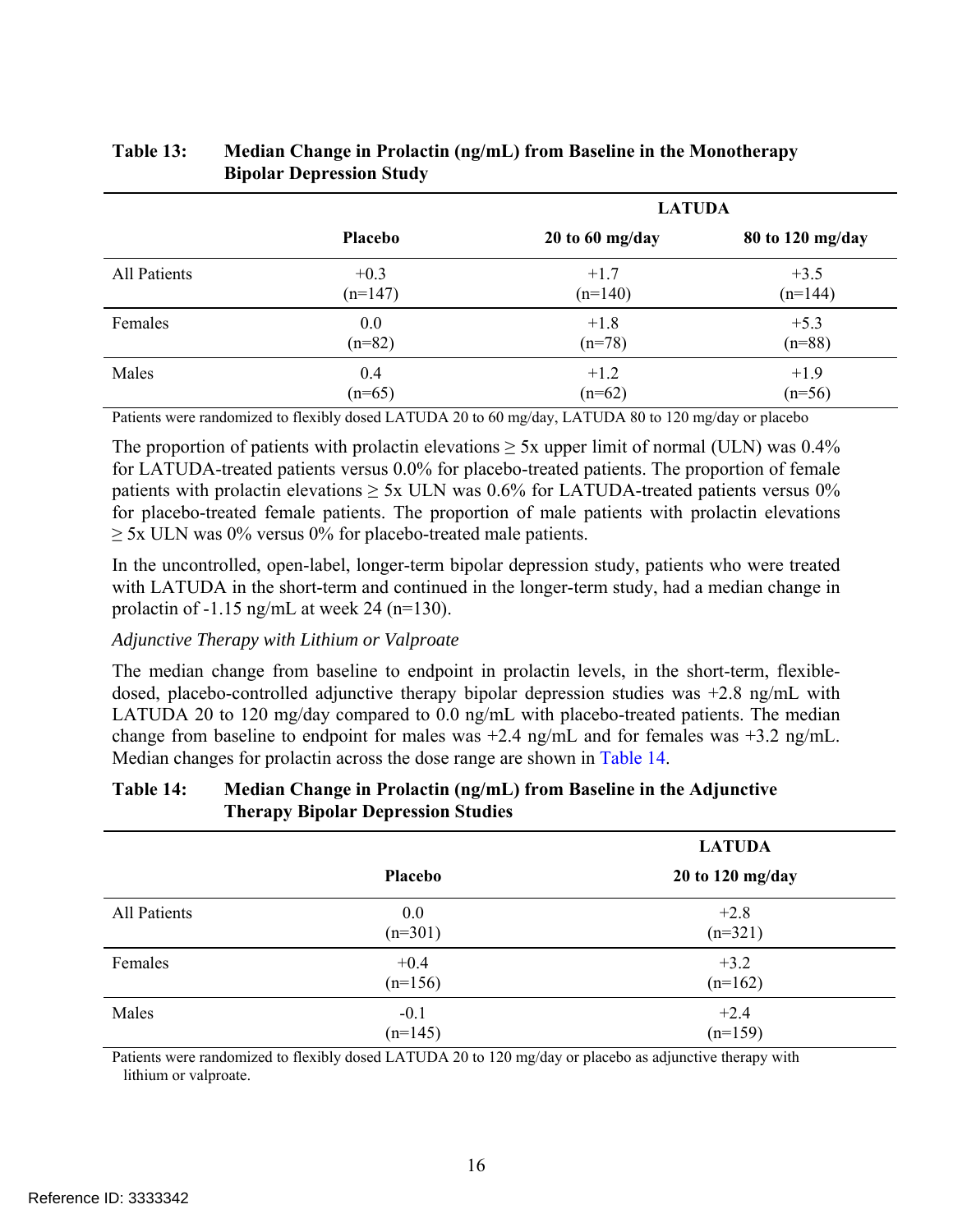**Table 13: Median Change in Prolactin (ng/mL) from Baseline in the Monotherapy Bipolar Depression Study**

| | | LATUDA | |
|---|---|---|---|
| | **Placebo** | **20 to 60 mg/day** | **80 to 120 mg/day** |
| All Patients | +0.3 (n=147) | +1.7 (n=140) | +3.5 (n=144) |
| Females | 0.0 (n=82) | +1.8 (n=78) | +5.3 (n=88) |
| Males | 0.4 (n=65) | +1.2 (n=62) | +1.9 (n=56) |

Patients were randomized to flexibly dosed LATUDA 20 to 60 mg/day, LATUDA 80 to 120 mg/day or placebo

The proportion of patients with prolactin elevations ≥ 5x upper limit of normal (ULN) was 0.4% for LATUDA-treated patients versus 0.0% for placebo-treated patients. The proportion of female patients with prolactin elevations ≥ 5x ULN was 0.6% for LATUDA-treated patients versus 0% for placebo-treated female patients. The proportion of male patients with prolactin elevations ≥ 5x ULN was 0% versus 0% for placebo-treated male patients.

In the uncontrolled, open-label, longer-term bipolar depression study, patients who were treated with LATUDA in the short-term and continued in the longer-term study, had a median change in prolactin of -1.15 ng/mL at week 24 (n=130).

*Adjunctive Therapy with Lithium or Valproate*

The median change from baseline to endpoint in prolactin levels, in the short-term, flexible-dosed, placebo-controlled adjunctive therapy bipolar depression studies was +2.8 ng/mL with LATUDA 20 to 120 mg/day compared to 0.0 ng/mL with placebo-treated patients. The median change from baseline to endpoint for males was +2.4 ng/mL and for females was +3.2 ng/mL. Median changes for prolactin across the dose range are shown in Table 14.

**Table 14: Median Change in Prolactin (ng/mL) from Baseline in the Adjunctive Therapy Bipolar Depression Studies**

| | | LATUDA |
|---|---|---|
| | **Placebo** | **20 to 120 mg/day** |
| All Patients | 0.0 (n=301) | +2.8 (n=321) |
| Females | +0.4 (n=156) | +3.2 (n=162) |
| Males | -0.1 (n=145) | +2.4 (n=159) |

Patients were randomized to flexibly dosed LATUDA 20 to 120 mg/day or placebo as adjunctive therapy with lithium or valproate.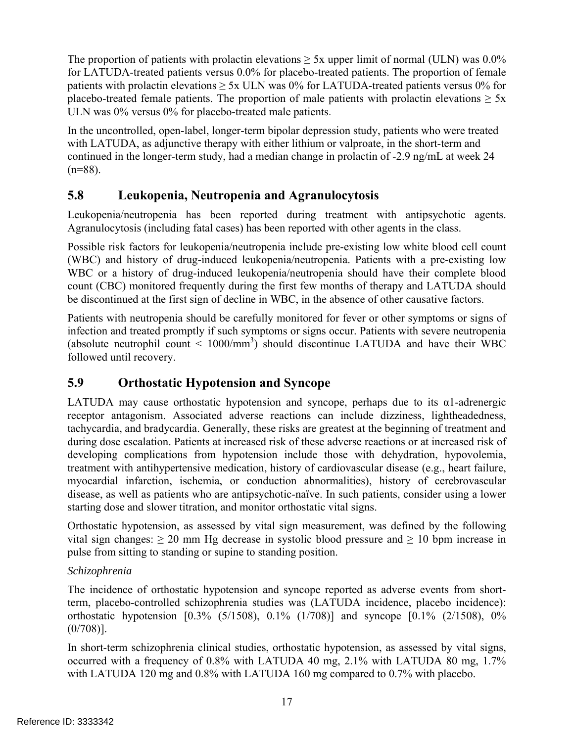The proportion of patients with prolactin elevations ≥ 5x upper limit of normal (ULN) was 0.0% for LATUDA-treated patients versus 0.0% for placebo-treated patients. The proportion of female patients with prolactin elevations ≥ 5x ULN was 0% for LATUDA-treated patients versus 0% for placebo-treated female patients. The proportion of male patients with prolactin elevations ≥ 5x ULN was 0% versus 0% for placebo-treated male patients.

In the uncontrolled, open-label, longer-term bipolar depression study, patients who were treated with LATUDA, as adjunctive therapy with either lithium or valproate, in the short-term and continued in the longer-term study, had a median change in prolactin of -2.9 ng/mL at week 24 (n=88).

## 5.8 Leukopenia, Neutropenia and Agranulocytosis

Leukopenia/neutropenia has been reported during treatment with antipsychotic agents. Agranulocytosis (including fatal cases) has been reported with other agents in the class.

Possible risk factors for leukopenia/neutropenia include pre-existing low white blood cell count (WBC) and history of drug-induced leukopenia/neutropenia. Patients with a pre-existing low WBC or a history of drug-induced leukopenia/neutropenia should have their complete blood count (CBC) monitored frequently during the first few months of therapy and LATUDA should be discontinued at the first sign of decline in WBC, in the absence of other causative factors.

Patients with neutropenia should be carefully monitored for fever or other symptoms or signs of infection and treated promptly if such symptoms or signs occur. Patients with severe neutropenia (absolute neutrophil count < 1000/mm$^3$) should discontinue LATUDA and have their WBC followed until recovery.

## 5.9 Orthostatic Hypotension and Syncope

LATUDA may cause orthostatic hypotension and syncope, perhaps due to its α1-adrenergic receptor antagonism. Associated adverse reactions can include dizziness, lightheadedness, tachycardia, and bradycardia. Generally, these risks are greatest at the beginning of treatment and during dose escalation. Patients at increased risk of these adverse reactions or at increased risk of developing complications from hypotension include those with dehydration, hypovolemia, treatment with antihypertensive medication, history of cardiovascular disease (e.g., heart failure, myocardial infarction, ischemia, or conduction abnormalities), history of cerebrovascular disease, as well as patients who are antipsychotic-naïve. In such patients, consider using a lower starting dose and slower titration, and monitor orthostatic vital signs.

Orthostatic hypotension, as assessed by vital sign measurement, was defined by the following vital sign changes: ≥ 20 mm Hg decrease in systolic blood pressure and ≥ 10 bpm increase in pulse from sitting to standing or supine to standing position.

*Schizophrenia*

The incidence of orthostatic hypotension and syncope reported as adverse events from short-term, placebo-controlled schizophrenia studies was (LATUDA incidence, placebo incidence): orthostatic hypotension [0.3% (5/1508), 0.1% (1/708)] and syncope [0.1% (2/1508), 0% (0/708)].

In short-term schizophrenia clinical studies, orthostatic hypotension, as assessed by vital signs, occurred with a frequency of 0.8% with LATUDA 40 mg, 2.1% with LATUDA 80 mg, 1.7% with LATUDA 120 mg and 0.8% with LATUDA 160 mg compared to 0.7% with placebo.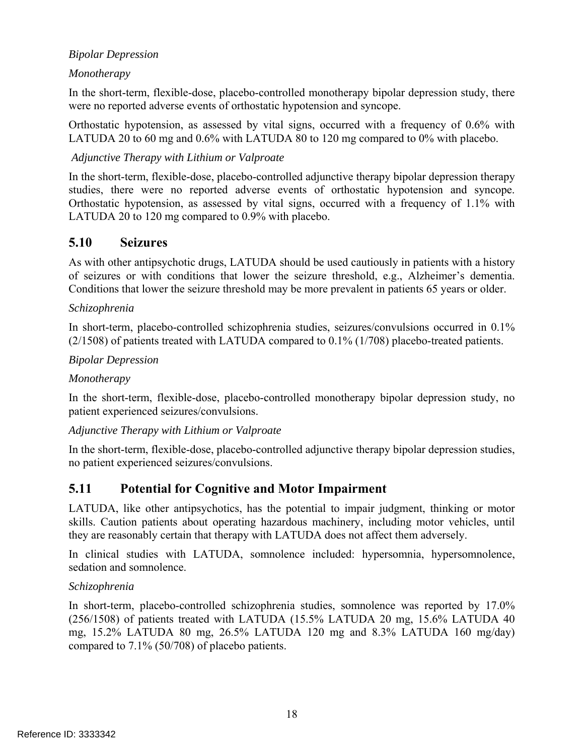*Bipolar Depression*

*Monotherapy*

In the short-term, flexible-dose, placebo-controlled monotherapy bipolar depression study, there were no reported adverse events of orthostatic hypotension and syncope.

Orthostatic hypotension, as assessed by vital signs, occurred with a frequency of 0.6% with LATUDA 20 to 60 mg and 0.6% with LATUDA 80 to 120 mg compared to 0% with placebo.

*Adjunctive Therapy with Lithium or Valproate*

In the short-term, flexible-dose, placebo-controlled adjunctive therapy bipolar depression therapy studies, there were no reported adverse events of orthostatic hypotension and syncope. Orthostatic hypotension, as assessed by vital signs, occurred with a frequency of 1.1% with LATUDA 20 to 120 mg compared to 0.9% with placebo.

## 5.10 Seizures

As with other antipsychotic drugs, LATUDA should be used cautiously in patients with a history of seizures or with conditions that lower the seizure threshold, e.g., Alzheimer's dementia. Conditions that lower the seizure threshold may be more prevalent in patients 65 years or older.

*Schizophrenia*

In short-term, placebo-controlled schizophrenia studies, seizures/convulsions occurred in 0.1% (2/1508) of patients treated with LATUDA compared to 0.1% (1/708) placebo-treated patients.

*Bipolar Depression*

*Monotherapy*

In the short-term, flexible-dose, placebo-controlled monotherapy bipolar depression study, no patient experienced seizures/convulsions.

*Adjunctive Therapy with Lithium or Valproate*

In the short-term, flexible-dose, placebo-controlled adjunctive therapy bipolar depression studies, no patient experienced seizures/convulsions.

## 5.11 Potential for Cognitive and Motor Impairment

LATUDA, like other antipsychotics, has the potential to impair judgment, thinking or motor skills. Caution patients about operating hazardous machinery, including motor vehicles, until they are reasonably certain that therapy with LATUDA does not affect them adversely.

In clinical studies with LATUDA, somnolence included: hypersomnia, hypersomnolence, sedation and somnolence.

*Schizophrenia*

In short-term, placebo-controlled schizophrenia studies, somnolence was reported by 17.0% (256/1508) of patients treated with LATUDA (15.5% LATUDA 20 mg, 15.6% LATUDA 40 mg, 15.2% LATUDA 80 mg, 26.5% LATUDA 120 mg and 8.3% LATUDA 160 mg/day) compared to 7.1% (50/708) of placebo patients.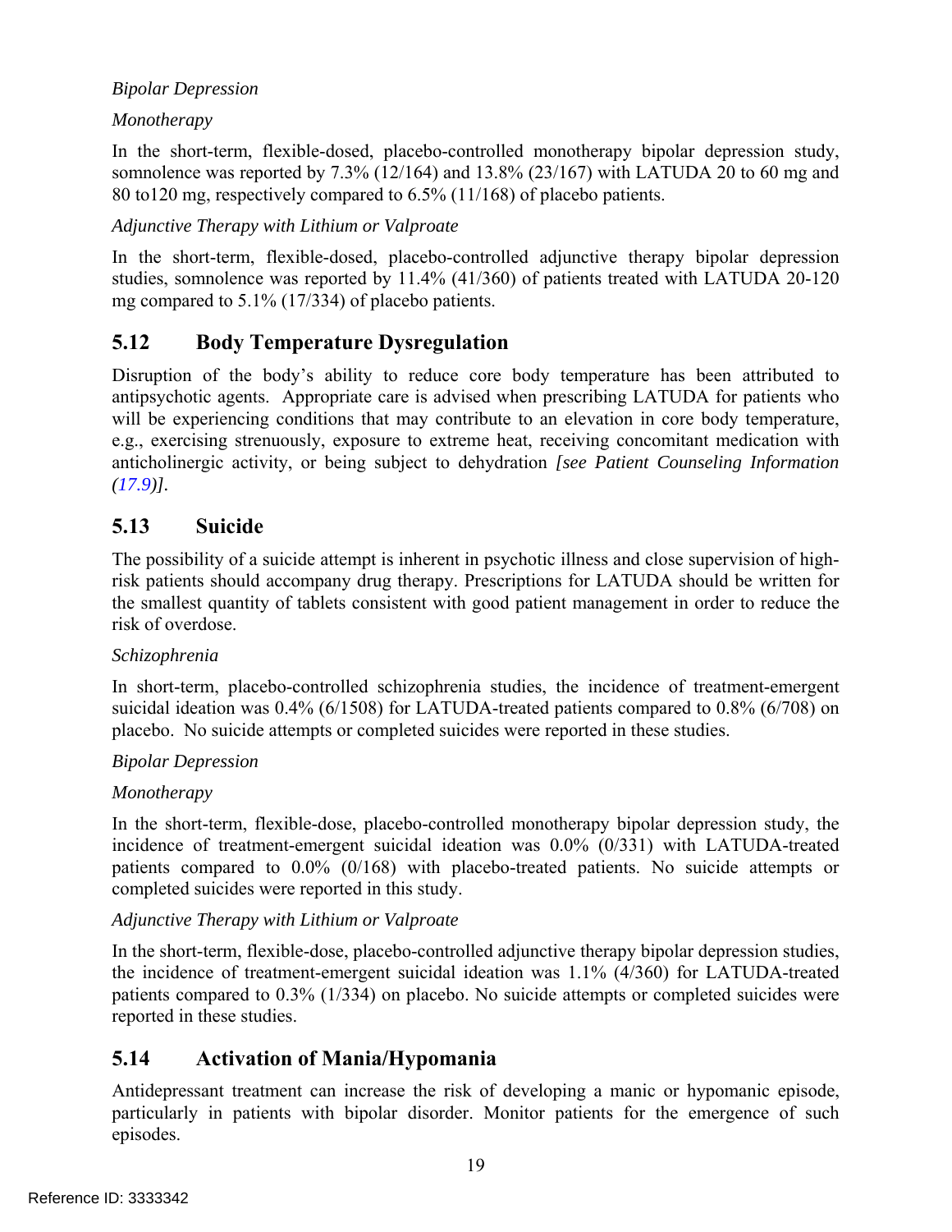*Bipolar Depression*

*Monotherapy*

In the short-term, flexible-dosed, placebo-controlled monotherapy bipolar depression study, somnolence was reported by 7.3% (12/164) and 13.8% (23/167) with LATUDA 20 to 60 mg and 80 to120 mg, respectively compared to 6.5% (11/168) of placebo patients.

*Adjunctive Therapy with Lithium or Valproate*

In the short-term, flexible-dosed, placebo-controlled adjunctive therapy bipolar depression studies, somnolence was reported by 11.4% (41/360) of patients treated with LATUDA 20-120 mg compared to 5.1% (17/334) of placebo patients.

## 5.12 Body Temperature Dysregulation

Disruption of the body's ability to reduce core body temperature has been attributed to antipsychotic agents. Appropriate care is advised when prescribing LATUDA for patients who will be experiencing conditions that may contribute to an elevation in core body temperature, e.g., exercising strenuously, exposure to extreme heat, receiving concomitant medication with anticholinergic activity, or being subject to dehydration *[see Patient Counseling Information (17.9)]*.

## 5.13 Suicide

The possibility of a suicide attempt is inherent in psychotic illness and close supervision of high-risk patients should accompany drug therapy. Prescriptions for LATUDA should be written for the smallest quantity of tablets consistent with good patient management in order to reduce the risk of overdose.

*Schizophrenia*

In short-term, placebo-controlled schizophrenia studies, the incidence of treatment-emergent suicidal ideation was 0.4% (6/1508) for LATUDA-treated patients compared to 0.8% (6/708) on placebo. No suicide attempts or completed suicides were reported in these studies.

*Bipolar Depression*

*Monotherapy*

In the short-term, flexible-dose, placebo-controlled monotherapy bipolar depression study, the incidence of treatment-emergent suicidal ideation was 0.0% (0/331) with LATUDA-treated patients compared to 0.0% (0/168) with placebo-treated patients. No suicide attempts or completed suicides were reported in this study.

*Adjunctive Therapy with Lithium or Valproate*

In the short-term, flexible-dose, placebo-controlled adjunctive therapy bipolar depression studies, the incidence of treatment-emergent suicidal ideation was 1.1% (4/360) for LATUDA-treated patients compared to 0.3% (1/334) on placebo. No suicide attempts or completed suicides were reported in these studies.

## 5.14 Activation of Mania/Hypomania

Antidepressant treatment can increase the risk of developing a manic or hypomanic episode, particularly in patients with bipolar disorder. Monitor patients for the emergence of such episodes.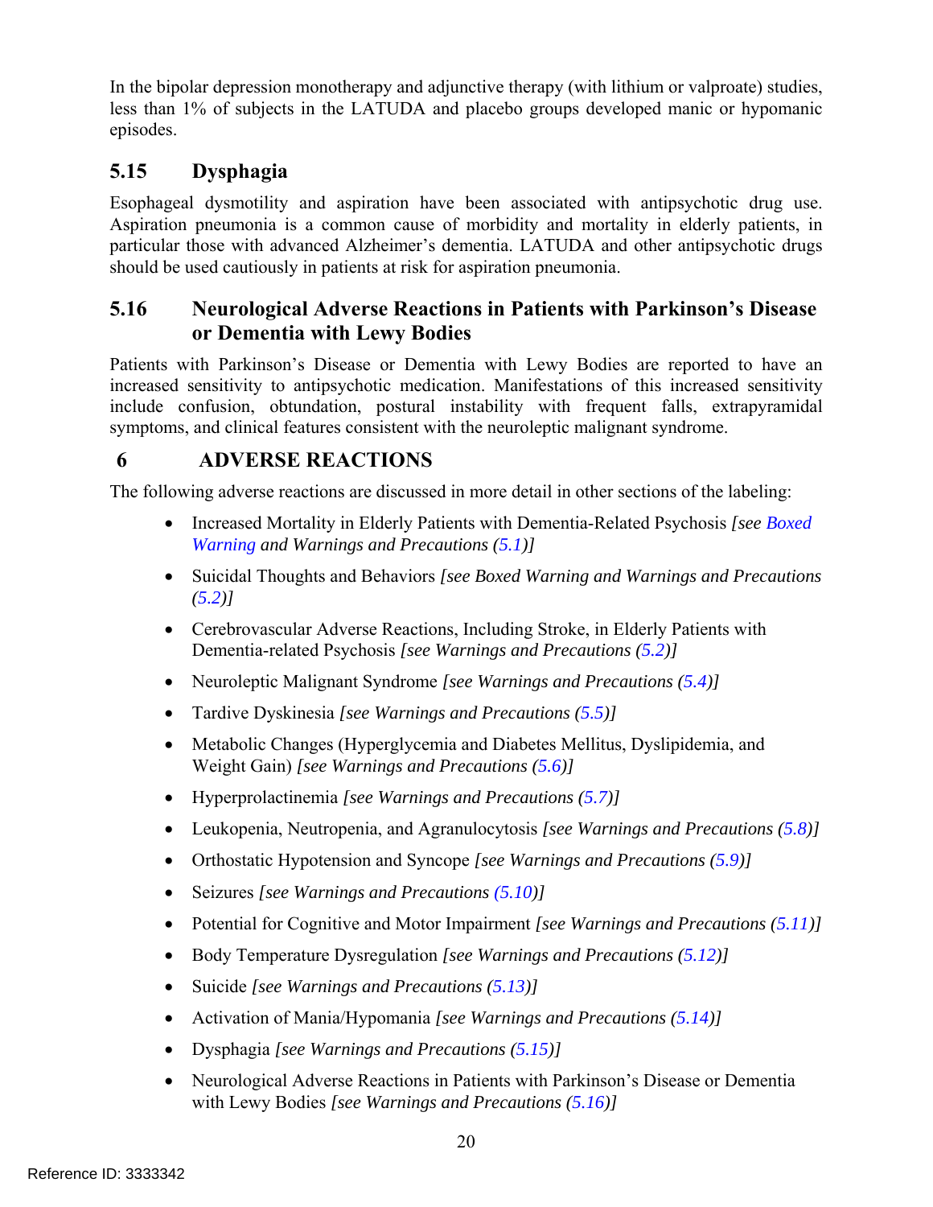In the bipolar depression monotherapy and adjunctive therapy (with lithium or valproate) studies, less than 1% of subjects in the LATUDA and placebo groups developed manic or hypomanic episodes.

## 5.15 Dysphagia

Esophageal dysmotility and aspiration have been associated with antipsychotic drug use. Aspiration pneumonia is a common cause of morbidity and mortality in elderly patients, in particular those with advanced Alzheimer's dementia. LATUDA and other antipsychotic drugs should be used cautiously in patients at risk for aspiration pneumonia.

## 5.16 Neurological Adverse Reactions in Patients with Parkinson's Disease or Dementia with Lewy Bodies

Patients with Parkinson's Disease or Dementia with Lewy Bodies are reported to have an increased sensitivity to antipsychotic medication. Manifestations of this increased sensitivity include confusion, obtundation, postural instability with frequent falls, extrapyramidal symptoms, and clinical features consistent with the neuroleptic malignant syndrome.

# 6 ADVERSE REACTIONS

The following adverse reactions are discussed in more detail in other sections of the labeling:

- Increased Mortality in Elderly Patients with Dementia-Related Psychosis *[see Boxed Warning and Warnings and Precautions (5.1)]*
- Suicidal Thoughts and Behaviors *[see Boxed Warning and Warnings and Precautions (5.2)]*
- Cerebrovascular Adverse Reactions, Including Stroke, in Elderly Patients with Dementia-related Psychosis *[see Warnings and Precautions (5.2)]*
- Neuroleptic Malignant Syndrome *[see Warnings and Precautions (5.4)]*
- Tardive Dyskinesia *[see Warnings and Precautions (5.5)]*
- Metabolic Changes (Hyperglycemia and Diabetes Mellitus, Dyslipidemia, and Weight Gain) *[see Warnings and Precautions (5.6)]*
- Hyperprolactinemia *[see Warnings and Precautions (5.7)]*
- Leukopenia, Neutropenia, and Agranulocytosis *[see Warnings and Precautions (5.8)]*
- Orthostatic Hypotension and Syncope *[see Warnings and Precautions (5.9)]*
- Seizures *[see Warnings and Precautions (5.10)]*
- Potential for Cognitive and Motor Impairment *[see Warnings and Precautions (5.11)]*
- Body Temperature Dysregulation *[see Warnings and Precautions (5.12)]*
- Suicide *[see Warnings and Precautions (5.13)]*
- Activation of Mania/Hypomania *[see Warnings and Precautions (5.14)]*
- Dysphagia *[see Warnings and Precautions (5.15)]*
- Neurological Adverse Reactions in Patients with Parkinson's Disease or Dementia with Lewy Bodies *[see Warnings and Precautions (5.16)]*

Reference ID: 3333342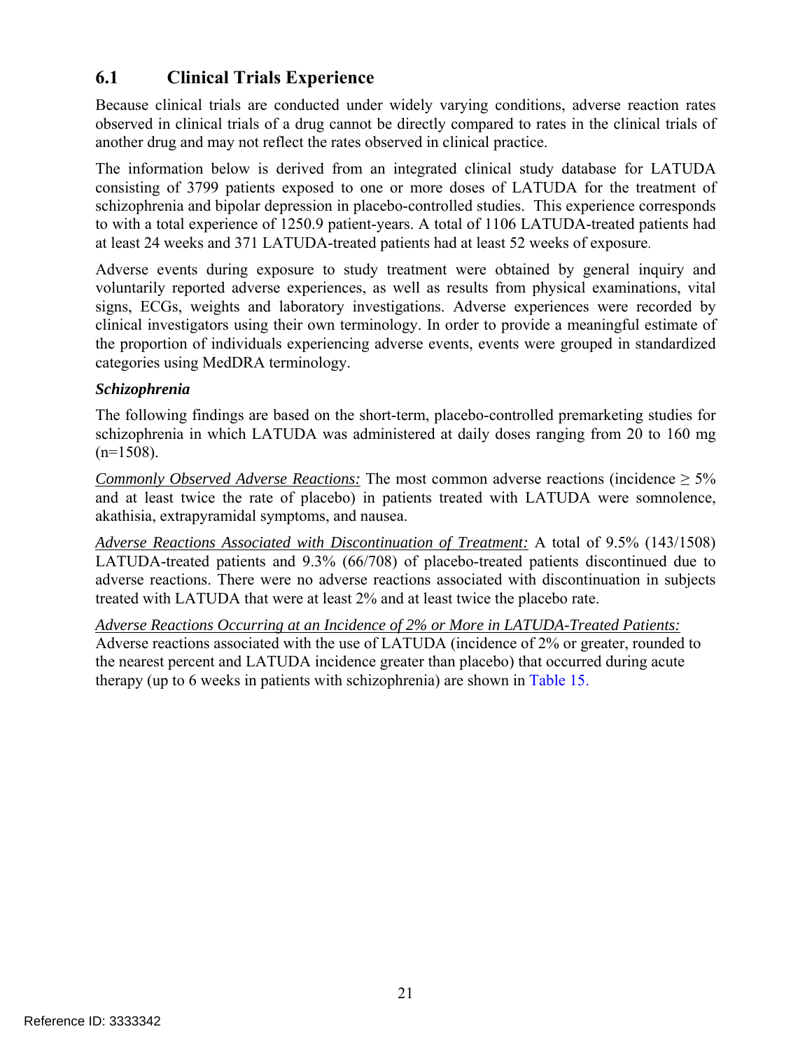## 6.1 Clinical Trials Experience

Because clinical trials are conducted under widely varying conditions, adverse reaction rates observed in clinical trials of a drug cannot be directly compared to rates in the clinical trials of another drug and may not reflect the rates observed in clinical practice.

The information below is derived from an integrated clinical study database for LATUDA consisting of 3799 patients exposed to one or more doses of LATUDA for the treatment of schizophrenia and bipolar depression in placebo-controlled studies. This experience corresponds to with a total experience of 1250.9 patient-years. A total of 1106 LATUDA-treated patients had at least 24 weeks and 371 LATUDA-treated patients had at least 52 weeks of exposure.

Adverse events during exposure to study treatment were obtained by general inquiry and voluntarily reported adverse experiences, as well as results from physical examinations, vital signs, ECGs, weights and laboratory investigations. Adverse experiences were recorded by clinical investigators using their own terminology. In order to provide a meaningful estimate of the proportion of individuals experiencing adverse events, events were grouped in standardized categories using MedDRA terminology.

***Schizophrenia***

The following findings are based on the short-term, placebo-controlled premarketing studies for schizophrenia in which LATUDA was administered at daily doses ranging from 20 to 160 mg (n=1508).

*Commonly Observed Adverse Reactions:* The most common adverse reactions (incidence ≥ 5% and at least twice the rate of placebo) in patients treated with LATUDA were somnolence, akathisia, extrapyramidal symptoms, and nausea.

*Adverse Reactions Associated with Discontinuation of Treatment:* A total of 9.5% (143/1508) LATUDA-treated patients and 9.3% (66/708) of placebo-treated patients discontinued due to adverse reactions. There were no adverse reactions associated with discontinuation in subjects treated with LATUDA that were at least 2% and at least twice the placebo rate.

*Adverse Reactions Occurring at an Incidence of 2% or More in LATUDA-Treated Patients:* Adverse reactions associated with the use of LATUDA (incidence of 2% or greater, rounded to the nearest percent and LATUDA incidence greater than placebo) that occurred during acute therapy (up to 6 weeks in patients with schizophrenia) are shown in Table 15.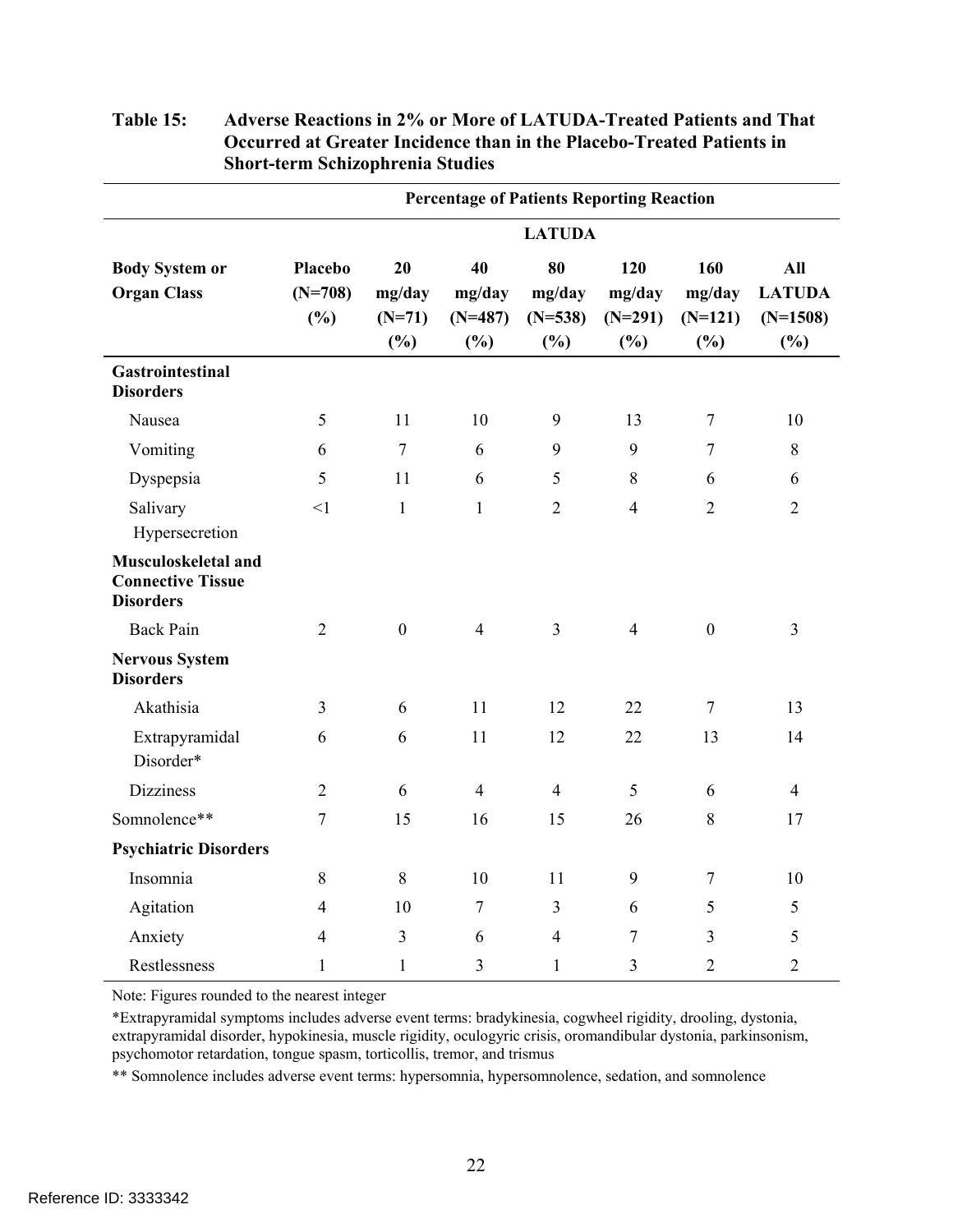**Table 15: Adverse Reactions in 2% or More of LATUDA-Treated Patients and That Occurred at Greater Incidence than in the Placebo-Treated Patients in Short-term Schizophrenia Studies**

| | Percentage of Patients Reporting Reaction | | | | | | |
|---|---|---|---|---|---|---|---|
| | | LATUDA | | | | | |
| Body System or Organ Class | Placebo (N=708) (%) | 20 mg/day (N=71) (%) | 40 mg/day (N=487) (%) | 80 mg/day (N=538) (%) | 120 mg/day (N=291) (%) | 160 mg/day (N=121) (%) | All LATUDA (N=1508) (%) |
| **Gastrointestinal Disorders** | | | | | | | |
| Nausea | 5 | 11 | 10 | 9 | 13 | 7 | 10 |
| Vomiting | 6 | 7 | 6 | 9 | 9 | 7 | 8 |
| Dyspepsia | 5 | 11 | 6 | 5 | 8 | 6 | 6 |
| Salivary Hypersecretion | <1 | 1 | 1 | 2 | 4 | 2 | 2 |
| **Musculoskeletal and Connective Tissue Disorders** | | | | | | | |
| Back Pain | 2 | 0 | 4 | 3 | 4 | 0 | 3 |
| **Nervous System Disorders** | | | | | | | |
| Akathisia | 3 | 6 | 11 | 12 | 22 | 7 | 13 |
| Extrapyramidal Disorder* | 6 | 6 | 11 | 12 | 22 | 13 | 14 |
| Dizziness | 2 | 6 | 4 | 4 | 5 | 6 | 4 |
| Somnolence** | 7 | 15 | 16 | 15 | 26 | 8 | 17 |
| **Psychiatric Disorders** | | | | | | | |
| Insomnia | 8 | 8 | 10 | 11 | 9 | 7 | 10 |
| Agitation | 4 | 10 | 7 | 3 | 6 | 5 | 5 |
| Anxiety | 4 | 3 | 6 | 4 | 7 | 3 | 5 |
| Restlessness | 1 | 1 | 3 | 1 | 3 | 2 | 2 |

Note: Figures rounded to the nearest integer

*Extrapyramidal symptoms includes adverse event terms: bradykinesia, cogwheel rigidity, drooling, dystonia, extrapyramidal disorder, hypokinesia, muscle rigidity, oculogyric crisis, oromandibular dystonia, parkinsonism, psychomotor retardation, tongue spasm, torticollis, tremor, and trismus

** Somnolence includes adverse event terms: hypersomnia, hypersomnolence, sedation, and somnolence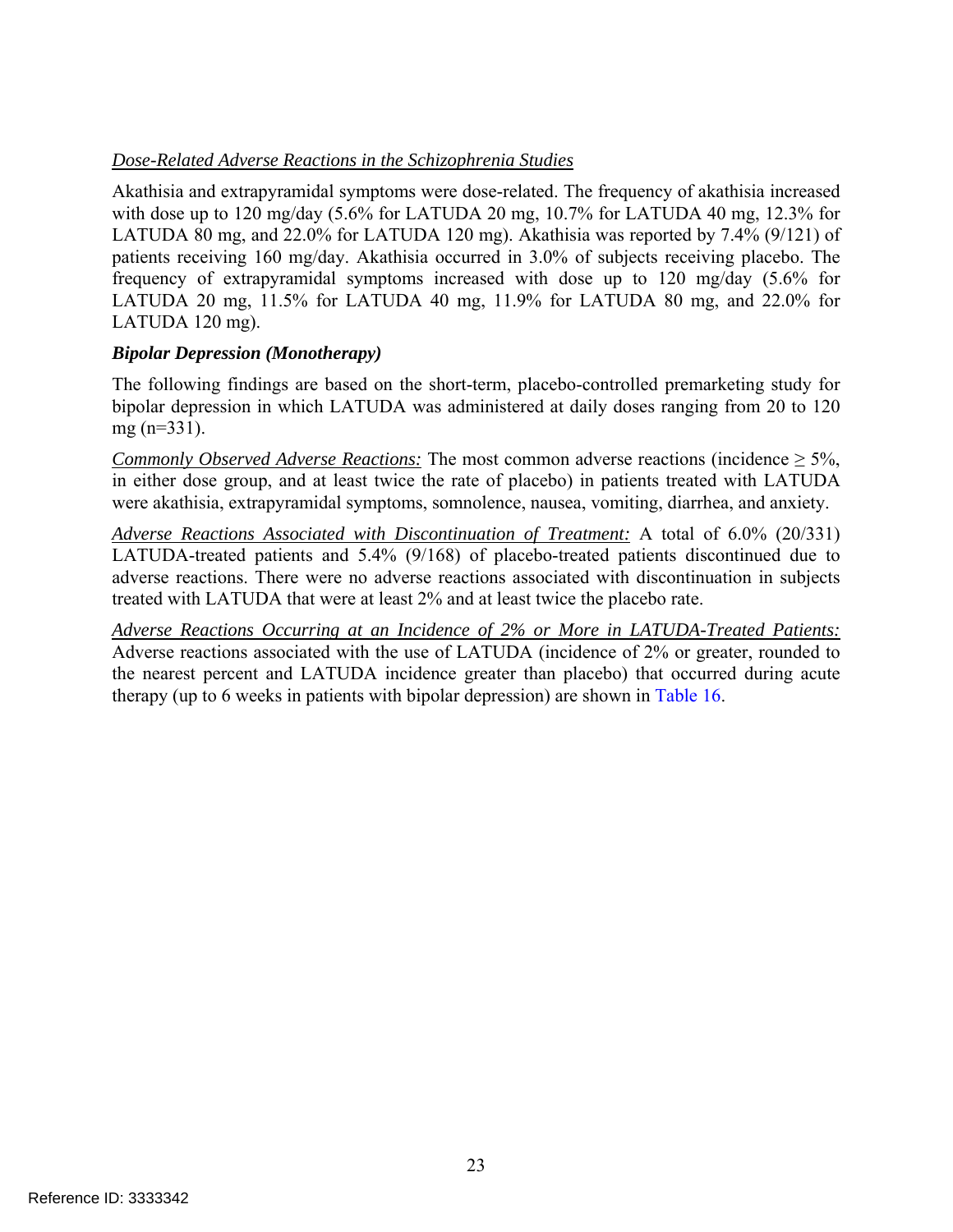*Dose-Related Adverse Reactions in the Schizophrenia Studies*

Akathisia and extrapyramidal symptoms were dose-related. The frequency of akathisia increased with dose up to 120 mg/day (5.6% for LATUDA 20 mg, 10.7% for LATUDA 40 mg, 12.3% for LATUDA 80 mg, and 22.0% for LATUDA 120 mg). Akathisia was reported by 7.4% (9/121) of patients receiving 160 mg/day. Akathisia occurred in 3.0% of subjects receiving placebo. The frequency of extrapyramidal symptoms increased with dose up to 120 mg/day (5.6% for LATUDA 20 mg, 11.5% for LATUDA 40 mg, 11.9% for LATUDA 80 mg, and 22.0% for LATUDA 120 mg).

***Bipolar Depression (Monotherapy)***

The following findings are based on the short-term, placebo-controlled premarketing study for bipolar depression in which LATUDA was administered at daily doses ranging from 20 to 120 mg (n=331).

*Commonly Observed Adverse Reactions:* The most common adverse reactions (incidence ≥ 5%, in either dose group, and at least twice the rate of placebo) in patients treated with LATUDA were akathisia, extrapyramidal symptoms, somnolence, nausea, vomiting, diarrhea, and anxiety.

*Adverse Reactions Associated with Discontinuation of Treatment:* A total of 6.0% (20/331) LATUDA-treated patients and 5.4% (9/168) of placebo-treated patients discontinued due to adverse reactions. There were no adverse reactions associated with discontinuation in subjects treated with LATUDA that were at least 2% and at least twice the placebo rate.

*Adverse Reactions Occurring at an Incidence of 2% or More in LATUDA-Treated Patients:* Adverse reactions associated with the use of LATUDA (incidence of 2% or greater, rounded to the nearest percent and LATUDA incidence greater than placebo) that occurred during acute therapy (up to 6 weeks in patients with bipolar depression) are shown in Table 16.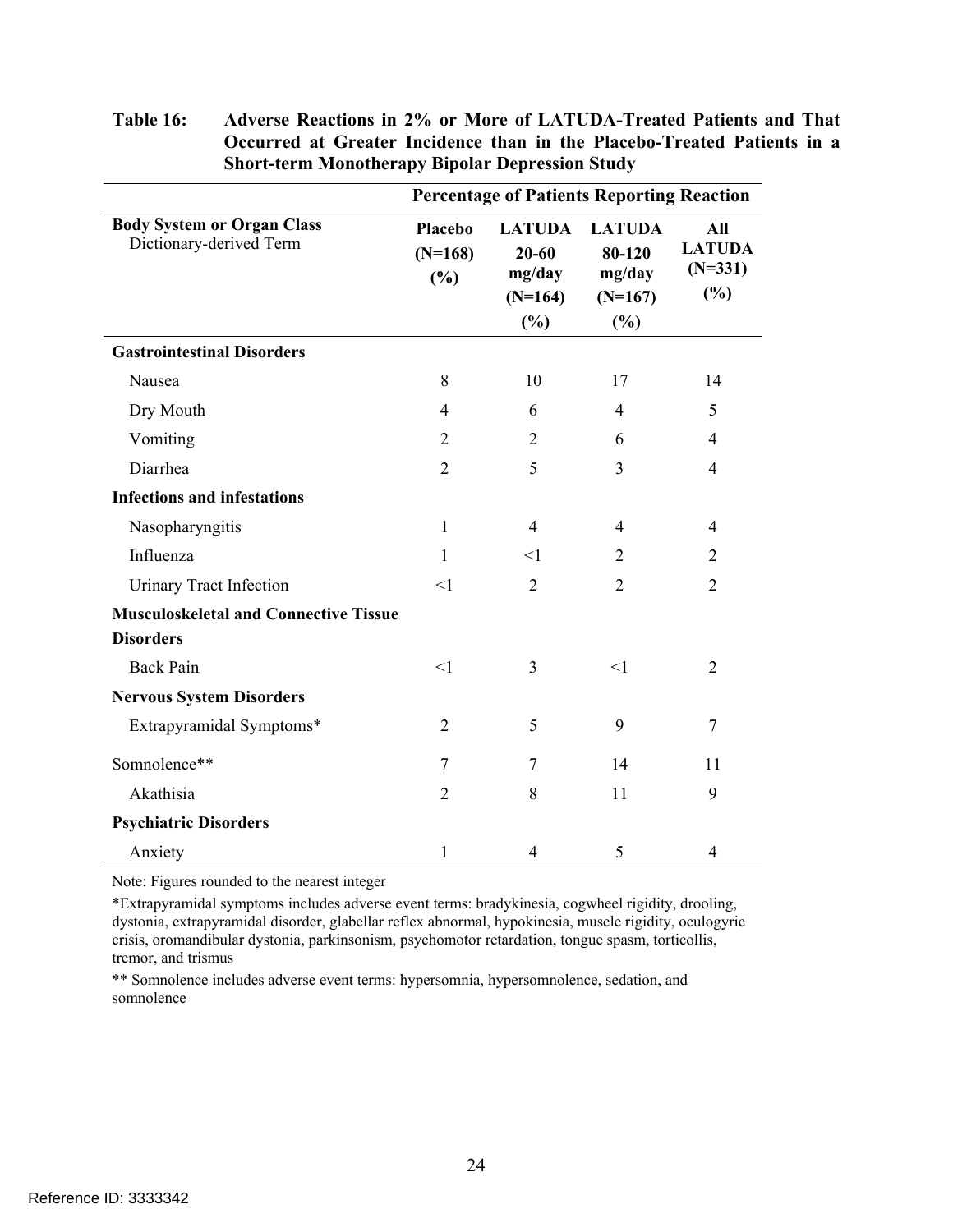**Table 16: Adverse Reactions in 2% or More of LATUDA-Treated Patients and That Occurred at Greater Incidence than in the Placebo-Treated Patients in a Short-term Monotherapy Bipolar Depression Study**

| | Percentage of Patients Reporting Reaction | | | |
|---|---|---|---|---|
| **Body System or Organ Class** Dictionary-derived Term | **Placebo (N=168) (%)** | **LATUDA 20-60 mg/day (N=164) (%)** | **LATUDA 80-120 mg/day (N=167) (%)** | **All LATUDA (N=331) (%)** |
| **Gastrointestinal Disorders** | | | | |
| Nausea | 8 | 10 | 17 | 14 |
| Dry Mouth | 4 | 6 | 4 | 5 |
| Vomiting | 2 | 2 | 6 | 4 |
| Diarrhea | 2 | 5 | 3 | 4 |
| **Infections and infestations** | | | | |
| Nasopharyngitis | 1 | 4 | 4 | 4 |
| Influenza | 1 | <1 | 2 | 2 |
| Urinary Tract Infection | <1 | 2 | 2 | 2 |
| **Musculoskeletal and Connective Tissue Disorders** | | | | |
| Back Pain | <1 | 3 | <1 | 2 |
| **Nervous System Disorders** | | | | |
| Extrapyramidal Symptoms* | 2 | 5 | 9 | 7 |
| Somnolence** | 7 | 7 | 14 | 11 |
| Akathisia | 2 | 8 | 11 | 9 |
| **Psychiatric Disorders** | | | | |
| Anxiety | 1 | 4 | 5 | 4 |

Note: Figures rounded to the nearest integer

*Extrapyramidal symptoms includes adverse event terms: bradykinesia, cogwheel rigidity, drooling, dystonia, extrapyramidal disorder, glabellar reflex abnormal, hypokinesia, muscle rigidity, oculogyric crisis, oromandibular dystonia, parkinsonism, psychomotor retardation, tongue spasm, torticollis, tremor, and trismus

** Somnolence includes adverse event terms: hypersomnia, hypersomnolence, sedation, and somnolence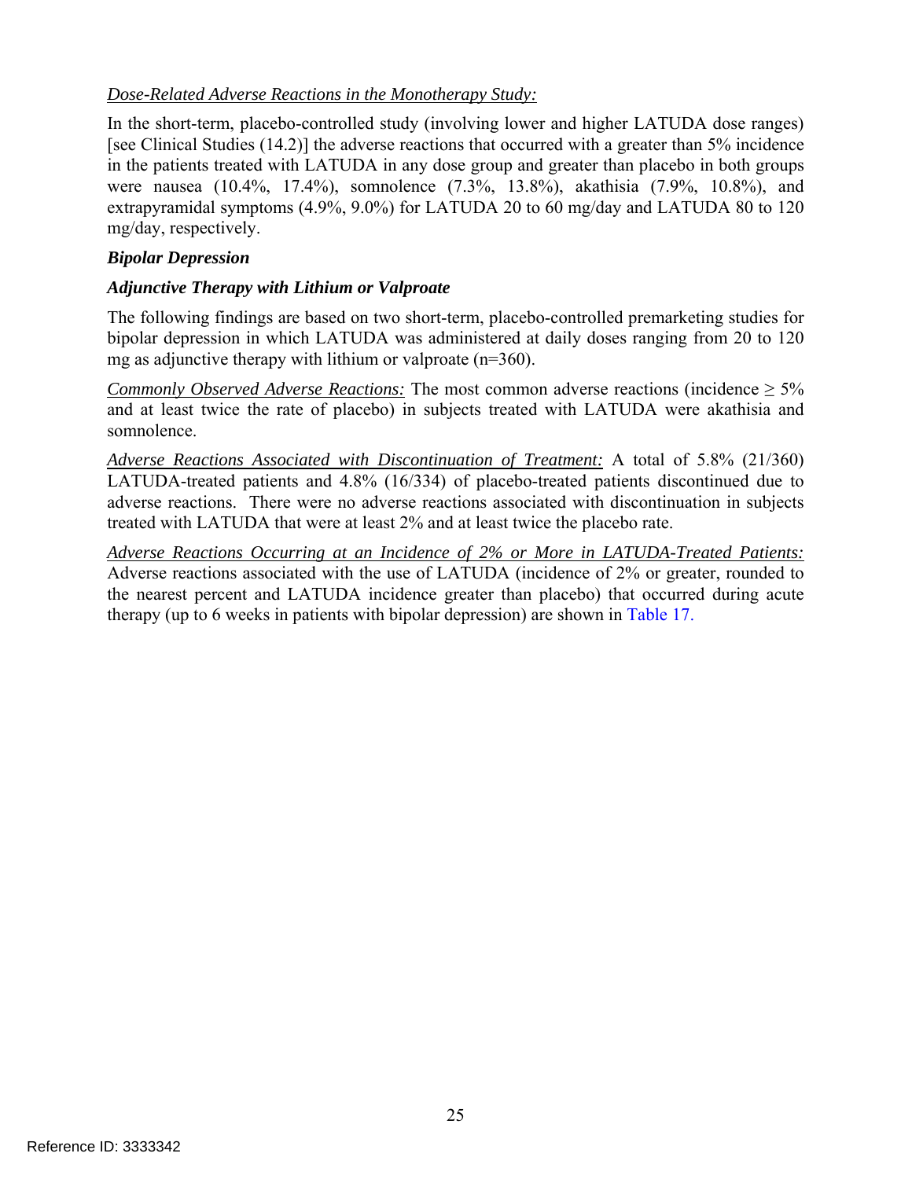*Dose-Related Adverse Reactions in the Monotherapy Study:*

In the short-term, placebo-controlled study (involving lower and higher LATUDA dose ranges) [see Clinical Studies (14.2)] the adverse reactions that occurred with a greater than 5% incidence in the patients treated with LATUDA in any dose group and greater than placebo in both groups were nausea (10.4%, 17.4%), somnolence (7.3%, 13.8%), akathisia (7.9%, 10.8%), and extrapyramidal symptoms (4.9%, 9.0%) for LATUDA 20 to 60 mg/day and LATUDA 80 to 120 mg/day, respectively.

***Bipolar Depression***

***Adjunctive Therapy with Lithium or Valproate***

The following findings are based on two short-term, placebo-controlled premarketing studies for bipolar depression in which LATUDA was administered at daily doses ranging from 20 to 120 mg as adjunctive therapy with lithium or valproate (n=360).

*Commonly Observed Adverse Reactions:* The most common adverse reactions (incidence ≥ 5% and at least twice the rate of placebo) in subjects treated with LATUDA were akathisia and somnolence.

*Adverse Reactions Associated with Discontinuation of Treatment:* A total of 5.8% (21/360) LATUDA-treated patients and 4.8% (16/334) of placebo-treated patients discontinued due to adverse reactions. There were no adverse reactions associated with discontinuation in subjects treated with LATUDA that were at least 2% and at least twice the placebo rate.

*Adverse Reactions Occurring at an Incidence of 2% or More in LATUDA-Treated Patients:* Adverse reactions associated with the use of LATUDA (incidence of 2% or greater, rounded to the nearest percent and LATUDA incidence greater than placebo) that occurred during acute therapy (up to 6 weeks in patients with bipolar depression) are shown in Table 17.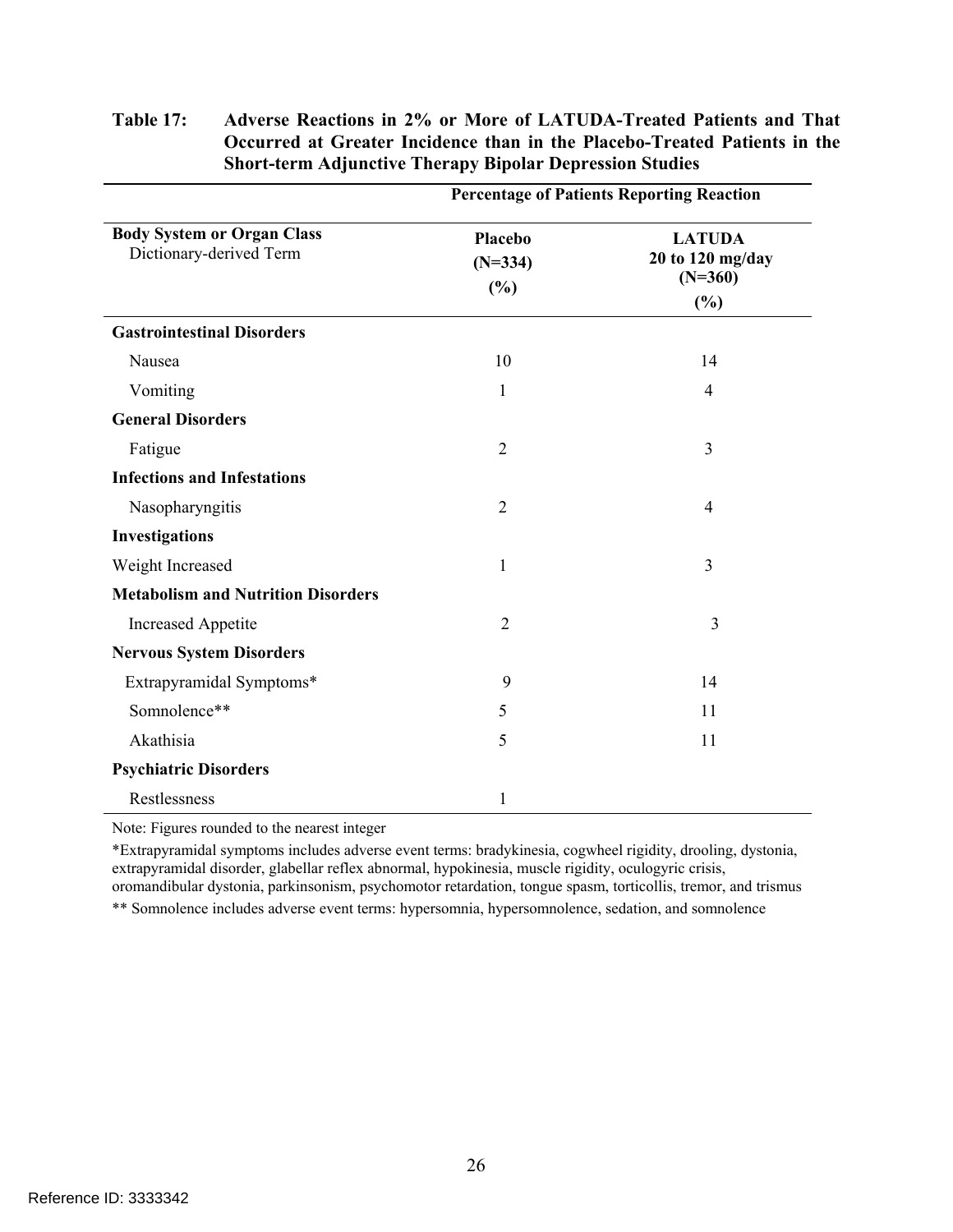**Table 17: Adverse Reactions in 2% or More of LATUDA-Treated Patients and That Occurred at Greater Incidence than in the Placebo-Treated Patients in the Short-term Adjunctive Therapy Bipolar Depression Studies**

| | Percentage of Patients Reporting Reaction | |
|---|---|---|
| **Body System or Organ Class** Dictionary-derived Term | **Placebo (N=334) (%)** | **LATUDA 20 to 120 mg/day (N=360) (%)** |
| **Gastrointestinal Disorders** | | |
| Nausea | 10 | 14 |
| Vomiting | 1 | 4 |
| **General Disorders** | | |
| Fatigue | 2 | 3 |
| **Infections and Infestations** | | |
| Nasopharyngitis | 2 | 4 |
| **Investigations** | | |
| Weight Increased | 1 | 3 |
| **Metabolism and Nutrition Disorders** | | |
| Increased Appetite | 2 | 3 |
| **Nervous System Disorders** | | |
| Extrapyramidal Symptoms* | 9 | 14 |
| Somnolence** | 5 | 11 |
| Akathisia | 5 | 11 |
| **Psychiatric Disorders** | | |
| Restlessness | 1 | |

Note: Figures rounded to the nearest integer

*Extrapyramidal symptoms includes adverse event terms: bradykinesia, cogwheel rigidity, drooling, dystonia, extrapyramidal disorder, glabellar reflex abnormal, hypokinesia, muscle rigidity, oculogyric crisis, oromandibular dystonia, parkinsonism, psychomotor retardation, tongue spasm, torticollis, tremor, and trismus

** Somnolence includes adverse event terms: hypersomnia, hypersomnolence, sedation, and somnolence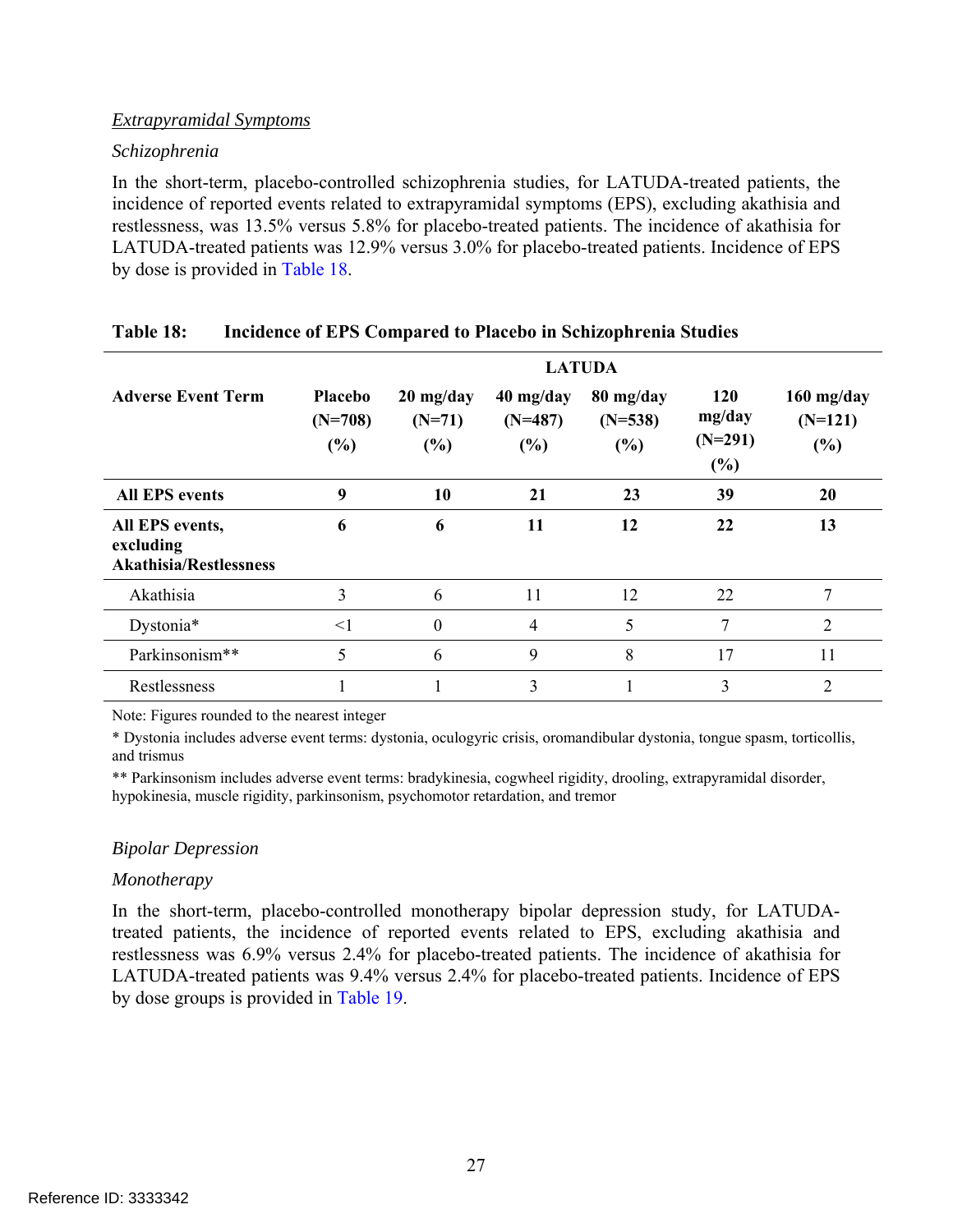### *Extrapyramidal Symptoms*

*Schizophrenia*

In the short-term, placebo-controlled schizophrenia studies, for LATUDA-treated patients, the incidence of reported events related to extrapyramidal symptoms (EPS), excluding akathisia and restlessness, was 13.5% versus 5.8% for placebo-treated patients. The incidence of akathisia for LATUDA-treated patients was 12.9% versus 3.0% for placebo-treated patients. Incidence of EPS by dose is provided in Table 18.

**Table 18: Incidence of EPS Compared to Placebo in Schizophrenia Studies**

| | | LATUDA | | | | |
|---|---|---|---|---|---|---|
| **Adverse Event Term** | **Placebo (N=708) (%)** | **20 mg/day (N=71) (%)** | **40 mg/day (N=487) (%)** | **80 mg/day (N=538) (%)** | **120 mg/day (N=291) (%)** | **160 mg/day (N=121) (%)** |
| **All EPS events** | **9** | **10** | **21** | **23** | **39** | **20** |
| **All EPS events, excluding Akathisia/Restlessness** | **6** | **6** | **11** | **12** | **22** | **13** |
| Akathisia | 3 | 6 | 11 | 12 | 22 | 7 |
| Dystonia* | <1 | 0 | 4 | 5 | 7 | 2 |
| Parkinsonism** | 5 | 6 | 9 | 8 | 17 | 11 |
| Restlessness | 1 | 1 | 3 | 1 | 3 | 2 |

Note: Figures rounded to the nearest integer

* Dystonia includes adverse event terms: dystonia, oculogyric crisis, oromandibular dystonia, tongue spasm, torticollis, and trismus

** Parkinsonism includes adverse event terms: bradykinesia, cogwheel rigidity, drooling, extrapyramidal disorder, hypokinesia, muscle rigidity, parkinsonism, psychomotor retardation, and tremor

*Bipolar Depression*

*Monotherapy*

In the short-term, placebo-controlled monotherapy bipolar depression study, for LATUDA-treated patients, the incidence of reported events related to EPS, excluding akathisia and restlessness was 6.9% versus 2.4% for placebo-treated patients. The incidence of akathisia for LATUDA-treated patients was 9.4% versus 2.4% for placebo-treated patients. Incidence of EPS by dose groups is provided in Table 19.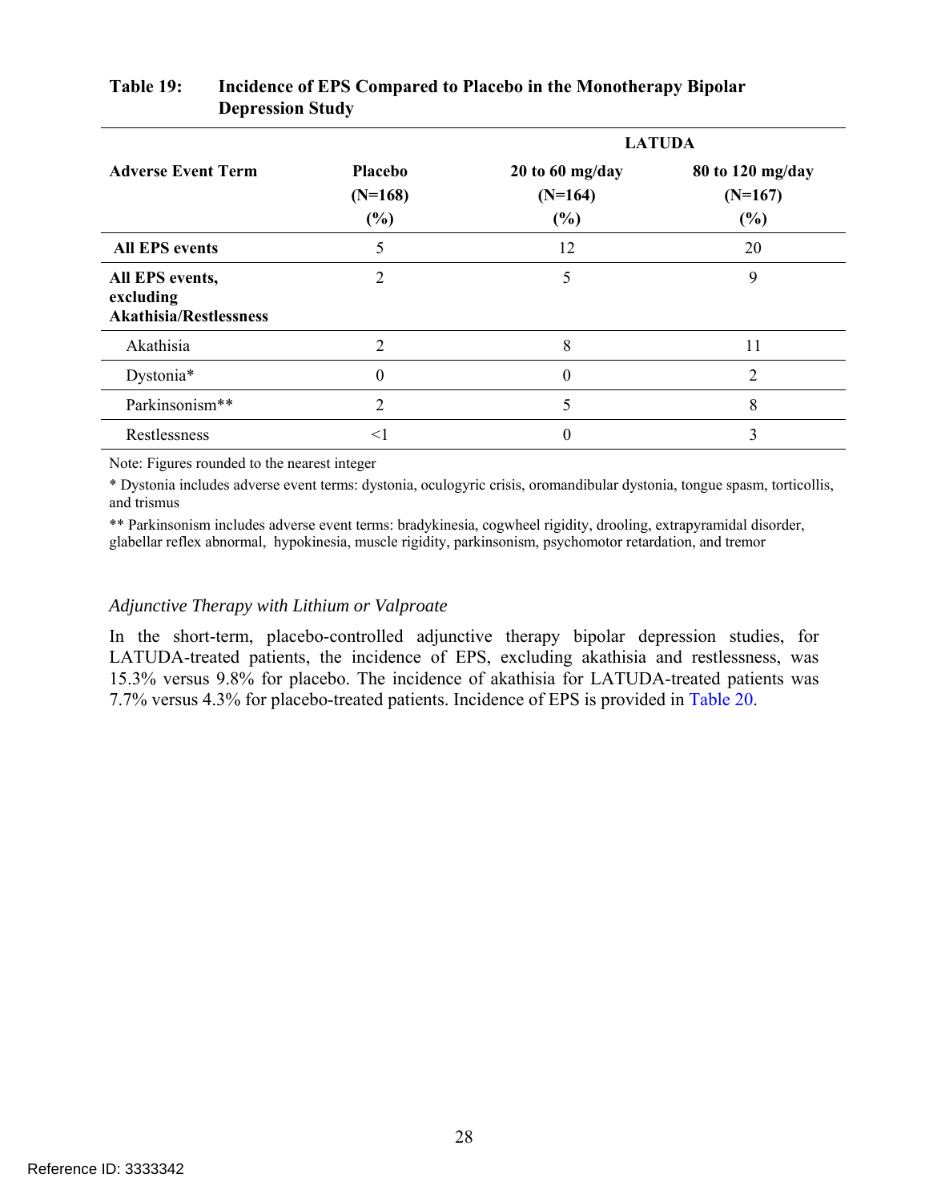**Table 19: Incidence of EPS Compared to Placebo in the Monotherapy Bipolar Depression Study**

| Adverse Event Term | Placebo (N=168) (%) | LATUDA 20 to 60 mg/day (N=164) (%) | LATUDA 80 to 120 mg/day (N=167) (%) |
|---|---|---|---|
| **All EPS events** | 5 | 12 | 20 |
| **All EPS events, excluding Akathisia/Restlessness** | 2 | 5 | 9 |
| Akathisia | 2 | 8 | 11 |
| Dystonia* | 0 | 0 | 2 |
| Parkinsonism** | 2 | 5 | 8 |
| Restlessness | <1 | 0 | 3 |

Note: Figures rounded to the nearest integer

* Dystonia includes adverse event terms: dystonia, oculogyric crisis, oromandibular dystonia, tongue spasm, torticollis, and trismus

** Parkinsonism includes adverse event terms: bradykinesia, cogwheel rigidity, drooling, extrapyramidal disorder, glabellar reflex abnormal, hypokinesia, muscle rigidity, parkinsonism, psychomotor retardation, and tremor

*Adjunctive Therapy with Lithium or Valproate*

In the short-term, placebo-controlled adjunctive therapy bipolar depression studies, for LATUDA-treated patients, the incidence of EPS, excluding akathisia and restlessness, was 15.3% versus 9.8% for placebo. The incidence of akathisia for LATUDA-treated patients was 7.7% versus 4.3% for placebo-treated patients. Incidence of EPS is provided in Table 20.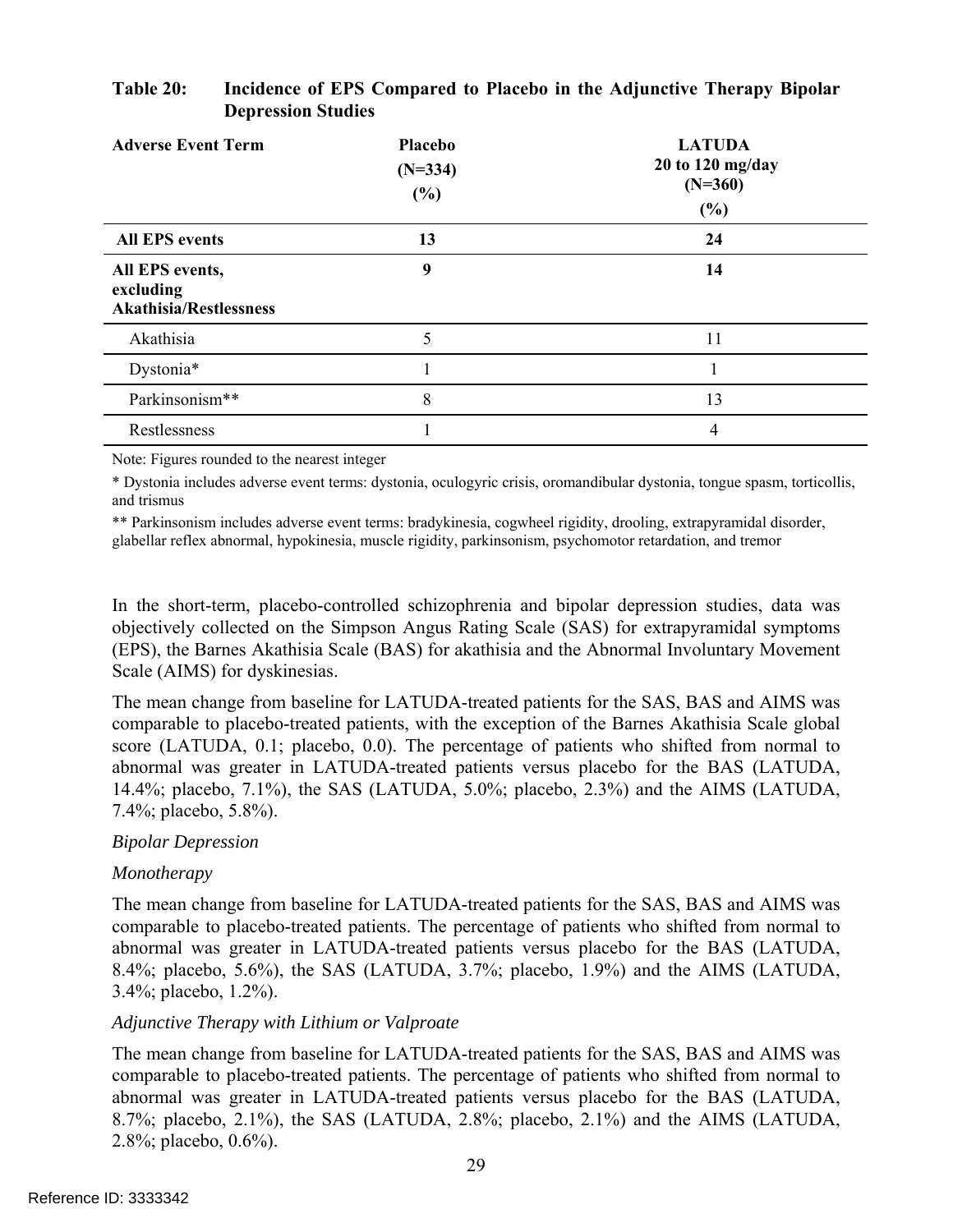**Table 20: Incidence of EPS Compared to Placebo in the Adjunctive Therapy Bipolar Depression Studies**

| Adverse Event Term | Placebo (N=334) (%) | LATUDA 20 to 120 mg/day (N=360) (%) |
|---|---|---|
| **All EPS events** | **13** | **24** |
| **All EPS events, excluding Akathisia/Restlessness** | **9** | **14** |
| Akathisia | 5 | 11 |
| Dystonia* | 1 | 1 |
| Parkinsonism** | 8 | 13 |
| Restlessness | 1 | 4 |

Note: Figures rounded to the nearest integer

\* Dystonia includes adverse event terms: dystonia, oculogyric crisis, oromandibular dystonia, tongue spasm, torticollis, and trismus

\*\* Parkinsonism includes adverse event terms: bradykinesia, cogwheel rigidity, drooling, extrapyramidal disorder, glabellar reflex abnormal, hypokinesia, muscle rigidity, parkinsonism, psychomotor retardation, and tremor

In the short-term, placebo-controlled schizophrenia and bipolar depression studies, data was objectively collected on the Simpson Angus Rating Scale (SAS) for extrapyramidal symptoms (EPS), the Barnes Akathisia Scale (BAS) for akathisia and the Abnormal Involuntary Movement Scale (AIMS) for dyskinesias.

The mean change from baseline for LATUDA-treated patients for the SAS, BAS and AIMS was comparable to placebo-treated patients, with the exception of the Barnes Akathisia Scale global score (LATUDA, 0.1; placebo, 0.0). The percentage of patients who shifted from normal to abnormal was greater in LATUDA-treated patients versus placebo for the BAS (LATUDA, 14.4%; placebo, 7.1%), the SAS (LATUDA, 5.0%; placebo, 2.3%) and the AIMS (LATUDA, 7.4%; placebo, 5.8%).

*Bipolar Depression*

*Monotherapy*

The mean change from baseline for LATUDA-treated patients for the SAS, BAS and AIMS was comparable to placebo-treated patients. The percentage of patients who shifted from normal to abnormal was greater in LATUDA-treated patients versus placebo for the BAS (LATUDA, 8.4%; placebo, 5.6%), the SAS (LATUDA, 3.7%; placebo, 1.9%) and the AIMS (LATUDA, 3.4%; placebo, 1.2%).

*Adjunctive Therapy with Lithium or Valproate*

The mean change from baseline for LATUDA-treated patients for the SAS, BAS and AIMS was comparable to placebo-treated patients. The percentage of patients who shifted from normal to abnormal was greater in LATUDA-treated patients versus placebo for the BAS (LATUDA, 8.7%; placebo, 2.1%), the SAS (LATUDA, 2.8%; placebo, 2.1%) and the AIMS (LATUDA, 2.8%; placebo, 0.6%).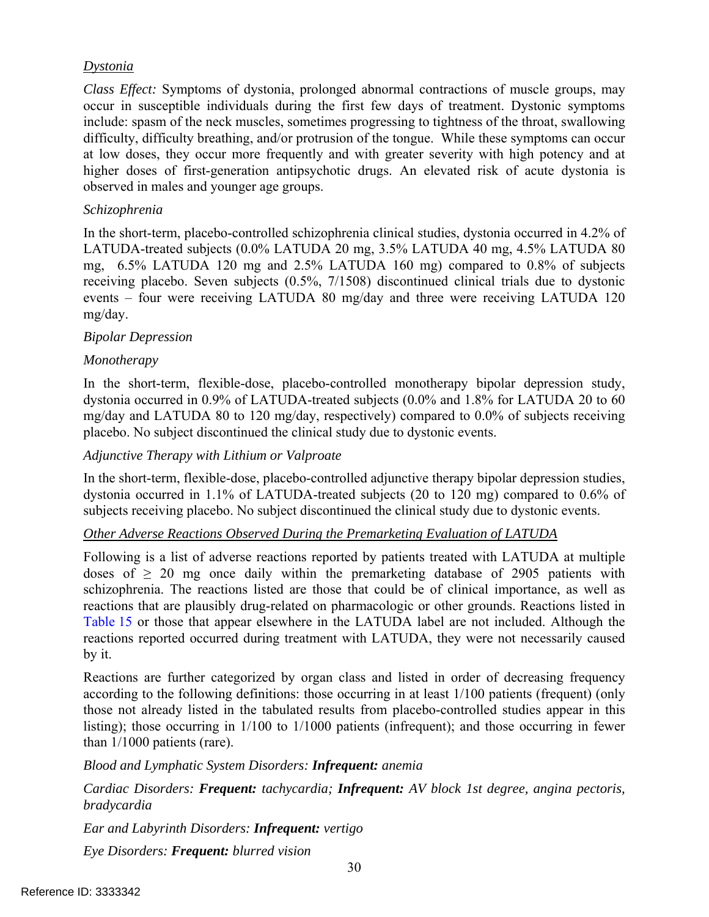*Dystonia*

*Class Effect:* Symptoms of dystonia, prolonged abnormal contractions of muscle groups, may occur in susceptible individuals during the first few days of treatment. Dystonic symptoms include: spasm of the neck muscles, sometimes progressing to tightness of the throat, swallowing difficulty, difficulty breathing, and/or protrusion of the tongue. While these symptoms can occur at low doses, they occur more frequently and with greater severity with high potency and at higher doses of first-generation antipsychotic drugs. An elevated risk of acute dystonia is observed in males and younger age groups.

*Schizophrenia*

In the short-term, placebo-controlled schizophrenia clinical studies, dystonia occurred in 4.2% of LATUDA-treated subjects (0.0% LATUDA 20 mg, 3.5% LATUDA 40 mg, 4.5% LATUDA 80 mg, 6.5% LATUDA 120 mg and 2.5% LATUDA 160 mg) compared to 0.8% of subjects receiving placebo. Seven subjects (0.5%, 7/1508) discontinued clinical trials due to dystonic events – four were receiving LATUDA 80 mg/day and three were receiving LATUDA 120 mg/day.

*Bipolar Depression*

*Monotherapy*

In the short-term, flexible-dose, placebo-controlled monotherapy bipolar depression study, dystonia occurred in 0.9% of LATUDA-treated subjects (0.0% and 1.8% for LATUDA 20 to 60 mg/day and LATUDA 80 to 120 mg/day, respectively) compared to 0.0% of subjects receiving placebo. No subject discontinued the clinical study due to dystonic events.

*Adjunctive Therapy with Lithium or Valproate*

In the short-term, flexible-dose, placebo-controlled adjunctive therapy bipolar depression studies, dystonia occurred in 1.1% of LATUDA-treated subjects (20 to 120 mg) compared to 0.6% of subjects receiving placebo. No subject discontinued the clinical study due to dystonic events.

*Other Adverse Reactions Observed During the Premarketing Evaluation of LATUDA*

Following is a list of adverse reactions reported by patients treated with LATUDA at multiple doses of ≥ 20 mg once daily within the premarketing database of 2905 patients with schizophrenia. The reactions listed are those that could be of clinical importance, as well as reactions that are plausibly drug-related on pharmacologic or other grounds. Reactions listed in Table 15 or those that appear elsewhere in the LATUDA label are not included. Although the reactions reported occurred during treatment with LATUDA, they were not necessarily caused by it.

Reactions are further categorized by organ class and listed in order of decreasing frequency according to the following definitions: those occurring in at least 1/100 patients (frequent) (only those not already listed in the tabulated results from placebo-controlled studies appear in this listing); those occurring in 1/100 to 1/1000 patients (infrequent); and those occurring in fewer than 1/1000 patients (rare).

*Blood and Lymphatic System Disorders:* ***Infrequent:*** *anemia*

*Cardiac Disorders:* ***Frequent:*** *tachycardia;* ***Infrequent:*** *AV block 1st degree, angina pectoris, bradycardia*

*Ear and Labyrinth Disorders:* ***Infrequent:*** *vertigo*

*Eye Disorders:* ***Frequent:*** *blurred vision*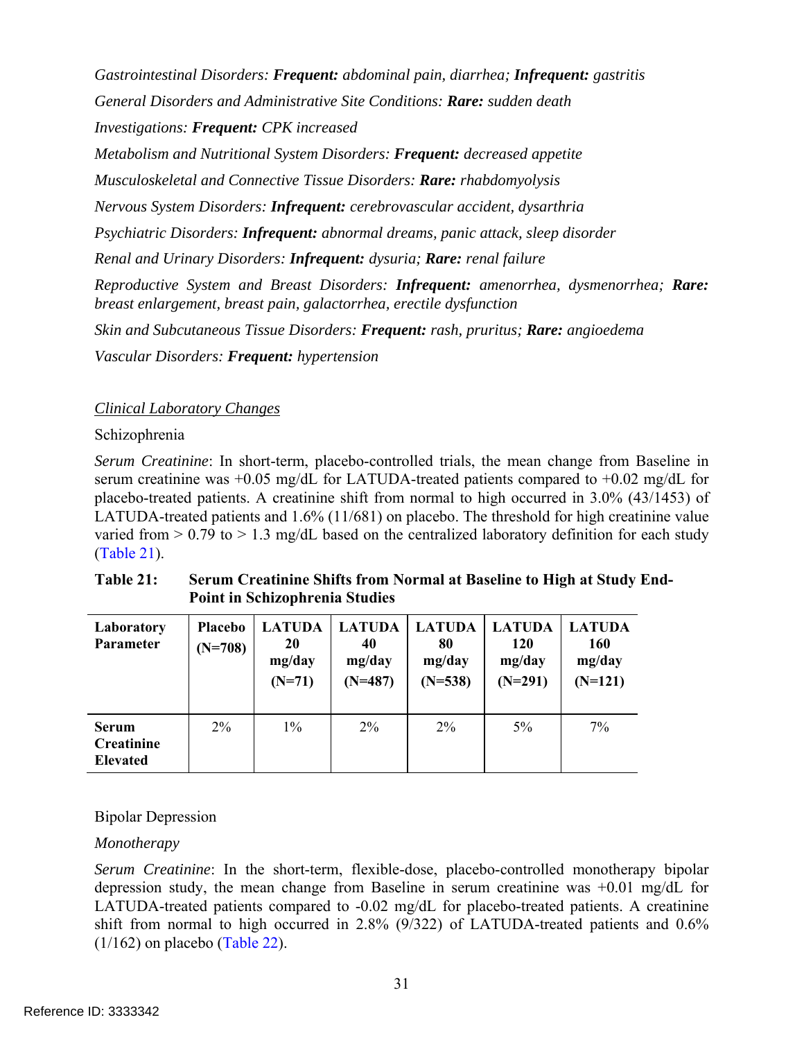*Gastrointestinal Disorders:* ***Frequent:*** *abdominal pain, diarrhea;* ***Infrequent:*** *gastritis*

*General Disorders and Administrative Site Conditions:* ***Rare:*** *sudden death*

*Investigations:* ***Frequent:*** *CPK increased*

*Metabolism and Nutritional System Disorders:* ***Frequent:*** *decreased appetite*

*Musculoskeletal and Connective Tissue Disorders:* ***Rare:*** *rhabdomyolysis*

*Nervous System Disorders:* ***Infrequent:*** *cerebrovascular accident, dysarthria*

*Psychiatric Disorders:* ***Infrequent:*** *abnormal dreams, panic attack, sleep disorder*

*Renal and Urinary Disorders:* ***Infrequent:*** *dysuria;* ***Rare:*** *renal failure*

*Reproductive System and Breast Disorders:* ***Infrequent:*** *amenorrhea, dysmenorrhea;* ***Rare:*** *breast enlargement, breast pain, galactorrhea, erectile dysfunction*

*Skin and Subcutaneous Tissue Disorders:* ***Frequent:*** *rash, pruritus;* ***Rare:*** *angioedema*

*Vascular Disorders:* ***Frequent:*** *hypertension*

*Clinical Laboratory Changes*

Schizophrenia

*Serum Creatinine*: In short-term, placebo-controlled trials, the mean change from Baseline in serum creatinine was +0.05 mg/dL for LATUDA-treated patients compared to +0.02 mg/dL for placebo-treated patients. A creatinine shift from normal to high occurred in 3.0% (43/1453) of LATUDA-treated patients and 1.6% (11/681) on placebo. The threshold for high creatinine value varied from > 0.79 to > 1.3 mg/dL based on the centralized laboratory definition for each study (Table 21).

**Table 21: Serum Creatinine Shifts from Normal at Baseline to High at Study End-Point in Schizophrenia Studies**

| Laboratory Parameter | Placebo (N=708) | LATUDA 20 mg/day (N=71) | LATUDA 40 mg/day (N=487) | LATUDA 80 mg/day (N=538) | LATUDA 120 mg/day (N=291) | LATUDA 160 mg/day (N=121) |
|---|---|---|---|---|---|---|
| **Serum Creatinine Elevated** | 2% | 1% | 2% | 2% | 5% | 7% |

Bipolar Depression

*Monotherapy*

*Serum Creatinine*: In the short-term, flexible-dose, placebo-controlled monotherapy bipolar depression study, the mean change from Baseline in serum creatinine was +0.01 mg/dL for LATUDA-treated patients compared to -0.02 mg/dL for placebo-treated patients. A creatinine shift from normal to high occurred in 2.8% (9/322) of LATUDA-treated patients and 0.6% (1/162) on placebo (Table 22).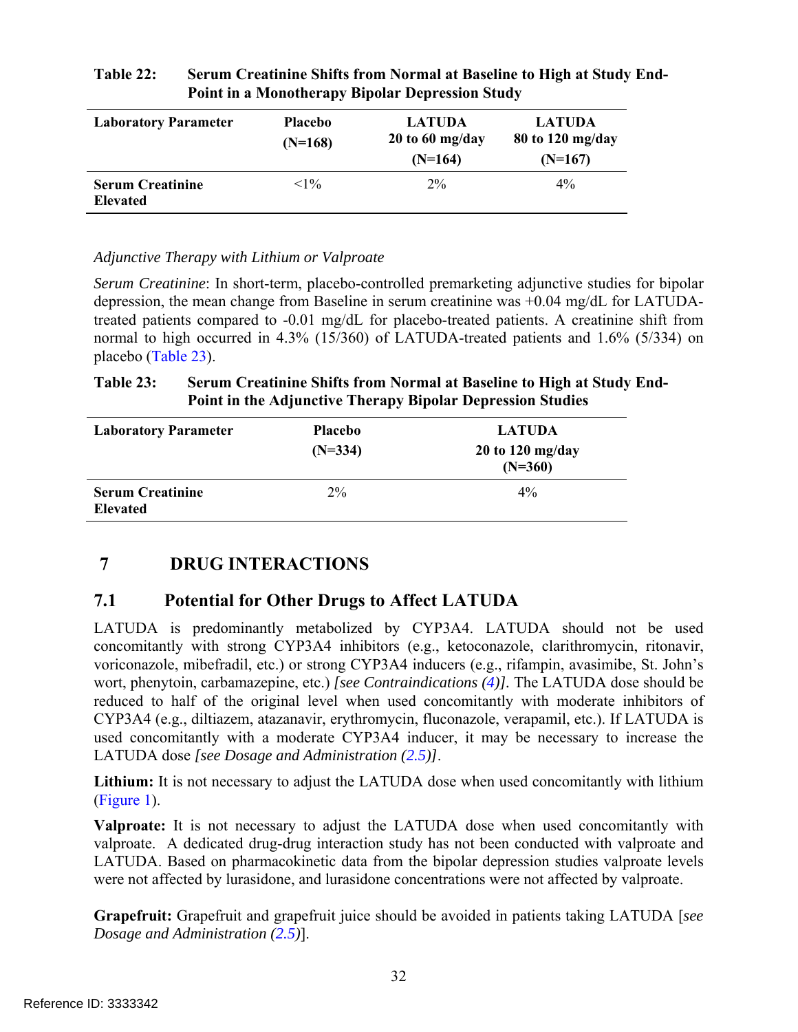**Table 22: Serum Creatinine Shifts from Normal at Baseline to High at Study End-Point in a Monotherapy Bipolar Depression Study**

| Laboratory Parameter | Placebo (N=168) | LATUDA 20 to 60 mg/day (N=164) | LATUDA 80 to 120 mg/day (N=167) |
|---|---|---|---|
| **Serum Creatinine Elevated** | <1% | 2% | 4% |

*Adjunctive Therapy with Lithium or Valproate*

*Serum Creatinine*: In short-term, placebo-controlled premarketing adjunctive studies for bipolar depression, the mean change from Baseline in serum creatinine was +0.04 mg/dL for LATUDA-treated patients compared to -0.01 mg/dL for placebo-treated patients. A creatinine shift from normal to high occurred in 4.3% (15/360) of LATUDA-treated patients and 1.6% (5/334) on placebo (Table 23).

**Table 23: Serum Creatinine Shifts from Normal at Baseline to High at Study End-Point in the Adjunctive Therapy Bipolar Depression Studies**

| Laboratory Parameter | Placebo (N=334) | LATUDA 20 to 120 mg/day (N=360) |
|---|---|---|
| **Serum Creatinine Elevated** | 2% | 4% |

# 7 DRUG INTERACTIONS

## 7.1 Potential for Other Drugs to Affect LATUDA

LATUDA is predominantly metabolized by CYP3A4. LATUDA should not be used concomitantly with strong CYP3A4 inhibitors (e.g., ketoconazole, clarithromycin, ritonavir, voriconazole, mibefradil, etc.) or strong CYP3A4 inducers (e.g., rifampin, avasimibe, St. John's wort, phenytoin, carbamazepine, etc.) *[see Contraindications (4)]*. The LATUDA dose should be reduced to half of the original level when used concomitantly with moderate inhibitors of CYP3A4 (e.g., diltiazem, atazanavir, erythromycin, fluconazole, verapamil, etc.). If LATUDA is used concomitantly with a moderate CYP3A4 inducer, it may be necessary to increase the LATUDA dose *[see Dosage and Administration (2.5)]*.

**Lithium:** It is not necessary to adjust the LATUDA dose when used concomitantly with lithium (Figure 1).

**Valproate:** It is not necessary to adjust the LATUDA dose when used concomitantly with valproate. A dedicated drug-drug interaction study has not been conducted with valproate and LATUDA. Based on pharmacokinetic data from the bipolar depression studies valproate levels were not affected by lurasidone, and lurasidone concentrations were not affected by valproate.

**Grapefruit:** Grapefruit and grapefruit juice should be avoided in patients taking LATUDA [*see Dosage and Administration (2.5)*].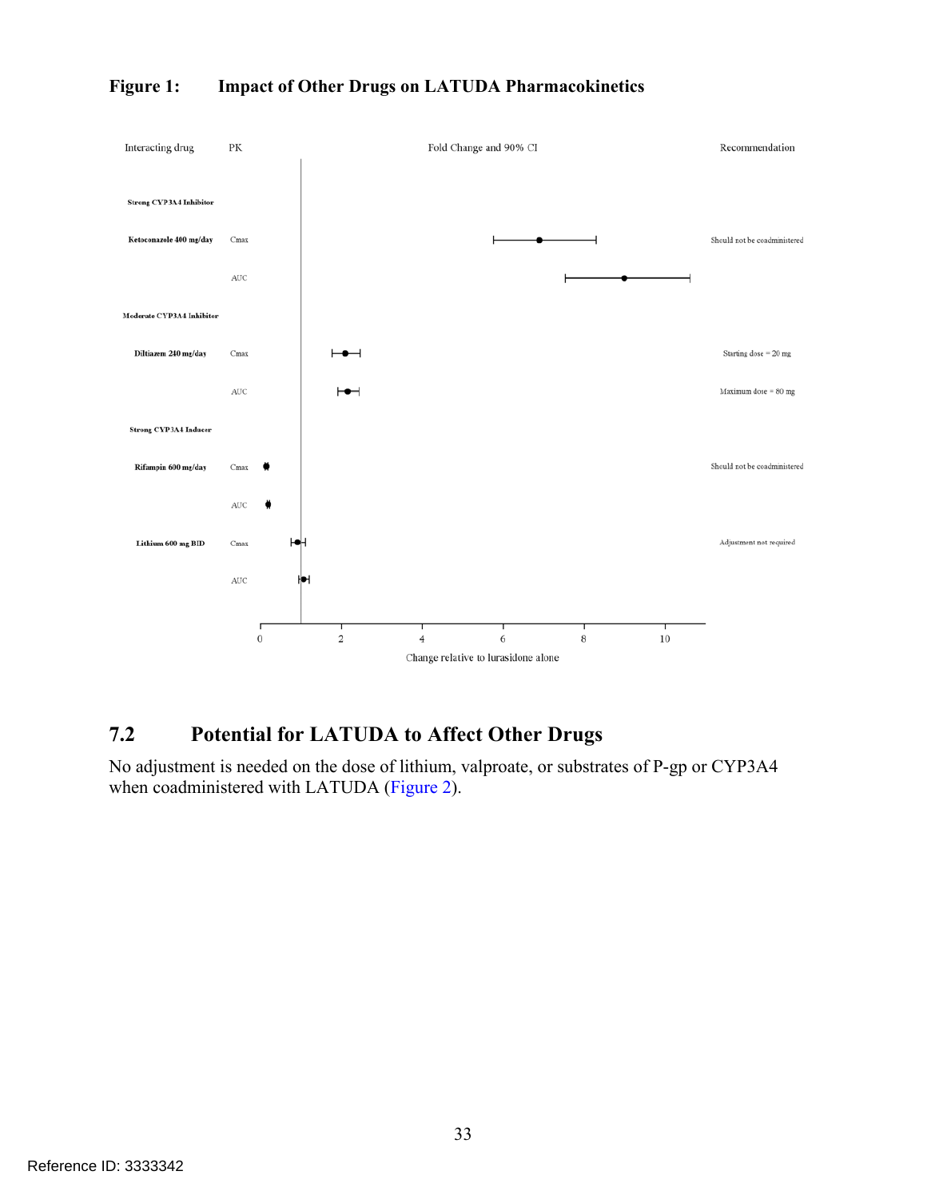**Figure 1: Impact of Other Drugs on LATUDA Pharmacokinetics**

| Interacting drug | PK | Recommendation |
| --- | --- | --- |
| **Strong CYP3A4 Inhibitor** | | |
| **Ketoconazole 400 mg/day** | Cmax | Should not be coadministered |
| | AUC | |
| **Moderate CYP3A4 Inhibitor** | | |
| **Diltiazem 240 mg/day** | Cmax | Starting dose = 20 mg |
| | AUC | Maximum dose = 80 mg |
| **Strong CYP3A4 Inducer** | | |
| **Rifampin 600 mg/day** | Cmax | Should not be coadministered |
| | AUC | |
| **Lithium 600 mg BID** | Cmax | Adjustment not required |
| | AUC | |

Fold Change and 90% CI

Change relative to lurasidone alone

## 7.2 Potential for LATUDA to Affect Other Drugs

No adjustment is needed on the dose of lithium, valproate, or substrates of P-gp or CYP3A4 when coadministered with LATUDA (Figure 2).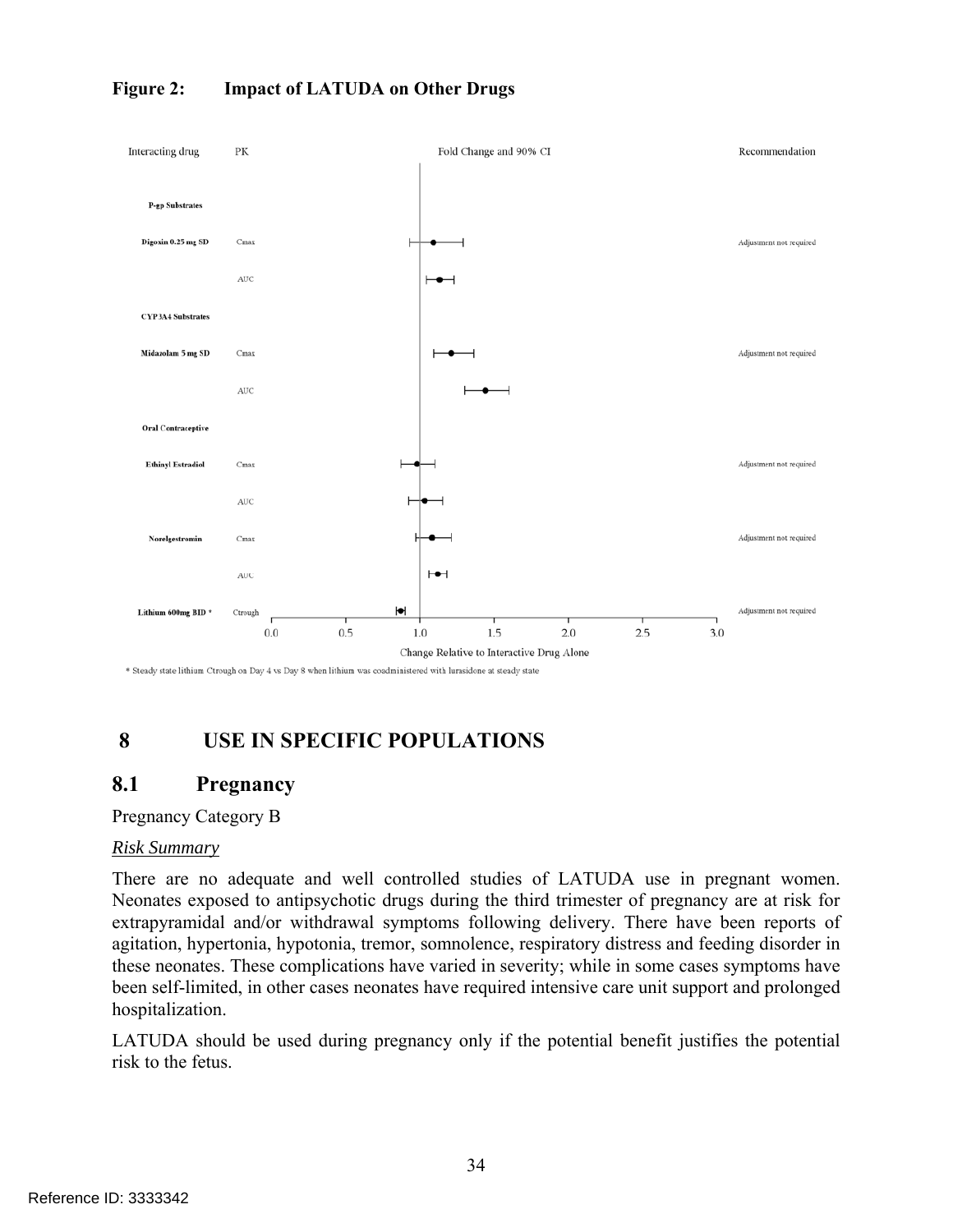**Figure 2: Impact of LATUDA on Other Drugs**

| Interacting drug | PK | Recommendation |
|---|---|---|
| **P-gp Substrates** | | |
| **Digoxin 0.25 mg SD** | Cmax | Adjustment not required |
| | AUC | |
| **CYP3A4 Substrates** | | |
| **Midazolam 5 mg SD** | Cmax | Adjustment not required |
| | AUC | |
| **Oral Contraceptive** | | |
| **Ethinyl Estradiol** | Cmax | Adjustment not required |
| | AUC | |
| **Norelgestromin** | Cmax | Adjustment not required |
| | AUC | |
| **Lithium 600mg BID** * | Ctrough | Adjustment not required |

Fold Change and 90% CI

Change Relative to Interactive Drug Alone

\* Steady state lithium Ctrough on Day 4 vs Day 8 when lithium was coadministered with lurasidone at steady state

# 8 USE IN SPECIFIC POPULATIONS

## 8.1 Pregnancy

Pregnancy Category B

*Risk Summary*

There are no adequate and well controlled studies of LATUDA use in pregnant women. Neonates exposed to antipsychotic drugs during the third trimester of pregnancy are at risk for extrapyramidal and/or withdrawal symptoms following delivery. There have been reports of agitation, hypertonia, hypotonia, tremor, somnolence, respiratory distress and feeding disorder in these neonates. These complications have varied in severity; while in some cases symptoms have been self-limited, in other cases neonates have required intensive care unit support and prolonged hospitalization.

LATUDA should be used during pregnancy only if the potential benefit justifies the potential risk to the fetus.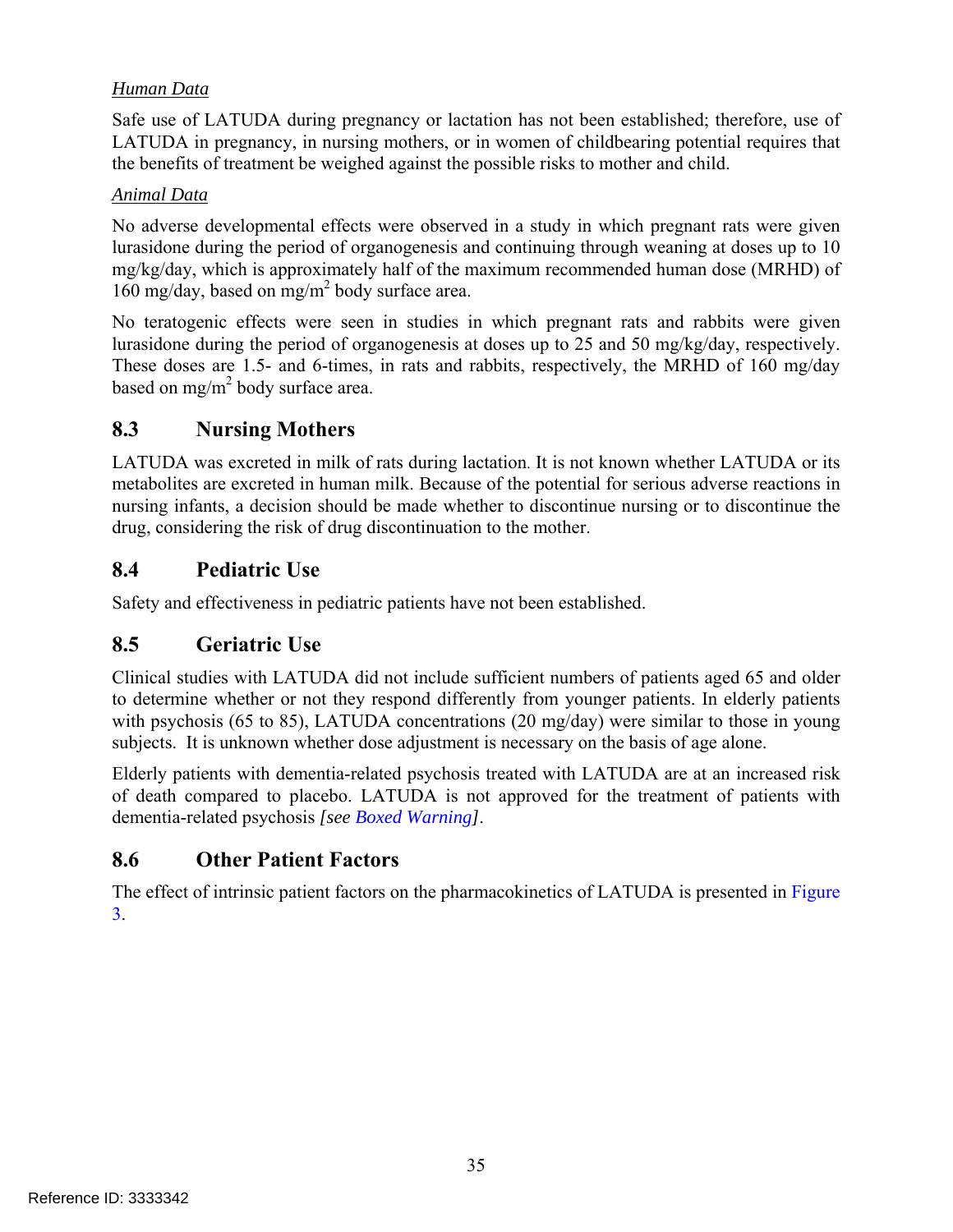*Human Data*

Safe use of LATUDA during pregnancy or lactation has not been established; therefore, use of LATUDA in pregnancy, in nursing mothers, or in women of childbearing potential requires that the benefits of treatment be weighed against the possible risks to mother and child.

*Animal Data*

No adverse developmental effects were observed in a study in which pregnant rats were given lurasidone during the period of organogenesis and continuing through weaning at doses up to 10 mg/kg/day, which is approximately half of the maximum recommended human dose (MRHD) of 160 mg/day, based on $mg/m^2$ body surface area.

No teratogenic effects were seen in studies in which pregnant rats and rabbits were given lurasidone during the period of organogenesis at doses up to 25 and 50 mg/kg/day, respectively. These doses are 1.5- and 6-times, in rats and rabbits, respectively, the MRHD of 160 mg/day based on $mg/m^2$ body surface area.

## 8.3 Nursing Mothers

LATUDA was excreted in milk of rats during lactation. It is not known whether LATUDA or its metabolites are excreted in human milk. Because of the potential for serious adverse reactions in nursing infants, a decision should be made whether to discontinue nursing or to discontinue the drug, considering the risk of drug discontinuation to the mother.

## 8.4 Pediatric Use

Safety and effectiveness in pediatric patients have not been established.

## 8.5 Geriatric Use

Clinical studies with LATUDA did not include sufficient numbers of patients aged 65 and older to determine whether or not they respond differently from younger patients. In elderly patients with psychosis (65 to 85), LATUDA concentrations (20 mg/day) were similar to those in young subjects. It is unknown whether dose adjustment is necessary on the basis of age alone.

Elderly patients with dementia-related psychosis treated with LATUDA are at an increased risk of death compared to placebo. LATUDA is not approved for the treatment of patients with dementia-related psychosis *[see Boxed Warning]*.

## 8.6 Other Patient Factors

The effect of intrinsic patient factors on the pharmacokinetics of LATUDA is presented in Figure 3.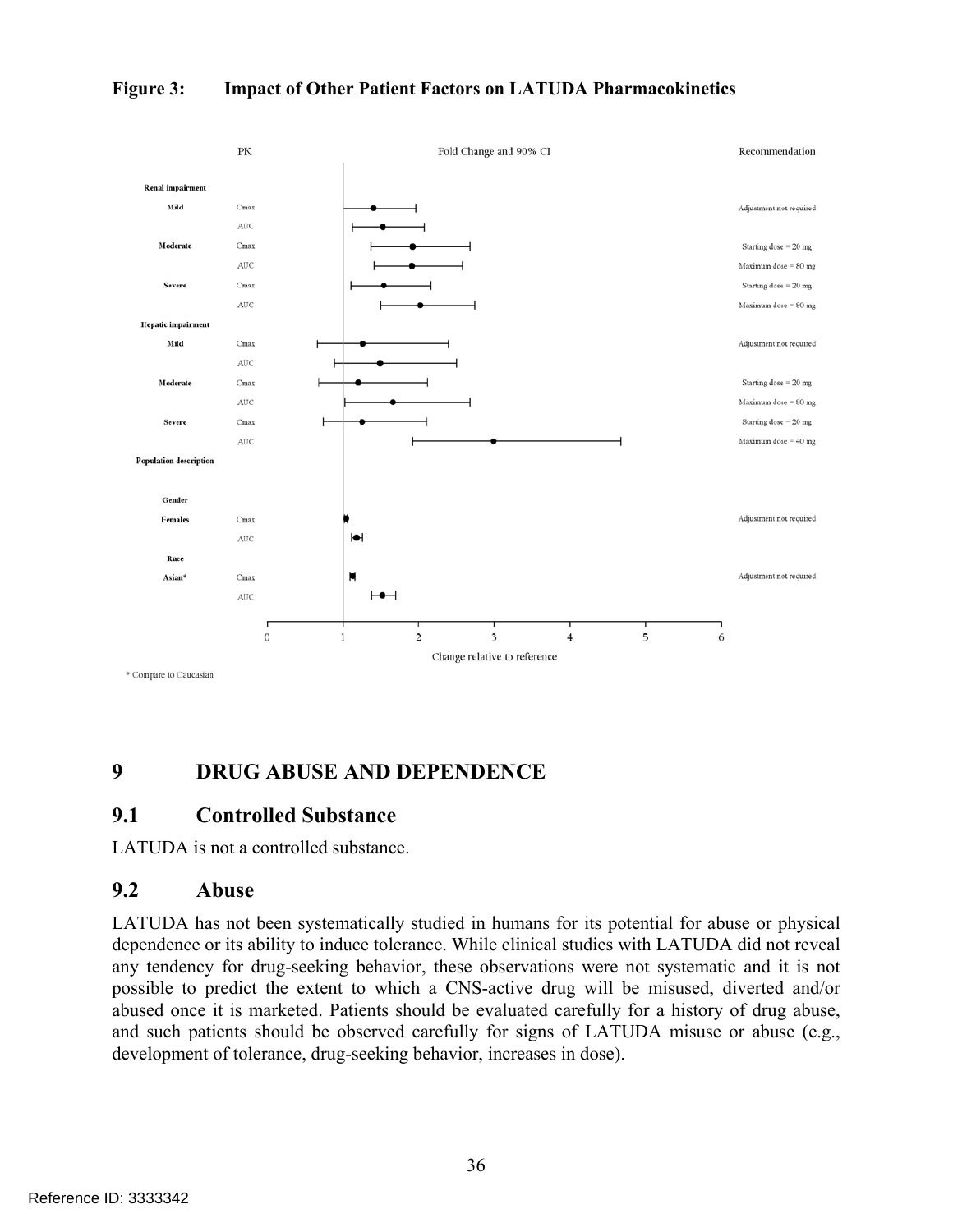**Figure 3: Impact of Other Patient Factors on LATUDA Pharmacokinetics**

| | PK | Recommendation |
|---|---|---|
| **Renal impairment** | | |
| Mild | Cmax | Adjustment not required |
| | AUC | |
| Moderate | Cmax | Starting dose = 20 mg |
| | AUC | Maximum dose = 80 mg |
| Severe | Cmax | Starting dose = 20 mg |
| | AUC | Maximum dose = 80 mg |
| **Hepatic impairment** | | |
| Mild | Cmax | Adjustment not required |
| | AUC | |
| Moderate | Cmax | Starting dose = 20 mg |
| | AUC | Maximum dose = 80 mg |
| Severe | Cmax | Starting dose = 20 mg |
| | AUC | Maximum dose = 40 mg |
| **Population description** | | |
| **Gender** | | |
| Females | Cmax | Adjustment not required |
| | AUC | |
| **Race** | | |
| Asian* | Cmax | Adjustment not required |
| | AUC | |

Fold Change and 90% CI — Change relative to reference (axis 0 to 6)

\* Compare to Caucasian

# 9 DRUG ABUSE AND DEPENDENCE

## 9.1 Controlled Substance

LATUDA is not a controlled substance.

## 9.2 Abuse

LATUDA has not been systematically studied in humans for its potential for abuse or physical dependence or its ability to induce tolerance. While clinical studies with LATUDA did not reveal any tendency for drug-seeking behavior, these observations were not systematic and it is not possible to predict the extent to which a CNS-active drug will be misused, diverted and/or abused once it is marketed. Patients should be evaluated carefully for a history of drug abuse, and such patients should be observed carefully for signs of LATUDA misuse or abuse (e.g., development of tolerance, drug-seeking behavior, increases in dose).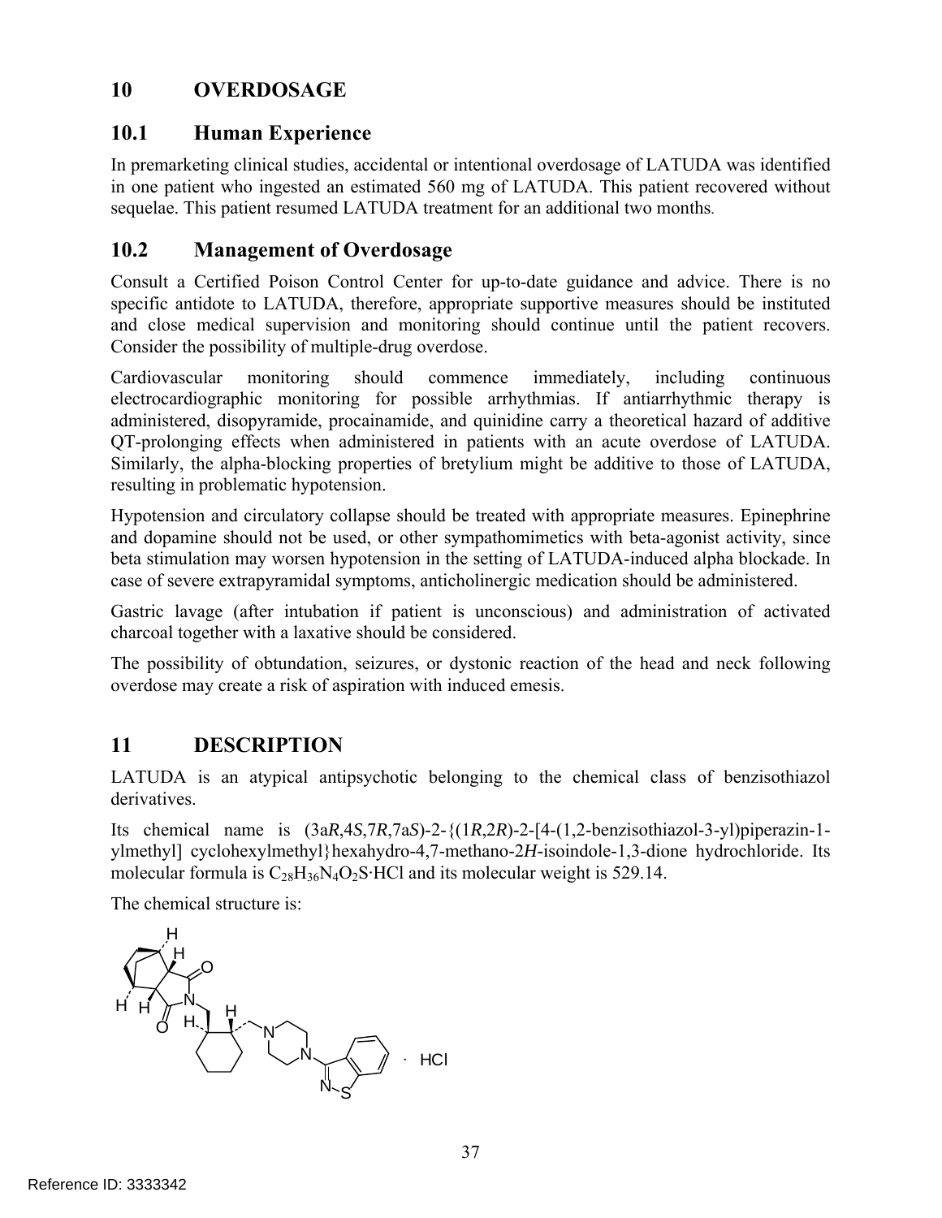## 10 OVERDOSAGE

### 10.1 Human Experience

In premarketing clinical studies, accidental or intentional overdosage of LATUDA was identified in one patient who ingested an estimated 560 mg of LATUDA. This patient recovered without sequelae. This patient resumed LATUDA treatment for an additional two months.

### 10.2 Management of Overdosage

Consult a Certified Poison Control Center for up-to-date guidance and advice. There is no specific antidote to LATUDA, therefore, appropriate supportive measures should be instituted and close medical supervision and monitoring should continue until the patient recovers. Consider the possibility of multiple-drug overdose.

Cardiovascular monitoring should commence immediately, including continuous electrocardiographic monitoring for possible arrhythmias. If antiarrhythmic therapy is administered, disopyramide, procainamide, and quinidine carry a theoretical hazard of additive QT-prolonging effects when administered in patients with an acute overdose of LATUDA. Similarly, the alpha-blocking properties of bretylium might be additive to those of LATUDA, resulting in problematic hypotension.

Hypotension and circulatory collapse should be treated with appropriate measures. Epinephrine and dopamine should not be used, or other sympathomimetics with beta-agonist activity, since beta stimulation may worsen hypotension in the setting of LATUDA-induced alpha blockade. In case of severe extrapyramidal symptoms, anticholinergic medication should be administered.

Gastric lavage (after intubation if patient is unconscious) and administration of activated charcoal together with a laxative should be considered.

The possibility of obtundation, seizures, or dystonic reaction of the head and neck following overdose may create a risk of aspiration with induced emesis.

## 11 DESCRIPTION

LATUDA is an atypical antipsychotic belonging to the chemical class of benzisothiazol derivatives.

Its chemical name is (3a*R*,4*S*,7*R*,7a*S*)-2-{(1*R*,2*R*)-2-[4-(1,2-benzisothiazol-3-yl)piperazin-1-ylmethyl] cyclohexylmethyl}hexahydro-4,7-methano-2*H*-isoindole-1,3-dione hydrochloride. Its molecular formula is $C_{28}H_{36}N_4O_2S{\cdot}HCl$ and its molecular weight is 529.14.

The chemical structure is: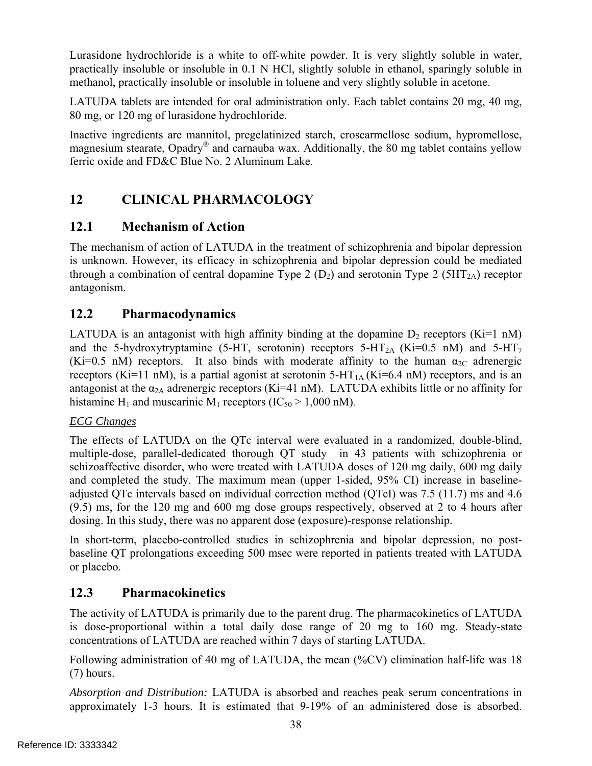Lurasidone hydrochloride is a white to off-white powder. It is very slightly soluble in water, practically insoluble or insoluble in 0.1 N HCl, slightly soluble in ethanol, sparingly soluble in methanol, practically insoluble or insoluble in toluene and very slightly soluble in acetone.

LATUDA tablets are intended for oral administration only. Each tablet contains 20 mg, 40 mg, 80 mg, or 120 mg of lurasidone hydrochloride.

Inactive ingredients are mannitol, pregelatinized starch, croscarmellose sodium, hypromellose, magnesium stearate, Opadry® and carnauba wax. Additionally, the 80 mg tablet contains yellow ferric oxide and FD&C Blue No. 2 Aluminum Lake.

# 12 CLINICAL PHARMACOLOGY

## 12.1 Mechanism of Action

The mechanism of action of LATUDA in the treatment of schizophrenia and bipolar depression is unknown. However, its efficacy in schizophrenia and bipolar depression could be mediated through a combination of central dopamine Type 2 ($D_2$) and serotonin Type 2 ($5HT_{2A}$) receptor antagonism.

## 12.2 Pharmacodynamics

LATUDA is an antagonist with high affinity binding at the dopamine $D_2$ receptors (Ki=1 nM) and the 5-hydroxytryptamine (5-HT, serotonin) receptors $5\text{-}HT_{2A}$ (Ki=0.5 nM) and $5\text{-}HT_7$ (Ki=0.5 nM) receptors. It also binds with moderate affinity to the human $\alpha_{2C}$ adrenergic receptors (Ki=11 nM), is a partial agonist at serotonin $5\text{-}HT_{1A}$ (Ki=6.4 nM) receptors, and is an antagonist at the $\alpha_{2A}$ adrenergic receptors (Ki=41 nM). LATUDA exhibits little or no affinity for histamine $H_1$ and muscarinic $M_1$ receptors ($IC_{50}$ > 1,000 nM).

*ECG Changes*

The effects of LATUDA on the QTc interval were evaluated in a randomized, double-blind, multiple-dose, parallel-dedicated thorough QT study in 43 patients with schizophrenia or schizoaffective disorder, who were treated with LATUDA doses of 120 mg daily, 600 mg daily and completed the study. The maximum mean (upper 1-sided, 95% CI) increase in baseline-adjusted QTc intervals based on individual correction method (QTcI) was 7.5 (11.7) ms and 4.6 (9.5) ms, for the 120 mg and 600 mg dose groups respectively, observed at 2 to 4 hours after dosing. In this study, there was no apparent dose (exposure)-response relationship.

In short-term, placebo-controlled studies in schizophrenia and bipolar depression, no post-baseline QT prolongations exceeding 500 msec were reported in patients treated with LATUDA or placebo.

## 12.3 Pharmacokinetics

The activity of LATUDA is primarily due to the parent drug. The pharmacokinetics of LATUDA is dose-proportional within a total daily dose range of 20 mg to 160 mg. Steady-state concentrations of LATUDA are reached within 7 days of starting LATUDA.

Following administration of 40 mg of LATUDA, the mean (%CV) elimination half-life was 18 (7) hours.

*Absorption and Distribution:* LATUDA is absorbed and reaches peak serum concentrations in approximately 1-3 hours. It is estimated that 9-19% of an administered dose is absorbed.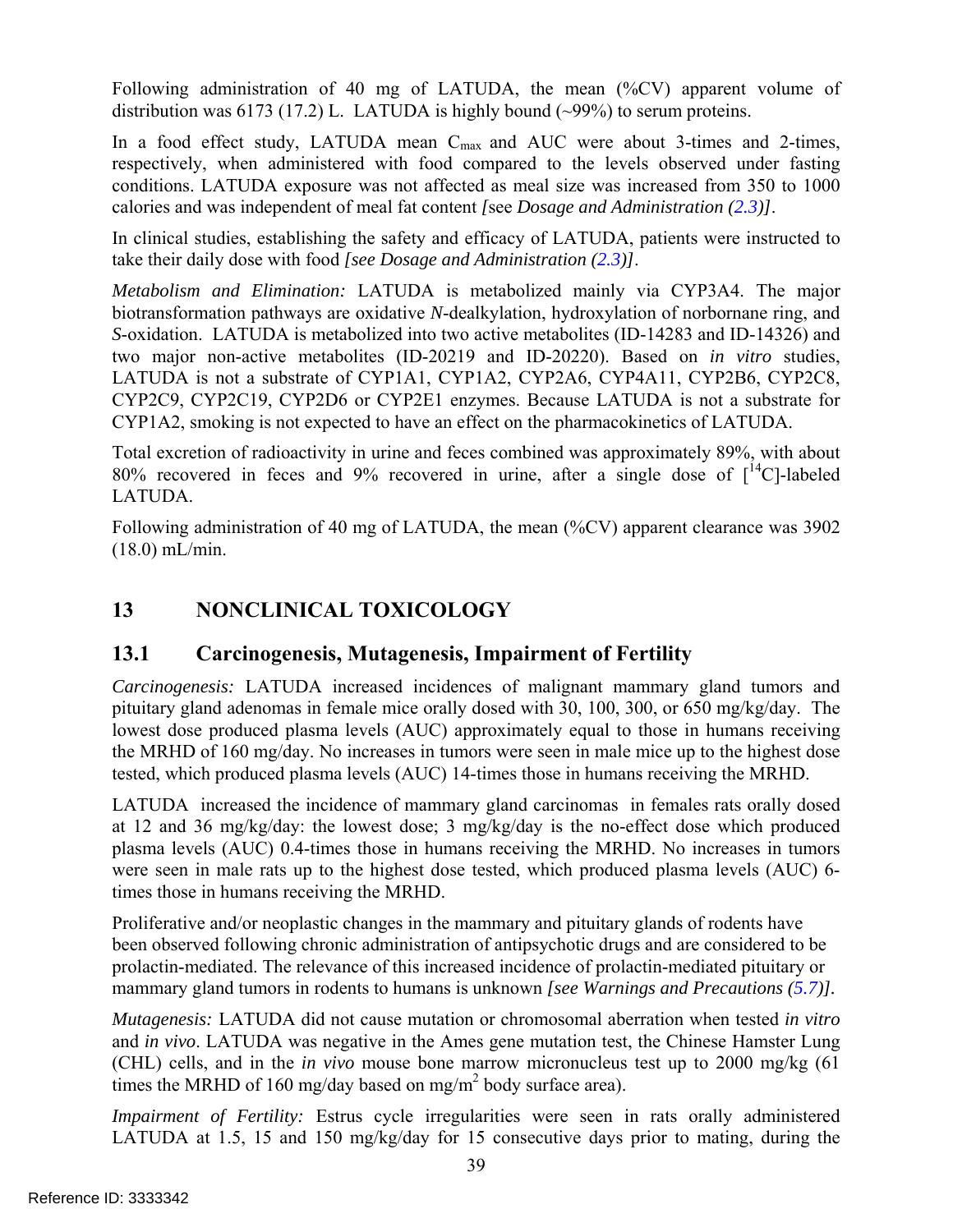Following administration of 40 mg of LATUDA, the mean (%CV) apparent volume of distribution was 6173 (17.2) L. LATUDA is highly bound (~99%) to serum proteins.

In a food effect study, LATUDA mean $C_{max}$ and AUC were about 3-times and 2-times, respectively, when administered with food compared to the levels observed under fasting conditions. LATUDA exposure was not affected as meal size was increased from 350 to 1000 calories and was independent of meal fat content *[*see *Dosage and Administration (2.3)]*.

In clinical studies, establishing the safety and efficacy of LATUDA, patients were instructed to take their daily dose with food *[see Dosage and Administration (2.3)]*.

*Metabolism and Elimination:* LATUDA is metabolized mainly via CYP3A4. The major biotransformation pathways are oxidative *N*-dealkylation, hydroxylation of norbornane ring, and *S*-oxidation. LATUDA is metabolized into two active metabolites (ID-14283 and ID-14326) and two major non-active metabolites (ID-20219 and ID-20220). Based on *in vitro* studies, LATUDA is not a substrate of CYP1A1, CYP1A2, CYP2A6, CYP4A11, CYP2B6, CYP2C8, CYP2C9, CYP2C19, CYP2D6 or CYP2E1 enzymes. Because LATUDA is not a substrate for CYP1A2, smoking is not expected to have an effect on the pharmacokinetics of LATUDA.

Total excretion of radioactivity in urine and feces combined was approximately 89%, with about 80% recovered in feces and 9% recovered in urine, after a single dose of [$^{14}$C]-labeled LATUDA.

Following administration of 40 mg of LATUDA, the mean (%CV) apparent clearance was 3902 (18.0) mL/min.

# 13 NONCLINICAL TOXICOLOGY

## 13.1 Carcinogenesis, Mutagenesis, Impairment of Fertility

*Carcinogenesis:* LATUDA increased incidences of malignant mammary gland tumors and pituitary gland adenomas in female mice orally dosed with 30, 100, 300, or 650 mg/kg/day. The lowest dose produced plasma levels (AUC) approximately equal to those in humans receiving the MRHD of 160 mg/day. No increases in tumors were seen in male mice up to the highest dose tested, which produced plasma levels (AUC) 14-times those in humans receiving the MRHD.

LATUDA increased the incidence of mammary gland carcinomas in females rats orally dosed at 12 and 36 mg/kg/day: the lowest dose; 3 mg/kg/day is the no-effect dose which produced plasma levels (AUC) 0.4-times those in humans receiving the MRHD. No increases in tumors were seen in male rats up to the highest dose tested, which produced plasma levels (AUC) 6-times those in humans receiving the MRHD.

Proliferative and/or neoplastic changes in the mammary and pituitary glands of rodents have been observed following chronic administration of antipsychotic drugs and are considered to be prolactin-mediated. The relevance of this increased incidence of prolactin-mediated pituitary or mammary gland tumors in rodents to humans is unknown *[see Warnings and Precautions (5.7)]*.

*Mutagenesis:* LATUDA did not cause mutation or chromosomal aberration when tested *in vitro* and *in vivo*. LATUDA was negative in the Ames gene mutation test, the Chinese Hamster Lung (CHL) cells, and in the *in vivo* mouse bone marrow micronucleus test up to 2000 mg/kg (61 times the MRHD of 160 mg/day based on mg/m$^2$ body surface area).

*Impairment of Fertility:* Estrus cycle irregularities were seen in rats orally administered LATUDA at 1.5, 15 and 150 mg/kg/day for 15 consecutive days prior to mating, during the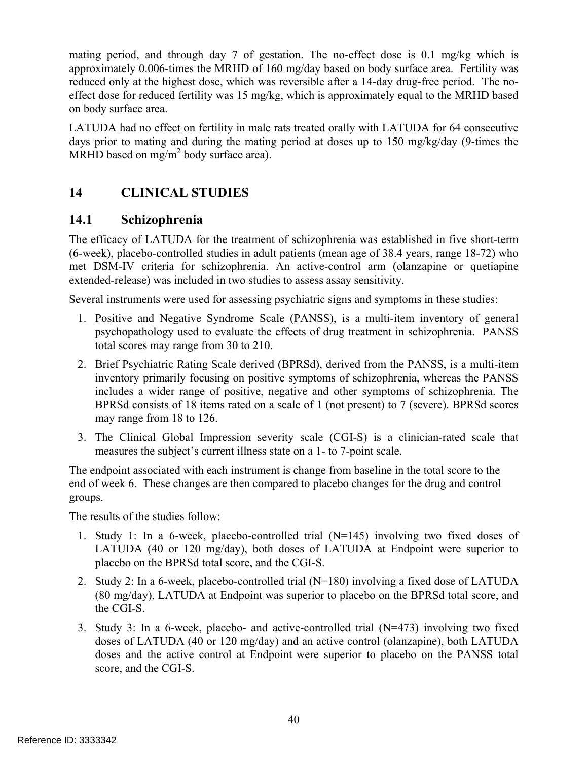mating period, and through day 7 of gestation. The no-effect dose is 0.1 mg/kg which is approximately 0.006-times the MRHD of 160 mg/day based on body surface area. Fertility was reduced only at the highest dose, which was reversible after a 14-day drug-free period. The no-effect dose for reduced fertility was 15 mg/kg, which is approximately equal to the MRHD based on body surface area.

LATUDA had no effect on fertility in male rats treated orally with LATUDA for 64 consecutive days prior to mating and during the mating period at doses up to 150 mg/kg/day (9-times the MRHD based on $mg/m^2$ body surface area).

# 14 CLINICAL STUDIES

## 14.1 Schizophrenia

The efficacy of LATUDA for the treatment of schizophrenia was established in five short-term (6-week), placebo-controlled studies in adult patients (mean age of 38.4 years, range 18-72) who met DSM-IV criteria for schizophrenia. An active-control arm (olanzapine or quetiapine extended-release) was included in two studies to assess assay sensitivity.

Several instruments were used for assessing psychiatric signs and symptoms in these studies:

1. Positive and Negative Syndrome Scale (PANSS), is a multi-item inventory of general psychopathology used to evaluate the effects of drug treatment in schizophrenia. PANSS total scores may range from 30 to 210.
2. Brief Psychiatric Rating Scale derived (BPRSd), derived from the PANSS, is a multi-item inventory primarily focusing on positive symptoms of schizophrenia, whereas the PANSS includes a wider range of positive, negative and other symptoms of schizophrenia. The BPRSd consists of 18 items rated on a scale of 1 (not present) to 7 (severe). BPRSd scores may range from 18 to 126.
3. The Clinical Global Impression severity scale (CGI-S) is a clinician-rated scale that measures the subject's current illness state on a 1- to 7-point scale.

The endpoint associated with each instrument is change from baseline in the total score to the end of week 6. These changes are then compared to placebo changes for the drug and control groups.

The results of the studies follow:

1. Study 1: In a 6-week, placebo-controlled trial (N=145) involving two fixed doses of LATUDA (40 or 120 mg/day), both doses of LATUDA at Endpoint were superior to placebo on the BPRSd total score, and the CGI-S.
2. Study 2: In a 6-week, placebo-controlled trial (N=180) involving a fixed dose of LATUDA (80 mg/day), LATUDA at Endpoint was superior to placebo on the BPRSd total score, and the CGI-S.
3. Study 3: In a 6-week, placebo- and active-controlled trial (N=473) involving two fixed doses of LATUDA (40 or 120 mg/day) and an active control (olanzapine), both LATUDA doses and the active control at Endpoint were superior to placebo on the PANSS total score, and the CGI-S.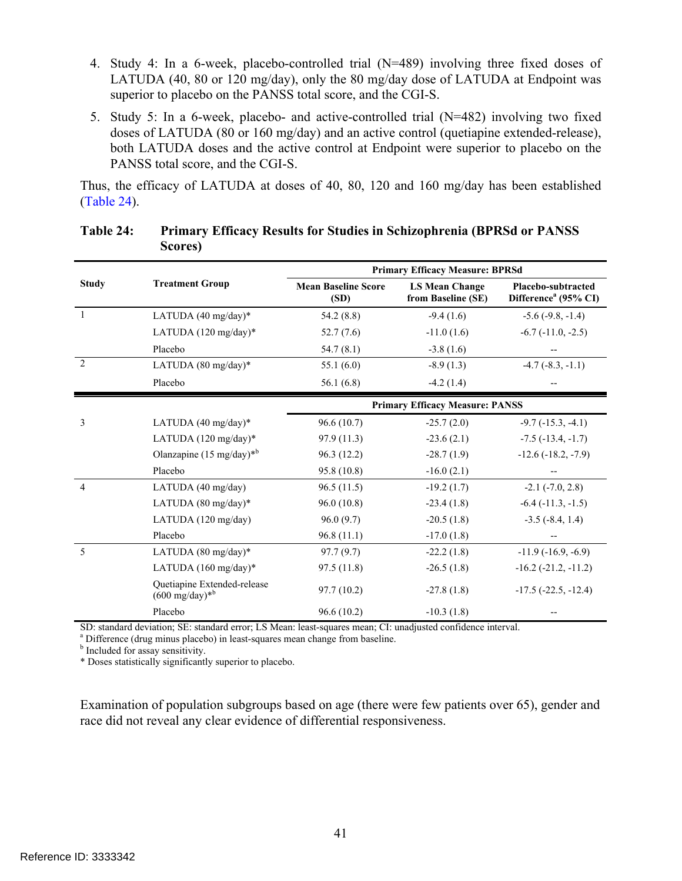4. Study 4: In a 6-week, placebo-controlled trial (N=489) involving three fixed doses of LATUDA (40, 80 or 120 mg/day), only the 80 mg/day dose of LATUDA at Endpoint was superior to placebo on the PANSS total score, and the CGI-S.

5. Study 5: In a 6-week, placebo- and active-controlled trial (N=482) involving two fixed doses of LATUDA (80 or 160 mg/day) and an active control (quetiapine extended-release), both LATUDA doses and the active control at Endpoint were superior to placebo on the PANSS total score, and the CGI-S.

Thus, the efficacy of LATUDA at doses of 40, 80, 120 and 160 mg/day has been established (Table 24).

**Table 24: Primary Efficacy Results for Studies in Schizophrenia (BPRSd or PANSS Scores)**

| Study | Treatment Group | Primary Efficacy Measure: BPRSd | | |
|---|---|---|---|---|
| | | Mean Baseline Score (SD) | LS Mean Change from Baseline (SE) | Placebo-subtracted Difference[a] (95% CI) |
| 1 | LATUDA (40 mg/day)* | 54.2 (8.8) | -9.4 (1.6) | -5.6 (-9.8, -1.4) |
| | LATUDA (120 mg/day)* | 52.7 (7.6) | -11.0 (1.6) | -6.7 (-11.0, -2.5) |
| | Placebo | 54.7 (8.1) | -3.8 (1.6) | -- |
| 2 | LATUDA (80 mg/day)* | 55.1 (6.0) | -8.9 (1.3) | -4.7 (-8.3, -1.1) |
| | Placebo | 56.1 (6.8) | -4.2 (1.4) | -- |
| | | **Primary Efficacy Measure: PANSS** | | |
| 3 | LATUDA (40 mg/day)* | 96.6 (10.7) | -25.7 (2.0) | -9.7 (-15.3, -4.1) |
| | LATUDA (120 mg/day)* | 97.9 (11.3) | -23.6 (2.1) | -7.5 (-13.4, -1.7) |
| | Olanzapine (15 mg/day)*[b] | 96.3 (12.2) | -28.7 (1.9) | -12.6 (-18.2, -7.9) |
| | Placebo | 95.8 (10.8) | -16.0 (2.1) | -- |
| 4 | LATUDA (40 mg/day) | 96.5 (11.5) | -19.2 (1.7) | -2.1 (-7.0, 2.8) |
| | LATUDA (80 mg/day)* | 96.0 (10.8) | -23.4 (1.8) | -6.4 (-11.3, -1.5) |
| | LATUDA (120 mg/day) | 96.0 (9.7) | -20.5 (1.8) | -3.5 (-8.4, 1.4) |
| | Placebo | 96.8 (11.1) | -17.0 (1.8) | -- |
| 5 | LATUDA (80 mg/day)* | 97.7 (9.7) | -22.2 (1.8) | -11.9 (-16.9, -6.9) |
| | LATUDA (160 mg/day)* | 97.5 (11.8) | -26.5 (1.8) | -16.2 (-21.2, -11.2) |
| | Quetiapine Extended-release (600 mg/day)*[b] | 97.7 (10.2) | -27.8 (1.8) | -17.5 (-22.5, -12.4) |
| | Placebo | 96.6 (10.2) | -10.3 (1.8) | -- |

SD: standard deviation; SE: standard error; LS Mean: least-squares mean; CI: unadjusted confidence interval.
[a] Difference (drug minus placebo) in least-squares mean change from baseline.
[b] Included for assay sensitivity.
* Doses statistically significantly superior to placebo.

Examination of population subgroups based on age (there were few patients over 65), gender and race did not reveal any clear evidence of differential responsiveness.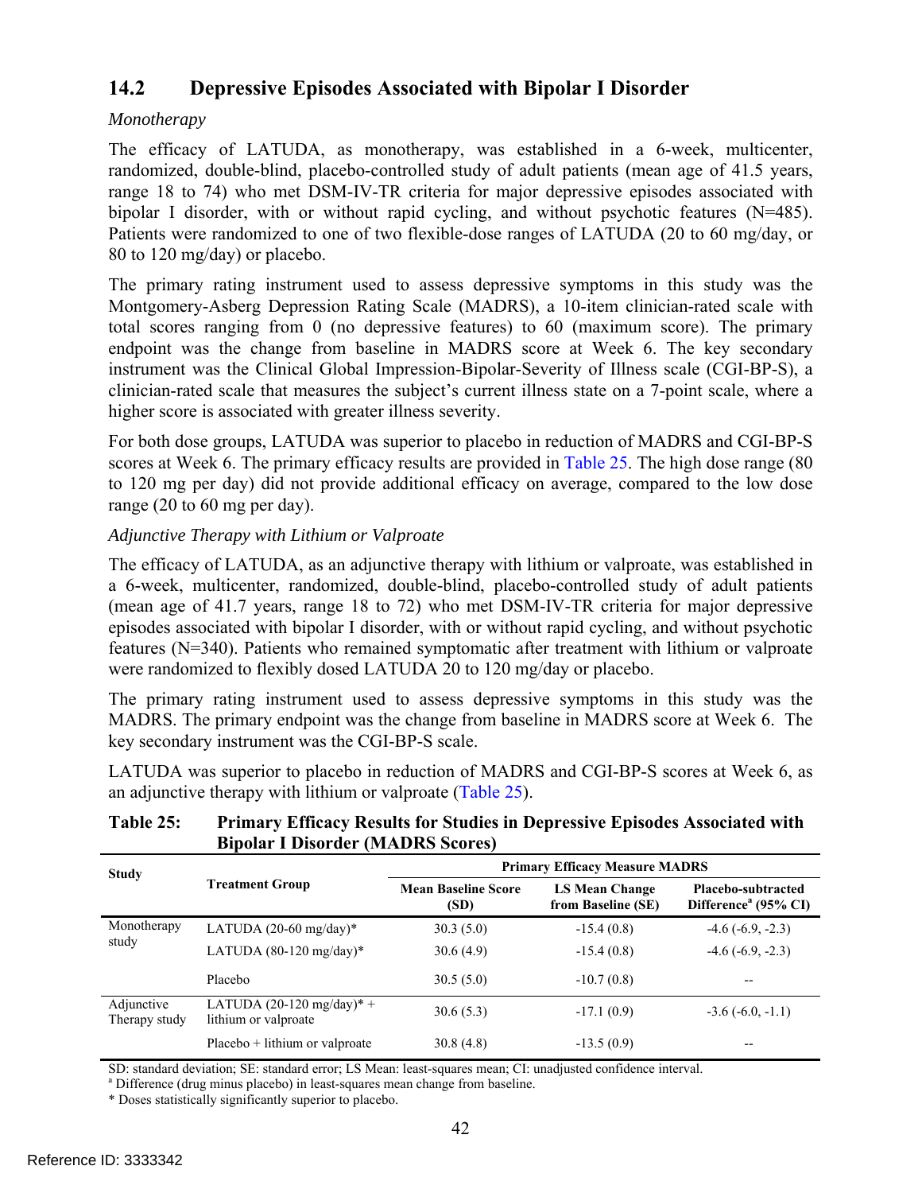## 14.2 Depressive Episodes Associated with Bipolar I Disorder

*Monotherapy*

The efficacy of LATUDA, as monotherapy, was established in a 6-week, multicenter, randomized, double-blind, placebo-controlled study of adult patients (mean age of 41.5 years, range 18 to 74) who met DSM-IV-TR criteria for major depressive episodes associated with bipolar I disorder, with or without rapid cycling, and without psychotic features (N=485). Patients were randomized to one of two flexible-dose ranges of LATUDA (20 to 60 mg/day, or 80 to 120 mg/day) or placebo.

The primary rating instrument used to assess depressive symptoms in this study was the Montgomery-Asberg Depression Rating Scale (MADRS), a 10-item clinician-rated scale with total scores ranging from 0 (no depressive features) to 60 (maximum score). The primary endpoint was the change from baseline in MADRS score at Week 6. The key secondary instrument was the Clinical Global Impression-Bipolar-Severity of Illness scale (CGI-BP-S), a clinician-rated scale that measures the subject's current illness state on a 7-point scale, where a higher score is associated with greater illness severity.

For both dose groups, LATUDA was superior to placebo in reduction of MADRS and CGI-BP-S scores at Week 6. The primary efficacy results are provided in Table 25. The high dose range (80 to 120 mg per day) did not provide additional efficacy on average, compared to the low dose range (20 to 60 mg per day).

*Adjunctive Therapy with Lithium or Valproate*

The efficacy of LATUDA, as an adjunctive therapy with lithium or valproate, was established in a 6-week, multicenter, randomized, double-blind, placebo-controlled study of adult patients (mean age of 41.7 years, range 18 to 72) who met DSM-IV-TR criteria for major depressive episodes associated with bipolar I disorder, with or without rapid cycling, and without psychotic features (N=340). Patients who remained symptomatic after treatment with lithium or valproate were randomized to flexibly dosed LATUDA 20 to 120 mg/day or placebo.

The primary rating instrument used to assess depressive symptoms in this study was the MADRS. The primary endpoint was the change from baseline in MADRS score at Week 6. The key secondary instrument was the CGI-BP-S scale.

LATUDA was superior to placebo in reduction of MADRS and CGI-BP-S scores at Week 6, as an adjunctive therapy with lithium or valproate (Table 25).

**Table 25: Primary Efficacy Results for Studies in Depressive Episodes Associated with Bipolar I Disorder (MADRS Scores)**

| Study | Treatment Group | Primary Efficacy Measure MADRS | | |
|---|---|---|---|---|
| | | Mean Baseline Score (SD) | LS Mean Change from Baseline (SE) | Placebo-subtracted Difference[a] (95% CI) |
| Monotherapy study | LATUDA (20-60 mg/day)* | 30.3 (5.0) | -15.4 (0.8) | -4.6 (-6.9, -2.3) |
| | LATUDA (80-120 mg/day)* | 30.6 (4.9) | -15.4 (0.8) | -4.6 (-6.9, -2.3) |
| | Placebo | 30.5 (5.0) | -10.7 (0.8) | -- |
| Adjunctive Therapy study | LATUDA (20-120 mg/day)* + lithium or valproate | 30.6 (5.3) | -17.1 (0.9) | -3.6 (-6.0, -1.1) |
| | Placebo + lithium or valproate | 30.8 (4.8) | -13.5 (0.9) | -- |

SD: standard deviation; SE: standard error; LS Mean: least-squares mean; CI: unadjusted confidence interval.
[a] Difference (drug minus placebo) in least-squares mean change from baseline.
* Doses statistically significantly superior to placebo.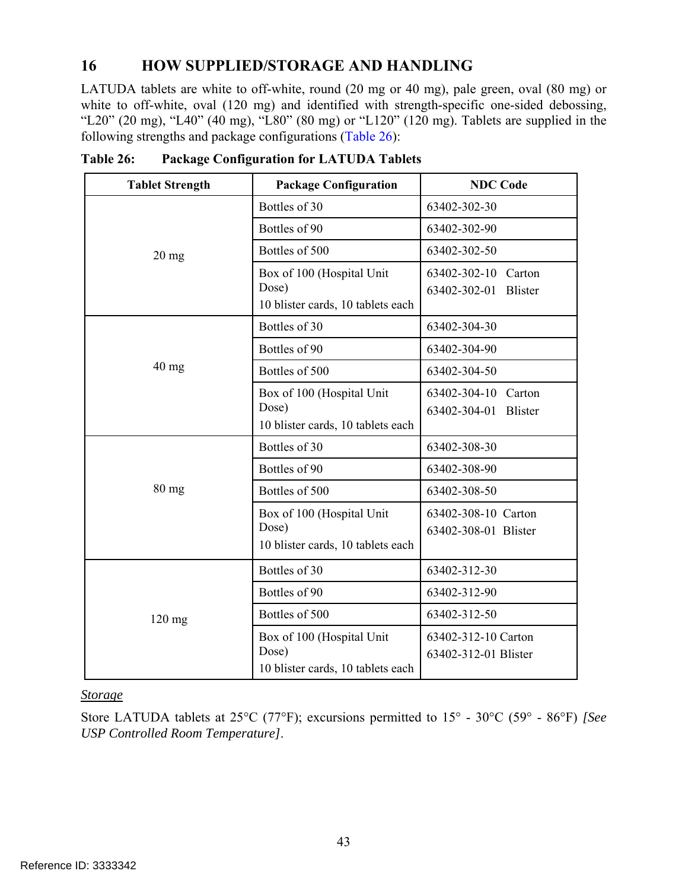## 16 HOW SUPPLIED/STORAGE AND HANDLING

LATUDA tablets are white to off-white, round (20 mg or 40 mg), pale green, oval (80 mg) or white to off-white, oval (120 mg) and identified with strength-specific one-sided debossing, "L20" (20 mg), "L40" (40 mg), "L80" (80 mg) or "L120" (120 mg). Tablets are supplied in the following strengths and package configurations (Table 26):

**Table 26: Package Configuration for LATUDA Tablets**

| Tablet Strength | Package Configuration | NDC Code |
|---|---|---|
| 20 mg | Bottles of 30 | 63402-302-30 |
| | Bottles of 90 | 63402-302-90 |
| | Bottles of 500 | 63402-302-50 |
| | Box of 100 (Hospital Unit Dose) 10 blister cards, 10 tablets each | 63402-302-10 Carton 63402-302-01 Blister |
| 40 mg | Bottles of 30 | 63402-304-30 |
| | Bottles of 90 | 63402-304-90 |
| | Bottles of 500 | 63402-304-50 |
| | Box of 100 (Hospital Unit Dose) 10 blister cards, 10 tablets each | 63402-304-10 Carton 63402-304-01 Blister |
| 80 mg | Bottles of 30 | 63402-308-30 |
| | Bottles of 90 | 63402-308-90 |
| | Bottles of 500 | 63402-308-50 |
| | Box of 100 (Hospital Unit Dose) 10 blister cards, 10 tablets each | 63402-308-10 Carton 63402-308-01 Blister |
| 120 mg | Bottles of 30 | 63402-312-30 |
| | Bottles of 90 | 63402-312-90 |
| | Bottles of 500 | 63402-312-50 |
| | Box of 100 (Hospital Unit Dose) 10 blister cards, 10 tablets each | 63402-312-10 Carton 63402-312-01 Blister |

*Storage*

Store LATUDA tablets at 25°C (77°F); excursions permitted to 15° - 30°C (59° - 86°F) *[See USP Controlled Room Temperature]*.

Reference ID: 3333342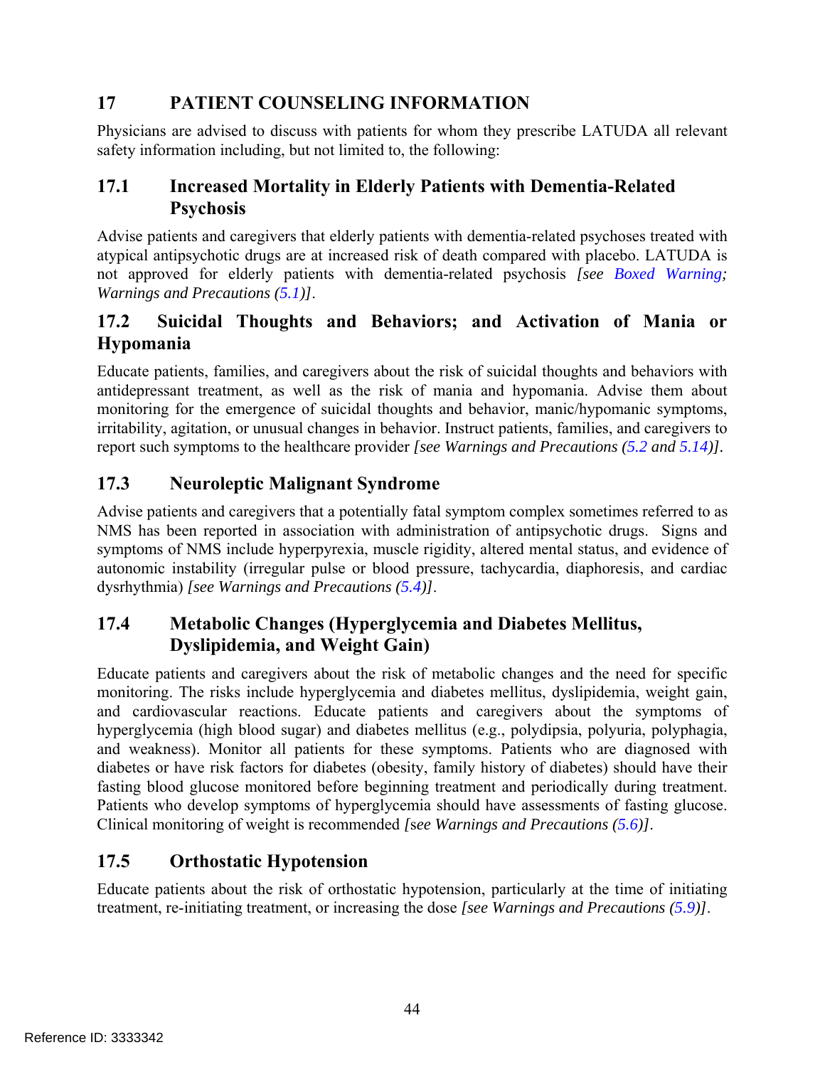# 17 PATIENT COUNSELING INFORMATION

Physicians are advised to discuss with patients for whom they prescribe LATUDA all relevant safety information including, but not limited to, the following:

## 17.1 Increased Mortality in Elderly Patients with Dementia-Related Psychosis

Advise patients and caregivers that elderly patients with dementia-related psychoses treated with atypical antipsychotic drugs are at increased risk of death compared with placebo. LATUDA is not approved for elderly patients with dementia-related psychosis *[see Boxed Warning; Warnings and Precautions (5.1)]*.

## 17.2 Suicidal Thoughts and Behaviors; and Activation of Mania or Hypomania

Educate patients, families, and caregivers about the risk of suicidal thoughts and behaviors with antidepressant treatment, as well as the risk of mania and hypomania. Advise them about monitoring for the emergence of suicidal thoughts and behavior, manic/hypomanic symptoms, irritability, agitation, or unusual changes in behavior. Instruct patients, families, and caregivers to report such symptoms to the healthcare provider *[see Warnings and Precautions (5.2 and 5.14)]*.

## 17.3 Neuroleptic Malignant Syndrome

Advise patients and caregivers that a potentially fatal symptom complex sometimes referred to as NMS has been reported in association with administration of antipsychotic drugs. Signs and symptoms of NMS include hyperpyrexia, muscle rigidity, altered mental status, and evidence of autonomic instability (irregular pulse or blood pressure, tachycardia, diaphoresis, and cardiac dysrhythmia) *[see Warnings and Precautions (5.4)]*.

## 17.4 Metabolic Changes (Hyperglycemia and Diabetes Mellitus, Dyslipidemia, and Weight Gain)

Educate patients and caregivers about the risk of metabolic changes and the need for specific monitoring. The risks include hyperglycemia and diabetes mellitus, dyslipidemia, weight gain, and cardiovascular reactions. Educate patients and caregivers about the symptoms of hyperglycemia (high blood sugar) and diabetes mellitus (e.g., polydipsia, polyuria, polyphagia, and weakness). Monitor all patients for these symptoms. Patients who are diagnosed with diabetes or have risk factors for diabetes (obesity, family history of diabetes) should have their fasting blood glucose monitored before beginning treatment and periodically during treatment. Patients who develop symptoms of hyperglycemia should have assessments of fasting glucose. Clinical monitoring of weight is recommended *[see Warnings and Precautions (5.6)]*.

## 17.5 Orthostatic Hypotension

Educate patients about the risk of orthostatic hypotension, particularly at the time of initiating treatment, re-initiating treatment, or increasing the dose *[see Warnings and Precautions (5.9)]*.

Reference ID: 3333342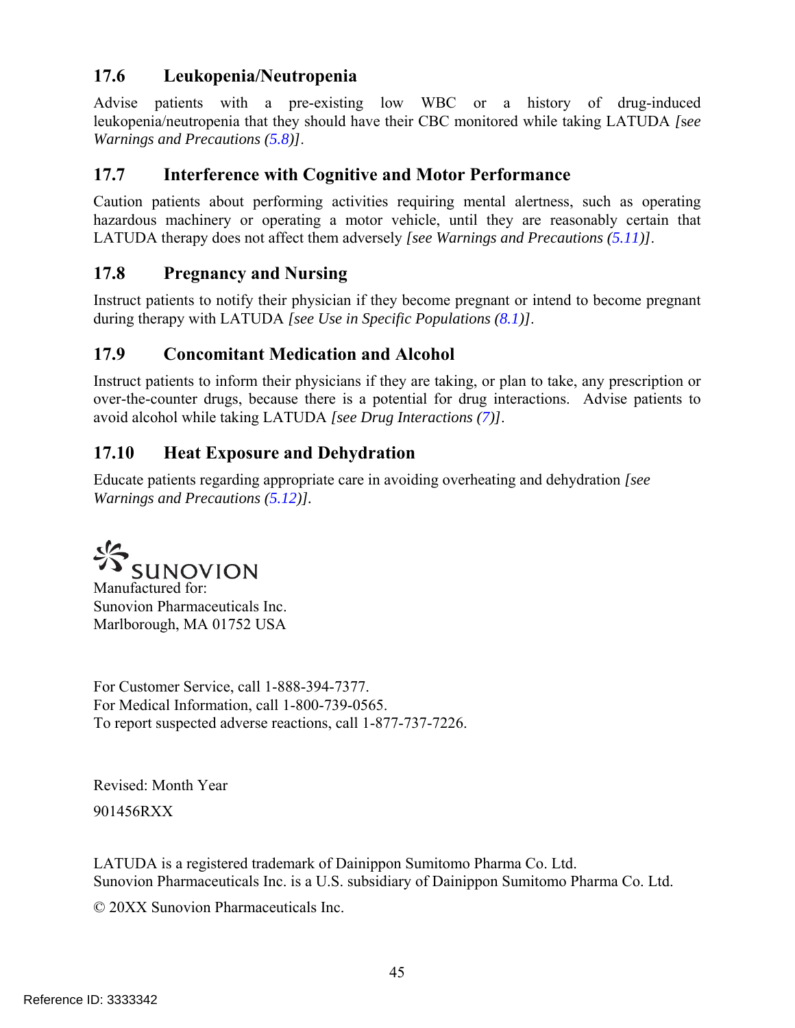## 17.6 Leukopenia/Neutropenia

Advise patients with a pre-existing low WBC or a history of drug-induced leukopenia/neutropenia that they should have their CBC monitored while taking LATUDA *[see Warnings and Precautions (5.8)]*.

## 17.7 Interference with Cognitive and Motor Performance

Caution patients about performing activities requiring mental alertness, such as operating hazardous machinery or operating a motor vehicle, until they are reasonably certain that LATUDA therapy does not affect them adversely *[see Warnings and Precautions (5.11)]*.

## 17.8 Pregnancy and Nursing

Instruct patients to notify their physician if they become pregnant or intend to become pregnant during therapy with LATUDA *[see Use in Specific Populations (8.1)]*.

## 17.9 Concomitant Medication and Alcohol

Instruct patients to inform their physicians if they are taking, or plan to take, any prescription or over-the-counter drugs, because there is a potential for drug interactions. Advise patients to avoid alcohol while taking LATUDA *[see Drug Interactions (7)]*.

## 17.10 Heat Exposure and Dehydration

Educate patients regarding appropriate care in avoiding overheating and dehydration *[see Warnings and Precautions (5.12)]*.

SUNOVION

Manufactured for:
Sunovion Pharmaceuticals Inc.
Marlborough, MA 01752 USA

For Customer Service, call 1-888-394-7377.
For Medical Information, call 1-800-739-0565.
To report suspected adverse reactions, call 1-877-737-7226.

Revised: Month Year

901456RXX

LATUDA is a registered trademark of Dainippon Sumitomo Pharma Co. Ltd.
Sunovion Pharmaceuticals Inc. is a U.S. subsidiary of Dainippon Sumitomo Pharma Co. Ltd.

© 20XX Sunovion Pharmaceuticals Inc.

Reference ID: 3333342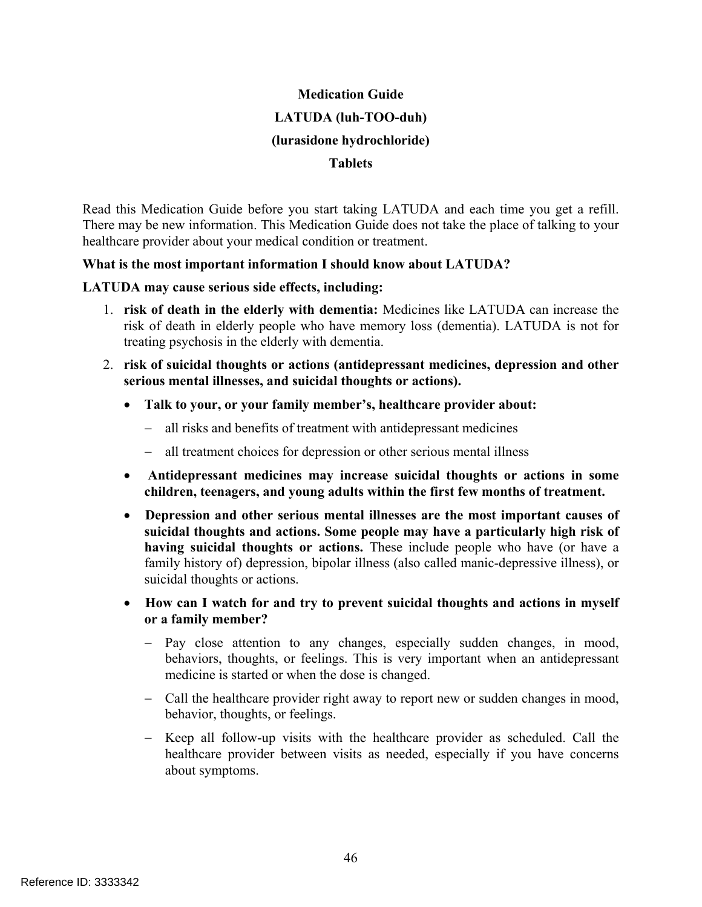**Medication Guide**

**LATUDA (luh-TOO-duh)**

**(lurasidone hydrochloride)**

**Tablets**

Read this Medication Guide before you start taking LATUDA and each time you get a refill. There may be new information. This Medication Guide does not take the place of talking to your healthcare provider about your medical condition or treatment.

**What is the most important information I should know about LATUDA?**

**LATUDA may cause serious side effects, including:**

1. **risk of death in the elderly with dementia:** Medicines like LATUDA can increase the risk of death in elderly people who have memory loss (dementia). LATUDA is not for treating psychosis in the elderly with dementia.
2. **risk of suicidal thoughts or actions (antidepressant medicines, depression and other serious mental illnesses, and suicidal thoughts or actions).**
   - **Talk to your, or your family member's, healthcare provider about:**
     - all risks and benefits of treatment with antidepressant medicines
     - all treatment choices for depression or other serious mental illness
   - **Antidepressant medicines may increase suicidal thoughts or actions in some children, teenagers, and young adults within the first few months of treatment.**
   - **Depression and other serious mental illnesses are the most important causes of suicidal thoughts and actions. Some people may have a particularly high risk of having suicidal thoughts or actions.** These include people who have (or have a family history of) depression, bipolar illness (also called manic-depressive illness), or suicidal thoughts or actions.
   - **How can I watch for and try to prevent suicidal thoughts and actions in myself or a family member?**
     - Pay close attention to any changes, especially sudden changes, in mood, behaviors, thoughts, or feelings. This is very important when an antidepressant medicine is started or when the dose is changed.
     - Call the healthcare provider right away to report new or sudden changes in mood, behavior, thoughts, or feelings.
     - Keep all follow-up visits with the healthcare provider as scheduled. Call the healthcare provider between visits as needed, especially if you have concerns about symptoms.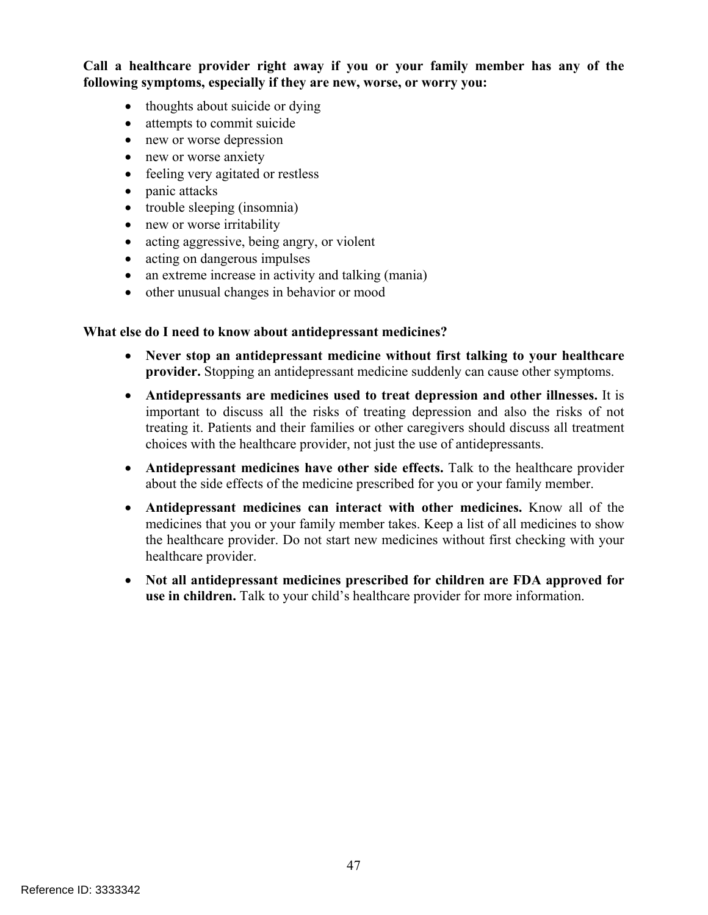**Call a healthcare provider right away if you or your family member has any of the following symptoms, especially if they are new, worse, or worry you:**

- thoughts about suicide or dying
- attempts to commit suicide
- new or worse depression
- new or worse anxiety
- feeling very agitated or restless
- panic attacks
- trouble sleeping (insomnia)
- new or worse irritability
- acting aggressive, being angry, or violent
- acting on dangerous impulses
- an extreme increase in activity and talking (mania)
- other unusual changes in behavior or mood

**What else do I need to know about antidepressant medicines?**

- **Never stop an antidepressant medicine without first talking to your healthcare provider.** Stopping an antidepressant medicine suddenly can cause other symptoms.
- **Antidepressants are medicines used to treat depression and other illnesses.** It is important to discuss all the risks of treating depression and also the risks of not treating it. Patients and their families or other caregivers should discuss all treatment choices with the healthcare provider, not just the use of antidepressants.
- **Antidepressant medicines have other side effects.** Talk to the healthcare provider about the side effects of the medicine prescribed for you or your family member.
- **Antidepressant medicines can interact with other medicines.** Know all of the medicines that you or your family member takes. Keep a list of all medicines to show the healthcare provider. Do not start new medicines without first checking with your healthcare provider.
- **Not all antidepressant medicines prescribed for children are FDA approved for use in children.** Talk to your child's healthcare provider for more information.

Reference ID: 3333342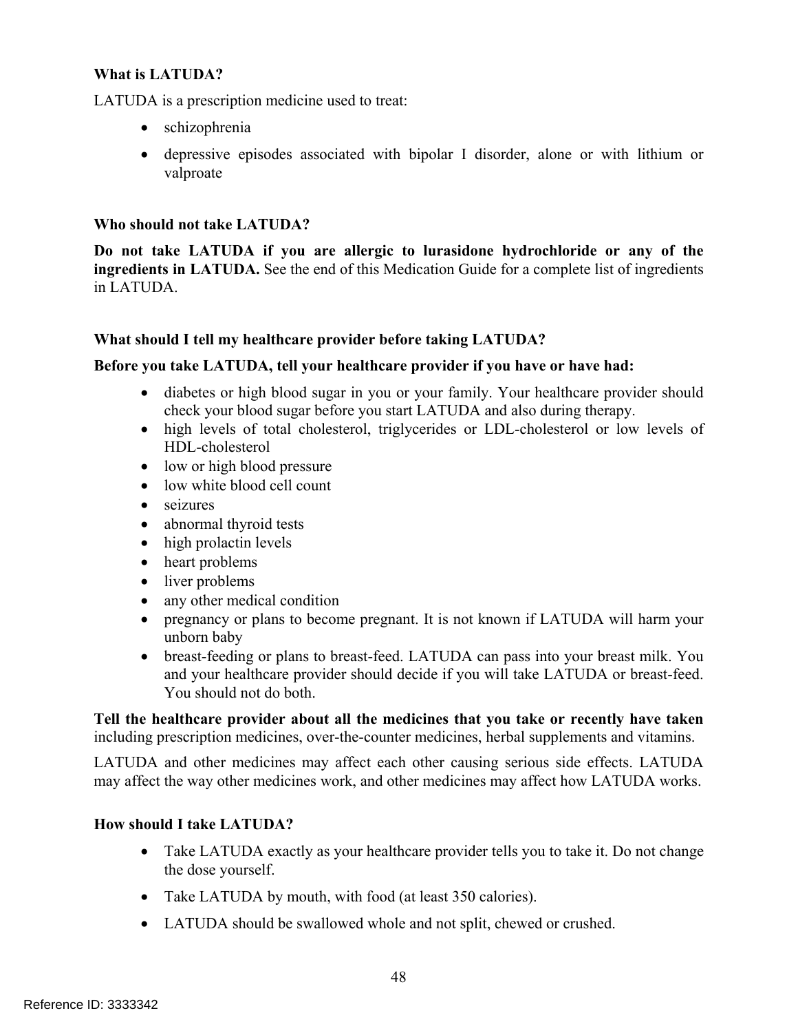### What is LATUDA?

LATUDA is a prescription medicine used to treat:

- schizophrenia
- depressive episodes associated with bipolar I disorder, alone or with lithium or valproate

### Who should not take LATUDA?

**Do not take LATUDA if you are allergic to lurasidone hydrochloride or any of the ingredients in LATUDA.** See the end of this Medication Guide for a complete list of ingredients in LATUDA.

### What should I tell my healthcare provider before taking LATUDA?

**Before you take LATUDA, tell your healthcare provider if you have or have had:**

- diabetes or high blood sugar in you or your family. Your healthcare provider should check your blood sugar before you start LATUDA and also during therapy.
- high levels of total cholesterol, triglycerides or LDL-cholesterol or low levels of HDL-cholesterol
- low or high blood pressure
- low white blood cell count
- seizures
- abnormal thyroid tests
- high prolactin levels
- heart problems
- liver problems
- any other medical condition
- pregnancy or plans to become pregnant. It is not known if LATUDA will harm your unborn baby
- breast-feeding or plans to breast-feed. LATUDA can pass into your breast milk. You and your healthcare provider should decide if you will take LATUDA or breast-feed. You should not do both.

**Tell the healthcare provider about all the medicines that you take or recently have taken** including prescription medicines, over-the-counter medicines, herbal supplements and vitamins.

LATUDA and other medicines may affect each other causing serious side effects. LATUDA may affect the way other medicines work, and other medicines may affect how LATUDA works.

### How should I take LATUDA?

- Take LATUDA exactly as your healthcare provider tells you to take it. Do not change the dose yourself.
- Take LATUDA by mouth, with food (at least 350 calories).
- LATUDA should be swallowed whole and not split, chewed or crushed.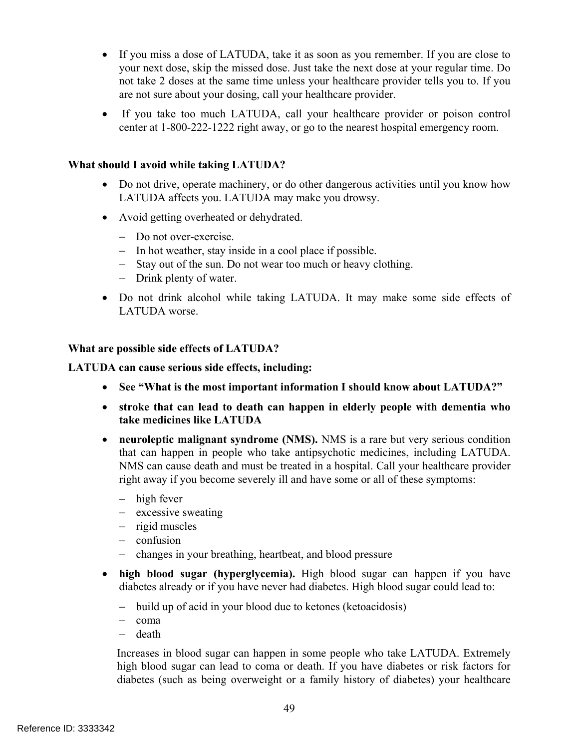- If you miss a dose of LATUDA, take it as soon as you remember. If you are close to your next dose, skip the missed dose. Just take the next dose at your regular time. Do not take 2 doses at the same time unless your healthcare provider tells you to. If you are not sure about your dosing, call your healthcare provider.
- If you take too much LATUDA, call your healthcare provider or poison control center at 1-800-222-1222 right away, or go to the nearest hospital emergency room.

**What should I avoid while taking LATUDA?**

- Do not drive, operate machinery, or do other dangerous activities until you know how LATUDA affects you. LATUDA may make you drowsy.
- Avoid getting overheated or dehydrated.
  - Do not over-exercise.
  - In hot weather, stay inside in a cool place if possible.
  - Stay out of the sun. Do not wear too much or heavy clothing.
  - Drink plenty of water.
- Do not drink alcohol while taking LATUDA. It may make some side effects of LATUDA worse.

**What are possible side effects of LATUDA?**

**LATUDA can cause serious side effects, including:**

- **See "What is the most important information I should know about LATUDA?"**
- **stroke that can lead to death can happen in elderly people with dementia who take medicines like LATUDA**
- **neuroleptic malignant syndrome (NMS).** NMS is a rare but very serious condition that can happen in people who take antipsychotic medicines, including LATUDA. NMS can cause death and must be treated in a hospital. Call your healthcare provider right away if you become severely ill and have some or all of these symptoms:
  - high fever
  - excessive sweating
  - rigid muscles
  - confusion
  - changes in your breathing, heartbeat, and blood pressure
- **high blood sugar (hyperglycemia).** High blood sugar can happen if you have diabetes already or if you have never had diabetes. High blood sugar could lead to:
  - build up of acid in your blood due to ketones (ketoacidosis)
  - coma
  - death

  Increases in blood sugar can happen in some people who take LATUDA. Extremely high blood sugar can lead to coma or death. If you have diabetes or risk factors for diabetes (such as being overweight or a family history of diabetes) your healthcare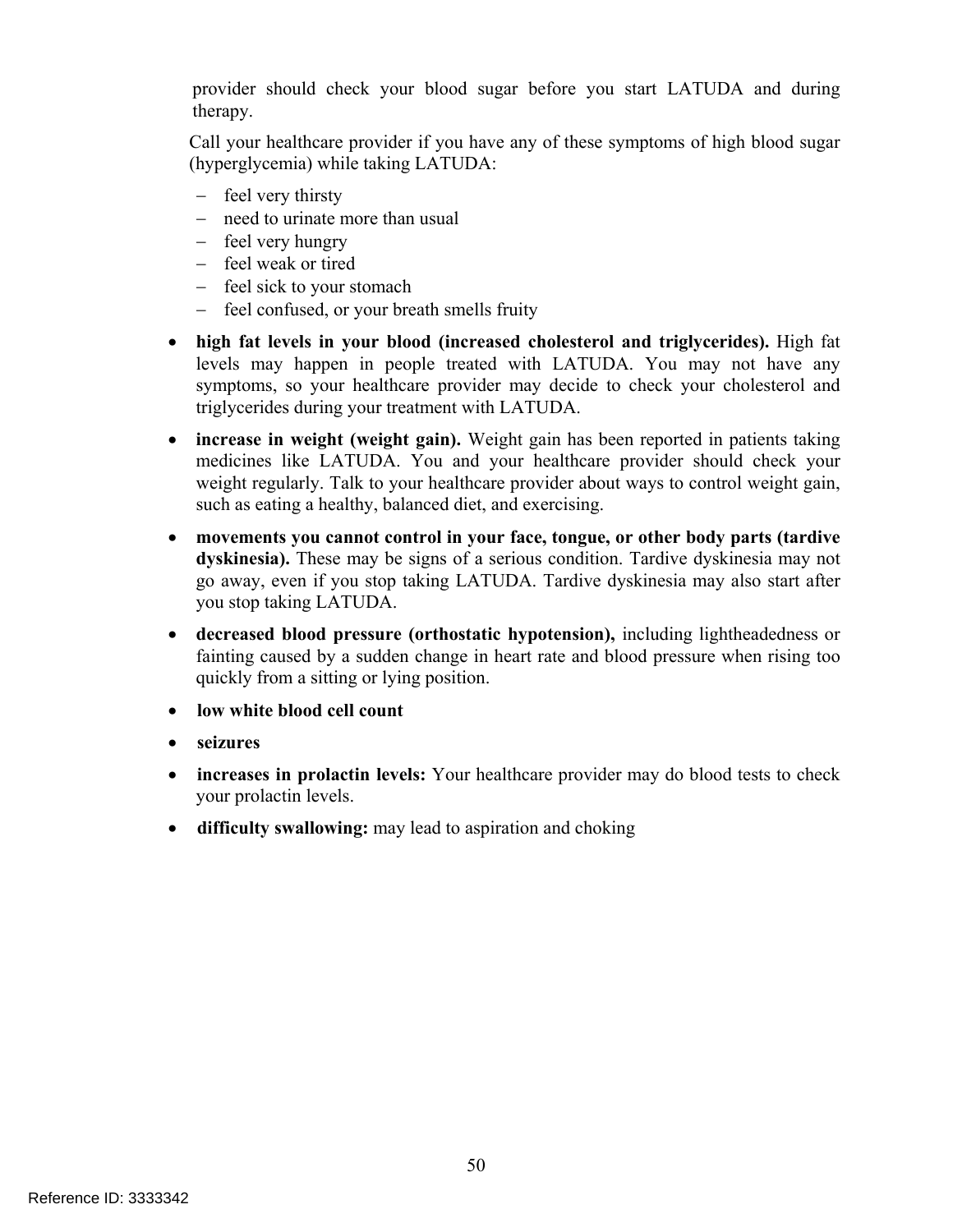provider should check your blood sugar before you start LATUDA and during therapy.

Call your healthcare provider if you have any of these symptoms of high blood sugar (hyperglycemia) while taking LATUDA:

- feel very thirsty
- need to urinate more than usual
- feel very hungry
- feel weak or tired
- feel sick to your stomach
- feel confused, or your breath smells fruity

- **high fat levels in your blood (increased cholesterol and triglycerides).** High fat levels may happen in people treated with LATUDA. You may not have any symptoms, so your healthcare provider may decide to check your cholesterol and triglycerides during your treatment with LATUDA.
- **increase in weight (weight gain).** Weight gain has been reported in patients taking medicines like LATUDA. You and your healthcare provider should check your weight regularly. Talk to your healthcare provider about ways to control weight gain, such as eating a healthy, balanced diet, and exercising.
- **movements you cannot control in your face, tongue, or other body parts (tardive dyskinesia).** These may be signs of a serious condition. Tardive dyskinesia may not go away, even if you stop taking LATUDA. Tardive dyskinesia may also start after you stop taking LATUDA.
- **decreased blood pressure (orthostatic hypotension),** including lightheadedness or fainting caused by a sudden change in heart rate and blood pressure when rising too quickly from a sitting or lying position.
- **low white blood cell count**
- **seizures**
- **increases in prolactin levels:** Your healthcare provider may do blood tests to check your prolactin levels.
- **difficulty swallowing:** may lead to aspiration and choking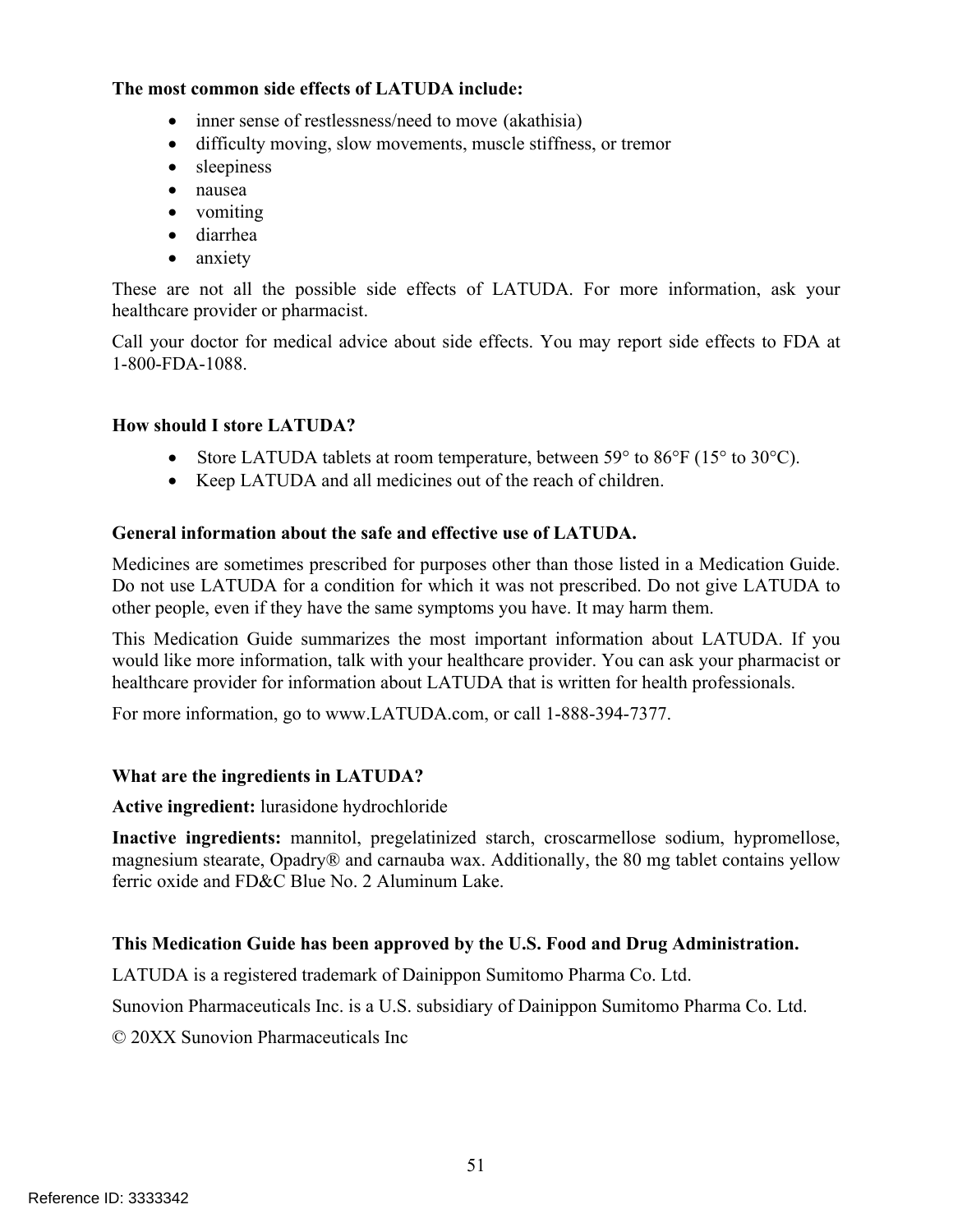**The most common side effects of LATUDA include:**

- inner sense of restlessness/need to move (akathisia)
- difficulty moving, slow movements, muscle stiffness, or tremor
- sleepiness
- nausea
- vomiting
- diarrhea
- anxiety

These are not all the possible side effects of LATUDA. For more information, ask your healthcare provider or pharmacist.

Call your doctor for medical advice about side effects. You may report side effects to FDA at 1-800-FDA-1088.

**How should I store LATUDA?**

- Store LATUDA tablets at room temperature, between 59° to 86°F (15° to 30°C).
- Keep LATUDA and all medicines out of the reach of children.

**General information about the safe and effective use of LATUDA.**

Medicines are sometimes prescribed for purposes other than those listed in a Medication Guide. Do not use LATUDA for a condition for which it was not prescribed. Do not give LATUDA to other people, even if they have the same symptoms you have. It may harm them.

This Medication Guide summarizes the most important information about LATUDA. If you would like more information, talk with your healthcare provider. You can ask your pharmacist or healthcare provider for information about LATUDA that is written for health professionals.

For more information, go to www.LATUDA.com, or call 1-888-394-7377.

**What are the ingredients in LATUDA?**

**Active ingredient:** lurasidone hydrochloride

**Inactive ingredients:** mannitol, pregelatinized starch, croscarmellose sodium, hypromellose, magnesium stearate, Opadry® and carnauba wax. Additionally, the 80 mg tablet contains yellow ferric oxide and FD&C Blue No. 2 Aluminum Lake.

**This Medication Guide has been approved by the U.S. Food and Drug Administration.**

LATUDA is a registered trademark of Dainippon Sumitomo Pharma Co. Ltd.

Sunovion Pharmaceuticals Inc. is a U.S. subsidiary of Dainippon Sumitomo Pharma Co. Ltd.

© 20XX Sunovion Pharmaceuticals Inc

Reference ID: 3333342